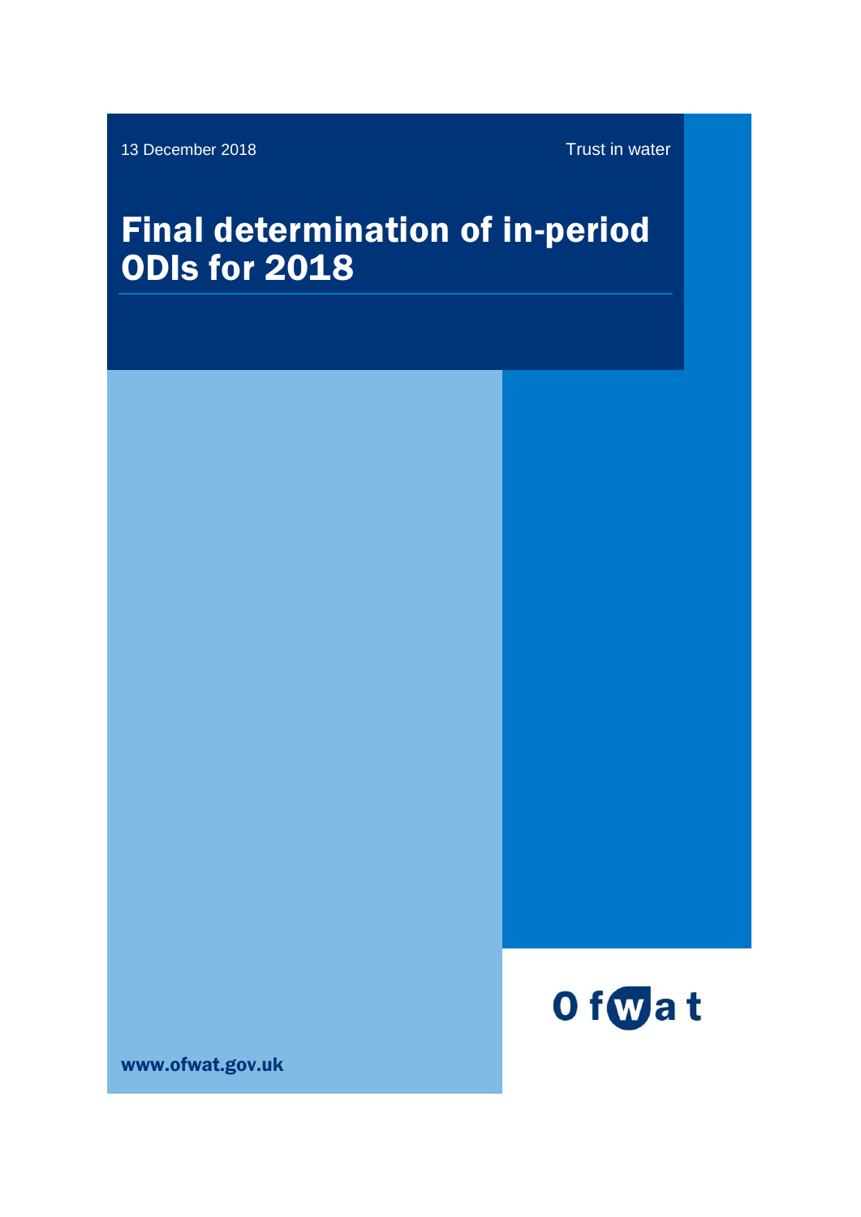13 December 2018

Trust in water

# Final determination of in-period ODIs for 2018

Ofwat

www.ofwat.gov.uk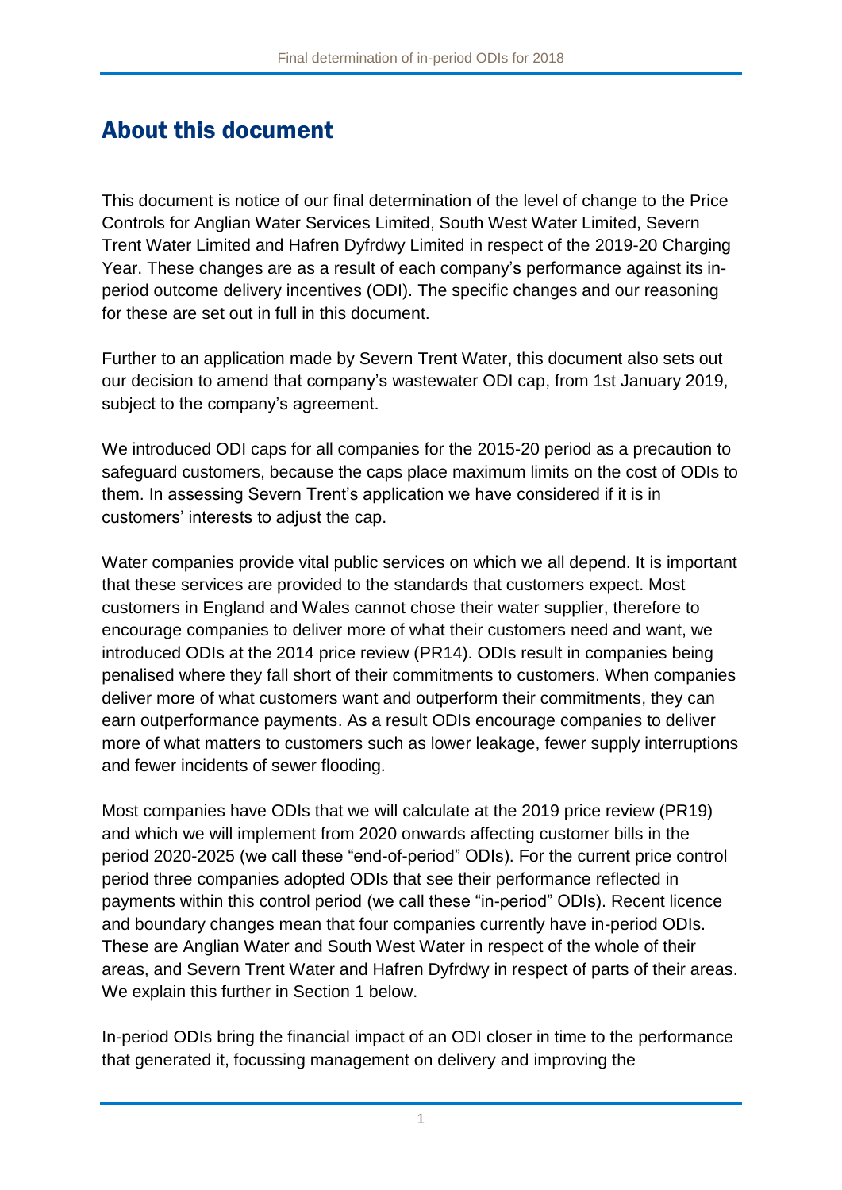# About this document

This document is notice of our final determination of the level of change to the Price Controls for Anglian Water Services Limited, South West Water Limited, Severn Trent Water Limited and Hafren Dyfrdwy Limited in respect of the 2019-20 Charging Year. These changes are as a result of each company's performance against its in-period outcome delivery incentives (ODI). The specific changes and our reasoning for these are set out in full in this document.

Further to an application made by Severn Trent Water, this document also sets out our decision to amend that company's wastewater ODI cap, from 1st January 2019, subject to the company's agreement.

We introduced ODI caps for all companies for the 2015-20 period as a precaution to safeguard customers, because the caps place maximum limits on the cost of ODIs to them. In assessing Severn Trent's application we have considered if it is in customers' interests to adjust the cap.

Water companies provide vital public services on which we all depend. It is important that these services are provided to the standards that customers expect. Most customers in England and Wales cannot chose their water supplier, therefore to encourage companies to deliver more of what their customers need and want, we introduced ODIs at the 2014 price review (PR14). ODIs result in companies being penalised where they fall short of their commitments to customers. When companies deliver more of what customers want and outperform their commitments, they can earn outperformance payments. As a result ODIs encourage companies to deliver more of what matters to customers such as lower leakage, fewer supply interruptions and fewer incidents of sewer flooding.

Most companies have ODIs that we will calculate at the 2019 price review (PR19) and which we will implement from 2020 onwards affecting customer bills in the period 2020-2025 (we call these "end-of-period" ODIs). For the current price control period three companies adopted ODIs that see their performance reflected in payments within this control period (we call these "in-period" ODIs). Recent licence and boundary changes mean that four companies currently have in-period ODIs. These are Anglian Water and South West Water in respect of the whole of their areas, and Severn Trent Water and Hafren Dyfrdwy in respect of parts of their areas. We explain this further in Section 1 below.

In-period ODIs bring the financial impact of an ODI closer in time to the performance that generated it, focussing management on delivery and improving the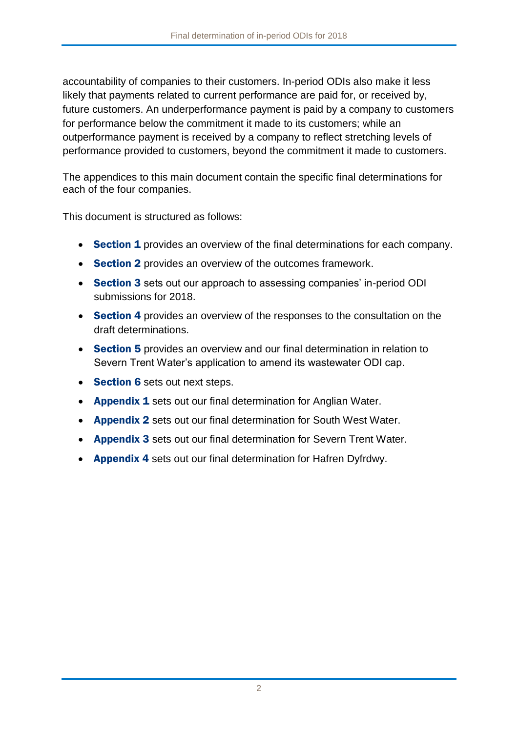accountability of companies to their customers. In-period ODIs also make it less likely that payments related to current performance are paid for, or received by, future customers. An underperformance payment is paid by a company to customers for performance below the commitment it made to its customers; while an outperformance payment is received by a company to reflect stretching levels of performance provided to customers, beyond the commitment it made to customers.

The appendices to this main document contain the specific final determinations for each of the four companies.

This document is structured as follows:

- **Section 1** provides an overview of the final determinations for each company.
- **Section 2** provides an overview of the outcomes framework.
- **Section 3** sets out our approach to assessing companies' in-period ODI submissions for 2018.
- **Section 4** provides an overview of the responses to the consultation on the draft determinations.
- **Section 5** provides an overview and our final determination in relation to Severn Trent Water's application to amend its wastewater ODI cap.
- **Section 6** sets out next steps.
- **Appendix 1** sets out our final determination for Anglian Water.
- **Appendix 2** sets out our final determination for South West Water.
- **Appendix 3** sets out our final determination for Severn Trent Water.
- **Appendix 4** sets out our final determination for Hafren Dyfrdwy.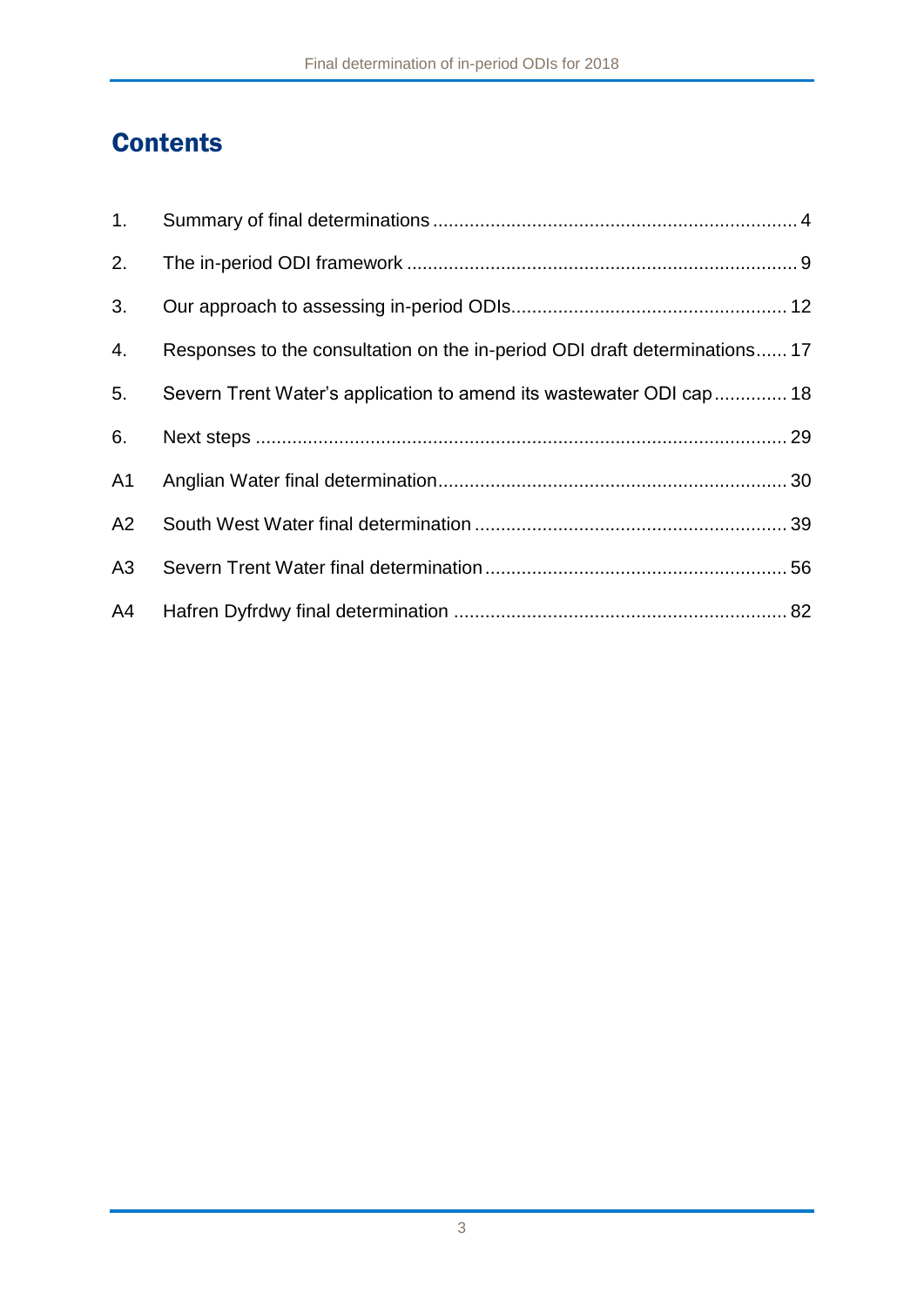# Contents

| | | |
|---|---|---|
| 1. | Summary of final determinations | 4 |
| 2. | The in-period ODI framework | 9 |
| 3. | Our approach to assessing in-period ODIs | 12 |
| 4. | Responses to the consultation on the in-period ODI draft determinations | 17 |
| 5. | Severn Trent Water's application to amend its wastewater ODI cap | 18 |
| 6. | Next steps | 29 |
| A1 | Anglian Water final determination | 30 |
| A2 | South West Water final determination | 39 |
| A3 | Severn Trent Water final determination | 56 |
| A4 | Hafren Dyfrdwy final determination | 82 |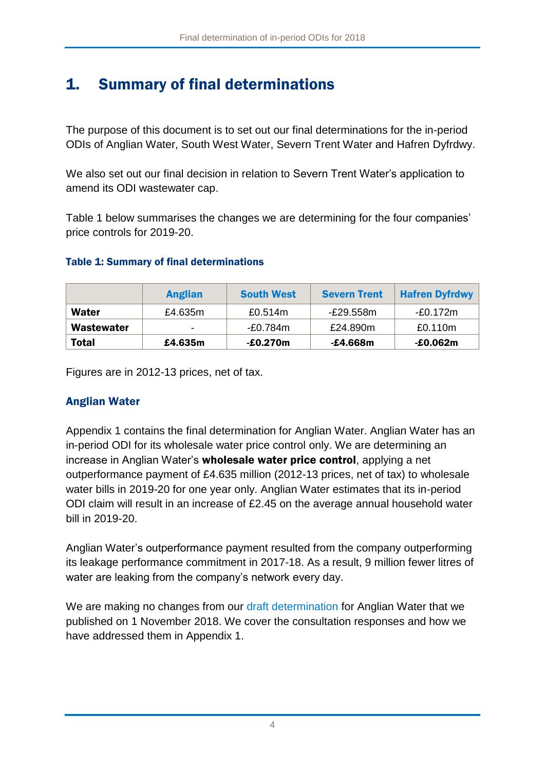# 1. Summary of final determinations

The purpose of this document is to set out our final determinations for the in-period ODIs of Anglian Water, South West Water, Severn Trent Water and Hafren Dyfrdwy.

We also set out our final decision in relation to Severn Trent Water's application to amend its ODI wastewater cap.

Table 1 below summarises the changes we are determining for the four companies' price controls for 2019-20.

### Table 1: Summary of final determinations

| | Anglian | South West | Severn Trent | Hafren Dyfrdwy |
|---|---|---|---|---|
| **Water** | £4.635m | £0.514m | -£29.558m | -£0.172m |
| **Wastewater** | - | -£0.784m | £24.890m | £0.110m |
| **Total** | **£4.635m** | **-£0.270m** | **-£4.668m** | **-£0.062m** |

Figures are in 2012-13 prices, net of tax.

### Anglian Water

Appendix 1 contains the final determination for Anglian Water. Anglian Water has an in-period ODI for its wholesale water price control only. We are determining an increase in Anglian Water's **wholesale water price control**, applying a net outperformance payment of £4.635 million (2012-13 prices, net of tax) to wholesale water bills in 2019-20 for one year only. Anglian Water estimates that its in-period ODI claim will result in an increase of £2.45 on the average annual household water bill in 2019-20.

Anglian Water's outperformance payment resulted from the company outperforming its leakage performance commitment in 2017-18. As a result, 9 million fewer litres of water are leaking from the company's network every day.

We are making no changes from our draft determination for Anglian Water that we published on 1 November 2018. We cover the consultation responses and how we have addressed them in Appendix 1.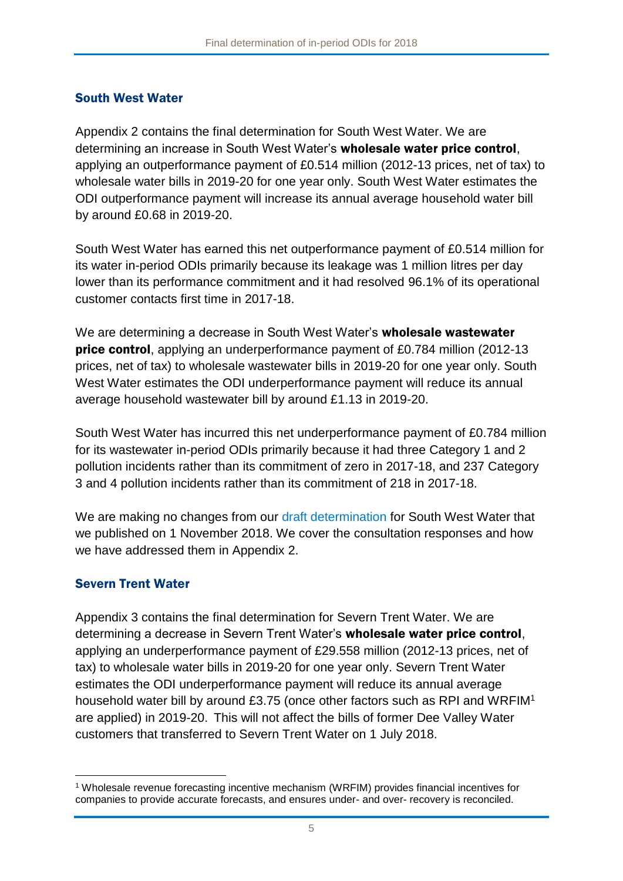## South West Water

Appendix 2 contains the final determination for South West Water. We are determining an increase in South West Water's **wholesale water price control**, applying an outperformance payment of £0.514 million (2012-13 prices, net of tax) to wholesale water bills in 2019-20 for one year only. South West Water estimates the ODI outperformance payment will increase its annual average household water bill by around £0.68 in 2019-20.

South West Water has earned this net outperformance payment of £0.514 million for its water in-period ODIs primarily because its leakage was 1 million litres per day lower than its performance commitment and it had resolved 96.1% of its operational customer contacts first time in 2017-18.

We are determining a decrease in South West Water's **wholesale wastewater price control**, applying an underperformance payment of £0.784 million (2012-13 prices, net of tax) to wholesale wastewater bills in 2019-20 for one year only. South West Water estimates the ODI underperformance payment will reduce its annual average household wastewater bill by around £1.13 in 2019-20.

South West Water has incurred this net underperformance payment of £0.784 million for its wastewater in-period ODIs primarily because it had three Category 1 and 2 pollution incidents rather than its commitment of zero in 2017-18, and 237 Category 3 and 4 pollution incidents rather than its commitment of 218 in 2017-18.

We are making no changes from our draft determination for South West Water that we published on 1 November 2018. We cover the consultation responses and how we have addressed them in Appendix 2.

## Severn Trent Water

Appendix 3 contains the final determination for Severn Trent Water. We are determining a decrease in Severn Trent Water's **wholesale water price control**, applying an underperformance payment of £29.558 million (2012-13 prices, net of tax) to wholesale water bills in 2019-20 for one year only. Severn Trent Water estimates the ODI underperformance payment will reduce its annual average household water bill by around £3.75 (once other factors such as RPI and WRFIM[1] are applied) in 2019-20. This will not affect the bills of former Dee Valley Water customers that transferred to Severn Trent Water on 1 July 2018.

[1] Wholesale revenue forecasting incentive mechanism (WRFIM) provides financial incentives for companies to provide accurate forecasts, and ensures under- and over- recovery is reconciled.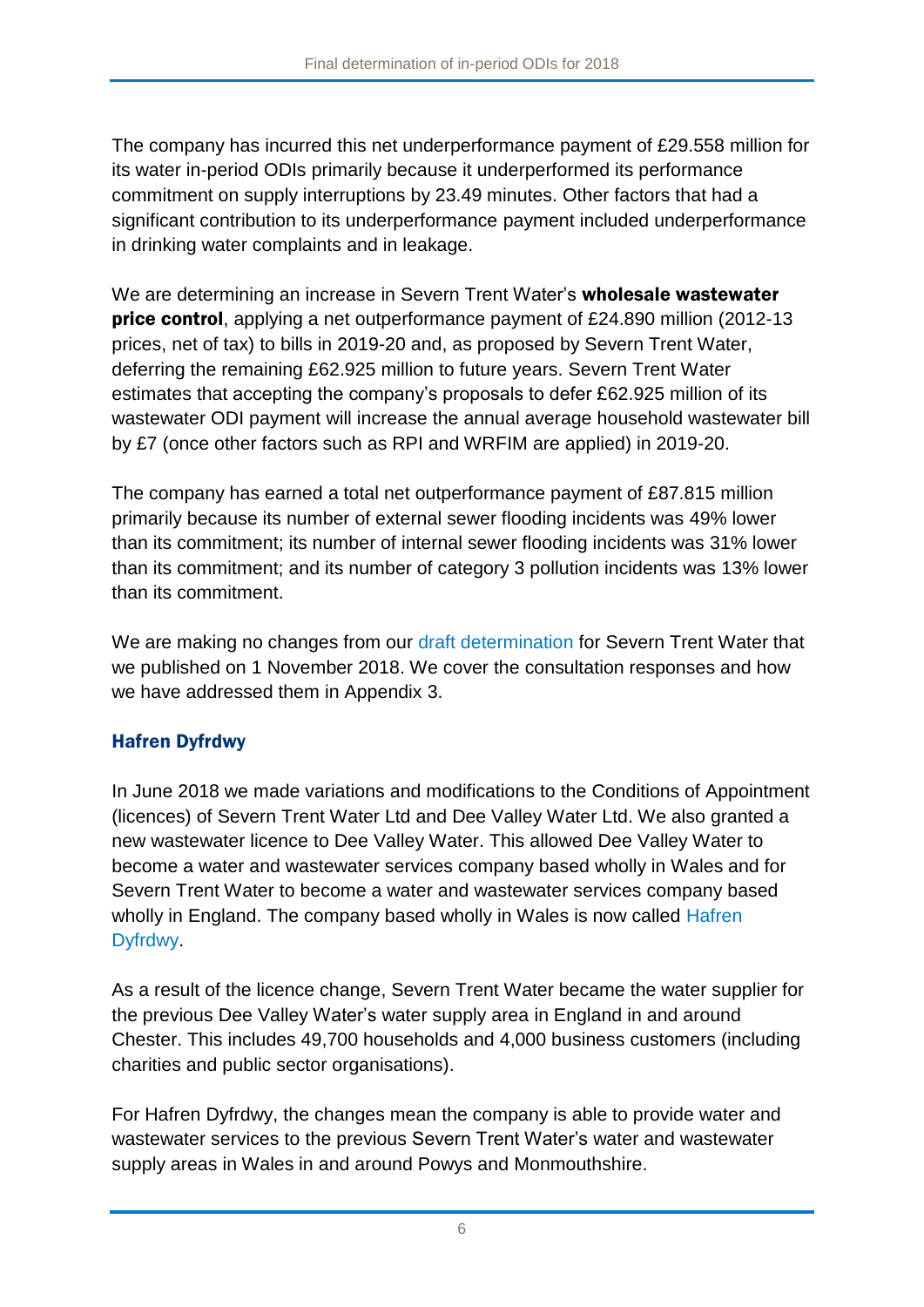The company has incurred this net underperformance payment of £29.558 million for its water in-period ODIs primarily because it underperformed its performance commitment on supply interruptions by 23.49 minutes. Other factors that had a significant contribution to its underperformance payment included underperformance in drinking water complaints and in leakage.

We are determining an increase in Severn Trent Water's **wholesale wastewater price control**, applying a net outperformance payment of £24.890 million (2012-13 prices, net of tax) to bills in 2019-20 and, as proposed by Severn Trent Water, deferring the remaining £62.925 million to future years. Severn Trent Water estimates that accepting the company's proposals to defer £62.925 million of its wastewater ODI payment will increase the annual average household wastewater bill by £7 (once other factors such as RPI and WRFIM are applied) in 2019-20.

The company has earned a total net outperformance payment of £87.815 million primarily because its number of external sewer flooding incidents was 49% lower than its commitment; its number of internal sewer flooding incidents was 31% lower than its commitment; and its number of category 3 pollution incidents was 13% lower than its commitment.

We are making no changes from our draft determination for Severn Trent Water that we published on 1 November 2018. We cover the consultation responses and how we have addressed them in Appendix 3.

### Hafren Dyfrdwy

In June 2018 we made variations and modifications to the Conditions of Appointment (licences) of Severn Trent Water Ltd and Dee Valley Water Ltd. We also granted a new wastewater licence to Dee Valley Water. This allowed Dee Valley Water to become a water and wastewater services company based wholly in Wales and for Severn Trent Water to become a water and wastewater services company based wholly in England. The company based wholly in Wales is now called Hafren Dyfrdwy.

As a result of the licence change, Severn Trent Water became the water supplier for the previous Dee Valley Water's water supply area in England in and around Chester. This includes 49,700 households and 4,000 business customers (including charities and public sector organisations).

For Hafren Dyfrdwy, the changes mean the company is able to provide water and wastewater services to the previous Severn Trent Water's water and wastewater supply areas in Wales in and around Powys and Monmouthshire.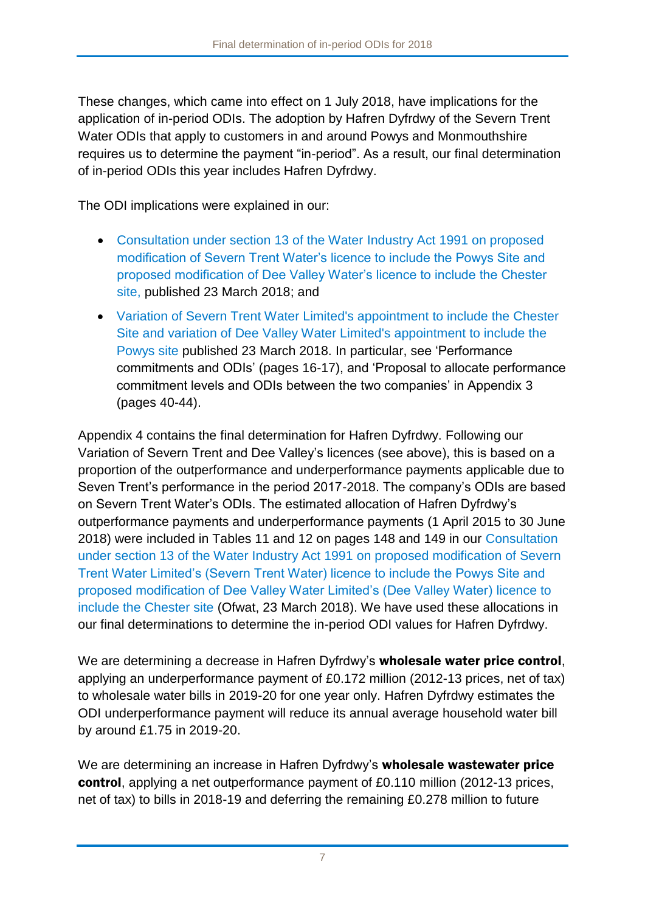These changes, which came into effect on 1 July 2018, have implications for the application of in-period ODIs. The adoption by Hafren Dyfrdwy of the Severn Trent Water ODIs that apply to customers in and around Powys and Monmouthshire requires us to determine the payment "in-period". As a result, our final determination of in-period ODIs this year includes Hafren Dyfrdwy.

The ODI implications were explained in our:

- Consultation under section 13 of the Water Industry Act 1991 on proposed modification of Severn Trent Water's licence to include the Powys Site and proposed modification of Dee Valley Water's licence to include the Chester site, published 23 March 2018; and
- Variation of Severn Trent Water Limited's appointment to include the Chester Site and variation of Dee Valley Water Limited's appointment to include the Powys site published 23 March 2018. In particular, see 'Performance commitments and ODIs' (pages 16-17), and 'Proposal to allocate performance commitment levels and ODIs between the two companies' in Appendix 3 (pages 40-44).

Appendix 4 contains the final determination for Hafren Dyfrdwy. Following our Variation of Severn Trent and Dee Valley's licences (see above), this is based on a proportion of the outperformance and underperformance payments applicable due to Seven Trent's performance in the period 2017-2018. The company's ODIs are based on Severn Trent Water's ODIs. The estimated allocation of Hafren Dyfrdwy's outperformance payments and underperformance payments (1 April 2015 to 30 June 2018) were included in Tables 11 and 12 on pages 148 and 149 in our Consultation under section 13 of the Water Industry Act 1991 on proposed modification of Severn Trent Water Limited's (Severn Trent Water) licence to include the Powys Site and proposed modification of Dee Valley Water Limited's (Dee Valley Water) licence to include the Chester site (Ofwat, 23 March 2018). We have used these allocations in our final determinations to determine the in-period ODI values for Hafren Dyfrdwy.

We are determining a decrease in Hafren Dyfrdwy's **wholesale water price control**, applying an underperformance payment of £0.172 million (2012-13 prices, net of tax) to wholesale water bills in 2019-20 for one year only. Hafren Dyfrdwy estimates the ODI underperformance payment will reduce its annual average household water bill by around £1.75 in 2019-20.

We are determining an increase in Hafren Dyfrdwy's **wholesale wastewater price control**, applying a net outperformance payment of £0.110 million (2012-13 prices, net of tax) to bills in 2018-19 and deferring the remaining £0.278 million to future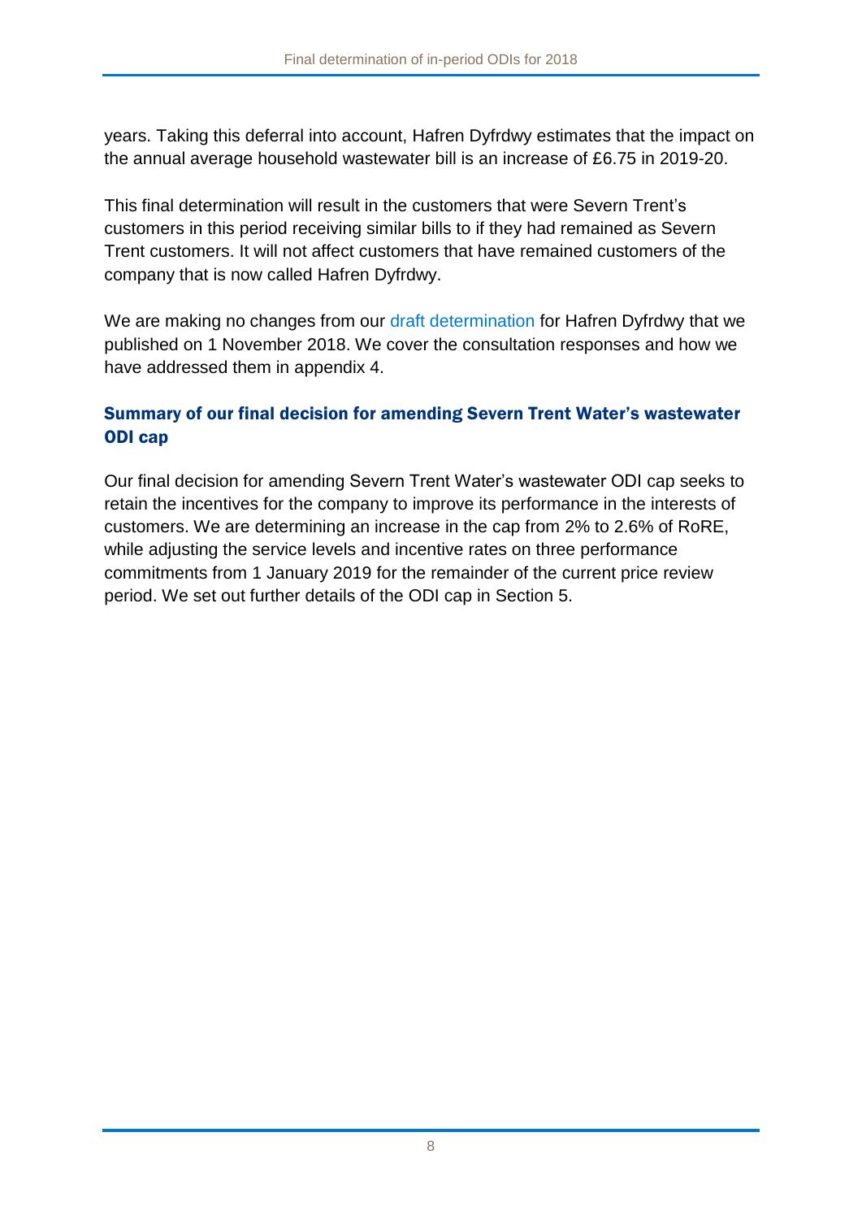years. Taking this deferral into account, Hafren Dyfrdwy estimates that the impact on the annual average household wastewater bill is an increase of £6.75 in 2019-20.

This final determination will result in the customers that were Severn Trent's customers in this period receiving similar bills to if they had remained as Severn Trent customers. It will not affect customers that have remained customers of the company that is now called Hafren Dyfrdwy.

We are making no changes from our draft determination for Hafren Dyfrdwy that we published on 1 November 2018. We cover the consultation responses and how we have addressed them in appendix 4.

### Summary of our final decision for amending Severn Trent Water's wastewater ODI cap

Our final decision for amending Severn Trent Water's wastewater ODI cap seeks to retain the incentives for the company to improve its performance in the interests of customers. We are determining an increase in the cap from 2% to 2.6% of RoRE, while adjusting the service levels and incentive rates on three performance commitments from 1 January 2019 for the remainder of the current price review period. We set out further details of the ODI cap in Section 5.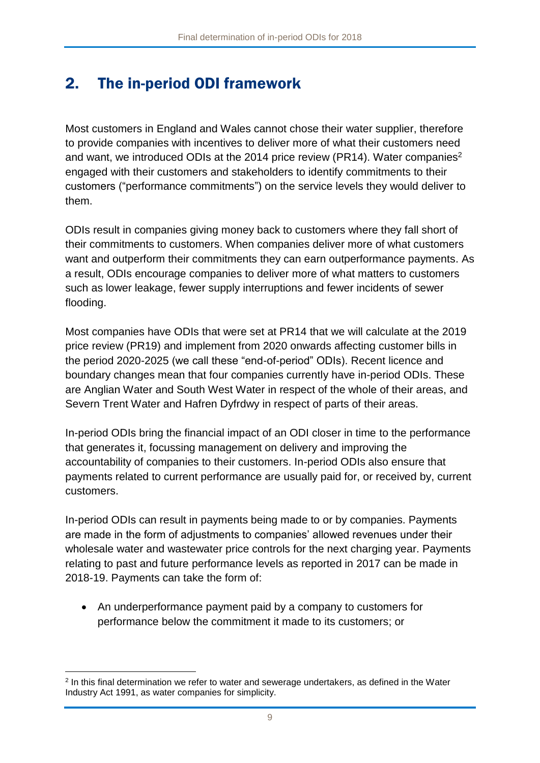## 2. The in-period ODI framework

Most customers in England and Wales cannot chose their water supplier, therefore to provide companies with incentives to deliver more of what their customers need and want, we introduced ODIs at the 2014 price review (PR14). Water companies[2] engaged with their customers and stakeholders to identify commitments to their customers ("performance commitments") on the service levels they would deliver to them.

ODIs result in companies giving money back to customers where they fall short of their commitments to customers. When companies deliver more of what customers want and outperform their commitments they can earn outperformance payments. As a result, ODIs encourage companies to deliver more of what matters to customers such as lower leakage, fewer supply interruptions and fewer incidents of sewer flooding.

Most companies have ODIs that were set at PR14 that we will calculate at the 2019 price review (PR19) and implement from 2020 onwards affecting customer bills in the period 2020-2025 (we call these "end-of-period" ODIs). Recent licence and boundary changes mean that four companies currently have in-period ODIs. These are Anglian Water and South West Water in respect of the whole of their areas, and Severn Trent Water and Hafren Dyfrdwy in respect of parts of their areas.

In-period ODIs bring the financial impact of an ODI closer in time to the performance that generates it, focussing management on delivery and improving the accountability of companies to their customers. In-period ODIs also ensure that payments related to current performance are usually paid for, or received by, current customers.

In-period ODIs can result in payments being made to or by companies. Payments are made in the form of adjustments to companies' allowed revenues under their wholesale water and wastewater price controls for the next charging year. Payments relating to past and future performance levels as reported in 2017 can be made in 2018-19. Payments can take the form of:

- An underperformance payment paid by a company to customers for performance below the commitment it made to its customers; or

[2] In this final determination we refer to water and sewerage undertakers, as defined in the Water Industry Act 1991, as water companies for simplicity.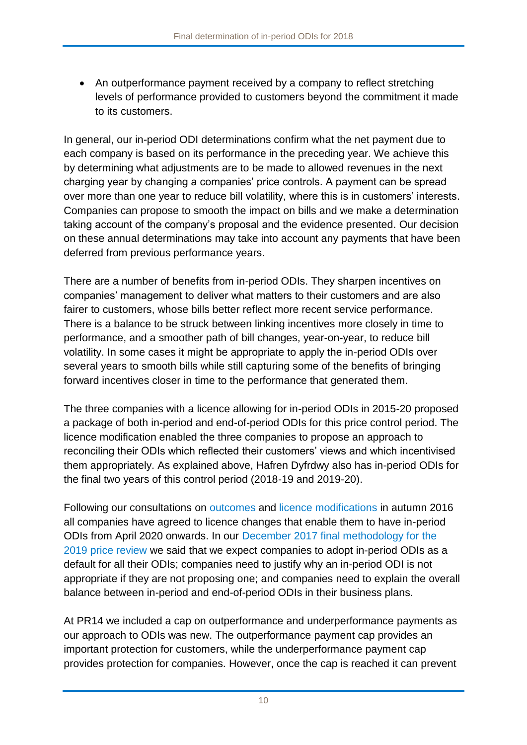- An outperformance payment received by a company to reflect stretching levels of performance provided to customers beyond the commitment it made to its customers.

In general, our in-period ODI determinations confirm what the net payment due to each company is based on its performance in the preceding year. We achieve this by determining what adjustments are to be made to allowed revenues in the next charging year by changing a companies' price controls. A payment can be spread over more than one year to reduce bill volatility, where this is in customers' interests. Companies can propose to smooth the impact on bills and we make a determination taking account of the company's proposal and the evidence presented. Our decision on these annual determinations may take into account any payments that have been deferred from previous performance years.

There are a number of benefits from in-period ODIs. They sharpen incentives on companies' management to deliver what matters to their customers and are also fairer to customers, whose bills better reflect more recent service performance. There is a balance to be struck between linking incentives more closely in time to performance, and a smoother path of bill changes, year-on-year, to reduce bill volatility. In some cases it might be appropriate to apply the in-period ODIs over several years to smooth bills while still capturing some of the benefits of bringing forward incentives closer in time to the performance that generated them.

The three companies with a licence allowing for in-period ODIs in 2015-20 proposed a package of both in-period and end-of-period ODIs for this price control period. The licence modification enabled the three companies to propose an approach to reconciling their ODIs which reflected their customers' views and which incentivised them appropriately. As explained above, Hafren Dyfrdwy also has in-period ODIs for the final two years of this control period (2018-19 and 2019-20).

Following our consultations on outcomes and licence modifications in autumn 2016 all companies have agreed to licence changes that enable them to have in-period ODIs from April 2020 onwards. In our December 2017 final methodology for the 2019 price review we said that we expect companies to adopt in-period ODIs as a default for all their ODIs; companies need to justify why an in-period ODI is not appropriate if they are not proposing one; and companies need to explain the overall balance between in-period and end-of-period ODIs in their business plans.

At PR14 we included a cap on outperformance and underperformance payments as our approach to ODIs was new. The outperformance payment cap provides an important protection for customers, while the underperformance payment cap provides protection for companies. However, once the cap is reached it can prevent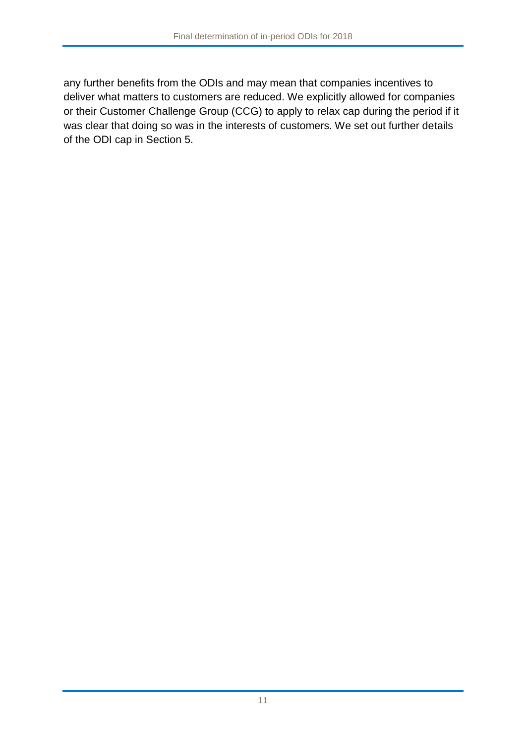any further benefits from the ODIs and may mean that companies incentives to deliver what matters to customers are reduced. We explicitly allowed for companies or their Customer Challenge Group (CCG) to apply to relax cap during the period if it was clear that doing so was in the interests of customers. We set out further details of the ODI cap in Section 5.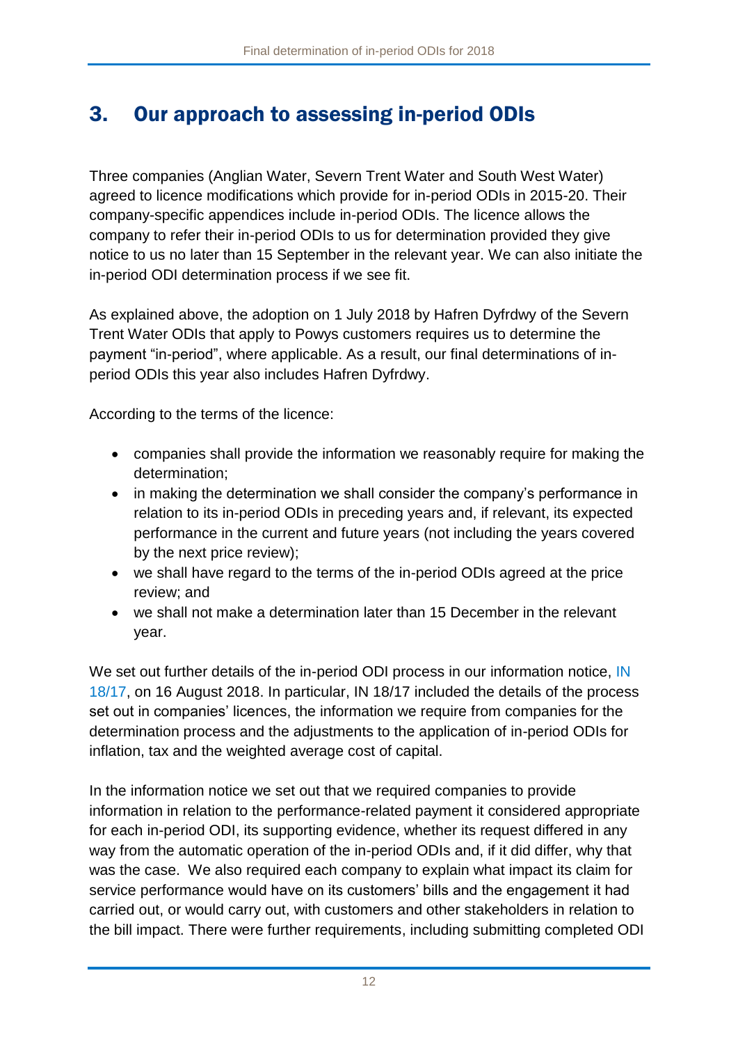# 3. Our approach to assessing in-period ODIs

Three companies (Anglian Water, Severn Trent Water and South West Water) agreed to licence modifications which provide for in-period ODIs in 2015-20. Their company-specific appendices include in-period ODIs. The licence allows the company to refer their in-period ODIs to us for determination provided they give notice to us no later than 15 September in the relevant year. We can also initiate the in-period ODI determination process if we see fit.

As explained above, the adoption on 1 July 2018 by Hafren Dyfrdwy of the Severn Trent Water ODIs that apply to Powys customers requires us to determine the payment "in-period", where applicable. As a result, our final determinations of in-period ODIs this year also includes Hafren Dyfrdwy.

According to the terms of the licence:

- companies shall provide the information we reasonably require for making the determination;
- in making the determination we shall consider the company's performance in relation to its in-period ODIs in preceding years and, if relevant, its expected performance in the current and future years (not including the years covered by the next price review);
- we shall have regard to the terms of the in-period ODIs agreed at the price review; and
- we shall not make a determination later than 15 December in the relevant year.

We set out further details of the in-period ODI process in our information notice, IN 18/17, on 16 August 2018. In particular, IN 18/17 included the details of the process set out in companies' licences, the information we require from companies for the determination process and the adjustments to the application of in-period ODIs for inflation, tax and the weighted average cost of capital.

In the information notice we set out that we required companies to provide information in relation to the performance-related payment it considered appropriate for each in-period ODI, its supporting evidence, whether its request differed in any way from the automatic operation of the in-period ODIs and, if it did differ, why that was the case. We also required each company to explain what impact its claim for service performance would have on its customers' bills and the engagement it had carried out, or would carry out, with customers and other stakeholders in relation to the bill impact. There were further requirements, including submitting completed ODI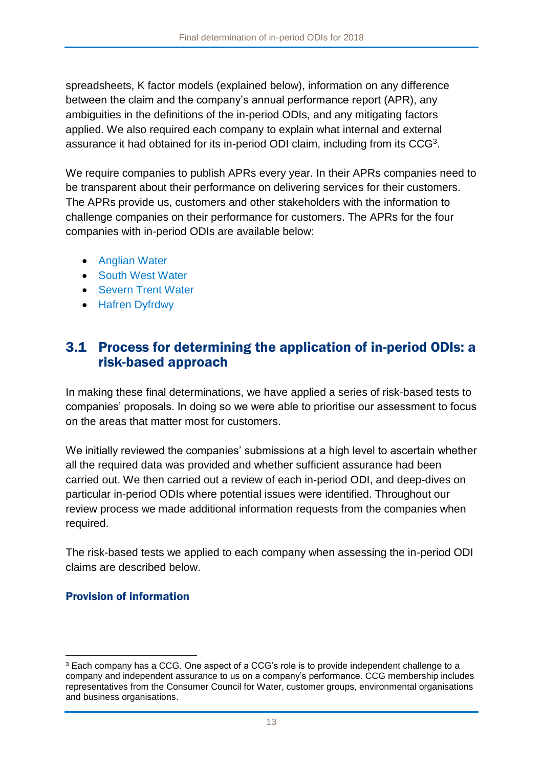spreadsheets, K factor models (explained below), information on any difference between the claim and the company's annual performance report (APR), any ambiguities in the definitions of the in-period ODIs, and any mitigating factors applied. We also required each company to explain what internal and external assurance it had obtained for its in-period ODI claim, including from its CCG[3].

We require companies to publish APRs every year. In their APRs companies need to be transparent about their performance on delivering services for their customers. The APRs provide us, customers and other stakeholders with the information to challenge companies on their performance for customers. The APRs for the four companies with in-period ODIs are available below:

- Anglian Water
- South West Water
- Severn Trent Water
- Hafren Dyfrdwy

## 3.1 Process for determining the application of in-period ODIs: a risk-based approach

In making these final determinations, we have applied a series of risk-based tests to companies' proposals. In doing so we were able to prioritise our assessment to focus on the areas that matter most for customers.

We initially reviewed the companies' submissions at a high level to ascertain whether all the required data was provided and whether sufficient assurance had been carried out. We then carried out a review of each in-period ODI, and deep-dives on particular in-period ODIs where potential issues were identified. Throughout our review process we made additional information requests from the companies when required.

The risk-based tests we applied to each company when assessing the in-period ODI claims are described below.

### Provision of information

[3] Each company has a CCG. One aspect of a CCG's role is to provide independent challenge to a company and independent assurance to us on a company's performance. CCG membership includes representatives from the Consumer Council for Water, customer groups, environmental organisations and business organisations.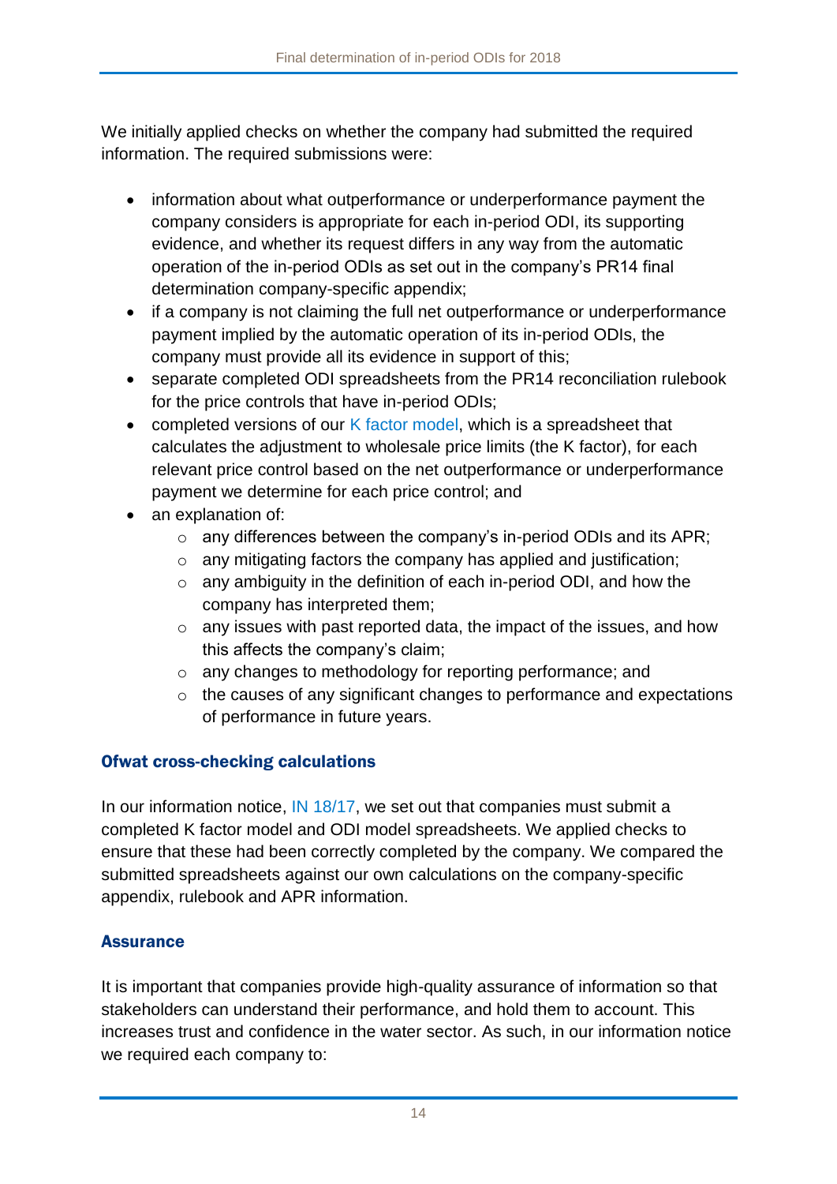We initially applied checks on whether the company had submitted the required information. The required submissions were:

- information about what outperformance or underperformance payment the company considers is appropriate for each in-period ODI, its supporting evidence, and whether its request differs in any way from the automatic operation of the in-period ODIs as set out in the company's PR14 final determination company-specific appendix;
- if a company is not claiming the full net outperformance or underperformance payment implied by the automatic operation of its in-period ODIs, the company must provide all its evidence in support of this;
- separate completed ODI spreadsheets from the PR14 reconciliation rulebook for the price controls that have in-period ODIs;
- completed versions of our K factor model, which is a spreadsheet that calculates the adjustment to wholesale price limits (the K factor), for each relevant price control based on the net outperformance or underperformance payment we determine for each price control; and
- an explanation of:
  - any differences between the company's in-period ODIs and its APR;
  - any mitigating factors the company has applied and justification;
  - any ambiguity in the definition of each in-period ODI, and how the company has interpreted them;
  - any issues with past reported data, the impact of the issues, and how this affects the company's claim;
  - any changes to methodology for reporting performance; and
  - the causes of any significant changes to performance and expectations of performance in future years.

### Ofwat cross-checking calculations

In our information notice, IN 18/17, we set out that companies must submit a completed K factor model and ODI model spreadsheets. We applied checks to ensure that these had been correctly completed by the company. We compared the submitted spreadsheets against our own calculations on the company-specific appendix, rulebook and APR information.

### Assurance

It is important that companies provide high-quality assurance of information so that stakeholders can understand their performance, and hold them to account. This increases trust and confidence in the water sector. As such, in our information notice we required each company to: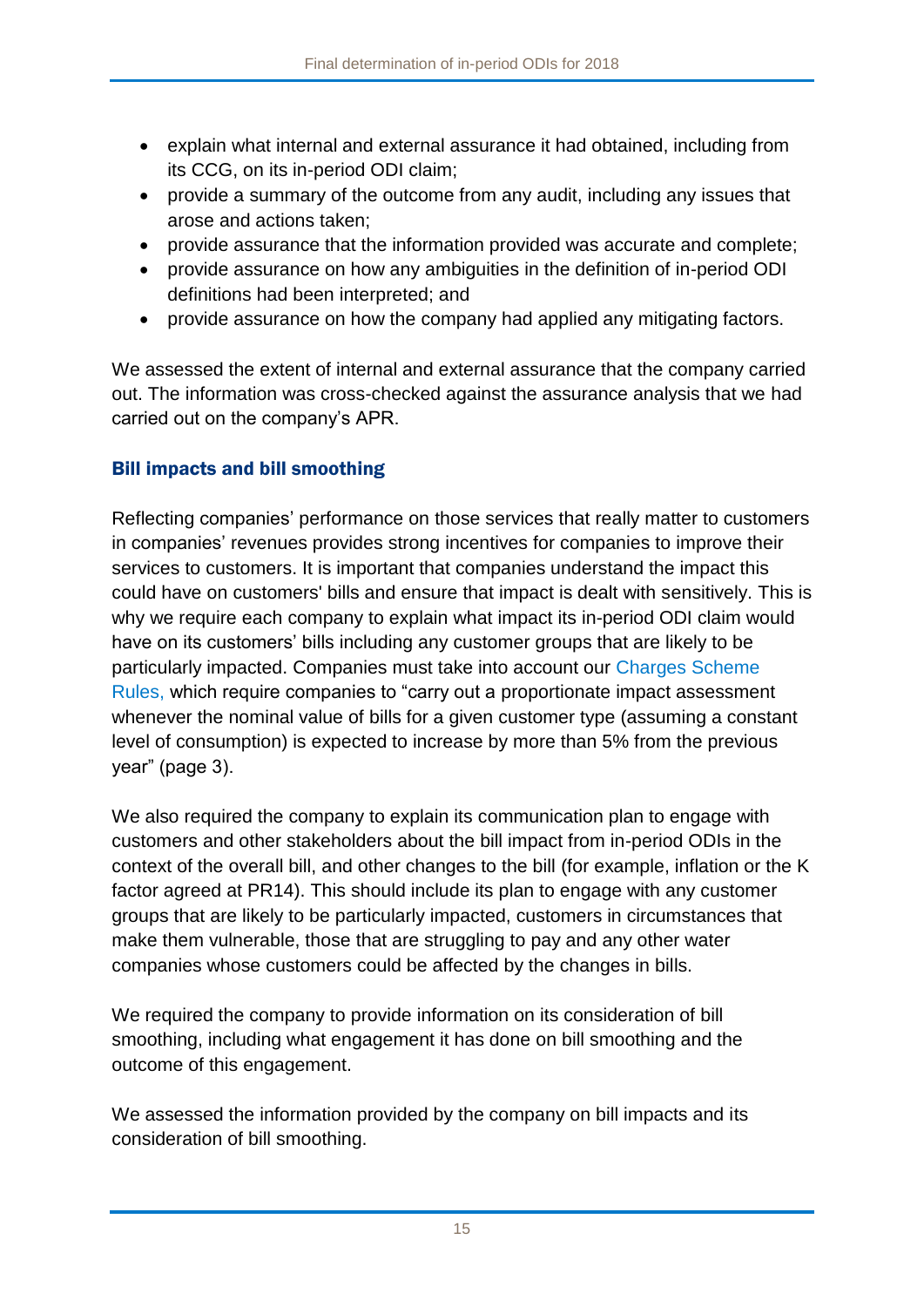- explain what internal and external assurance it had obtained, including from its CCG, on its in-period ODI claim;
- provide a summary of the outcome from any audit, including any issues that arose and actions taken;
- provide assurance that the information provided was accurate and complete;
- provide assurance on how any ambiguities in the definition of in-period ODI definitions had been interpreted; and
- provide assurance on how the company had applied any mitigating factors.

We assessed the extent of internal and external assurance that the company carried out. The information was cross-checked against the assurance analysis that we had carried out on the company's APR.

### Bill impacts and bill smoothing

Reflecting companies' performance on those services that really matter to customers in companies' revenues provides strong incentives for companies to improve their services to customers. It is important that companies understand the impact this could have on customers' bills and ensure that impact is dealt with sensitively. This is why we require each company to explain what impact its in-period ODI claim would have on its customers' bills including any customer groups that are likely to be particularly impacted. Companies must take into account our Charges Scheme Rules, which require companies to "carry out a proportionate impact assessment whenever the nominal value of bills for a given customer type (assuming a constant level of consumption) is expected to increase by more than 5% from the previous year" (page 3).

We also required the company to explain its communication plan to engage with customers and other stakeholders about the bill impact from in-period ODIs in the context of the overall bill, and other changes to the bill (for example, inflation or the K factor agreed at PR14). This should include its plan to engage with any customer groups that are likely to be particularly impacted, customers in circumstances that make them vulnerable, those that are struggling to pay and any other water companies whose customers could be affected by the changes in bills.

We required the company to provide information on its consideration of bill smoothing, including what engagement it has done on bill smoothing and the outcome of this engagement.

We assessed the information provided by the company on bill impacts and its consideration of bill smoothing.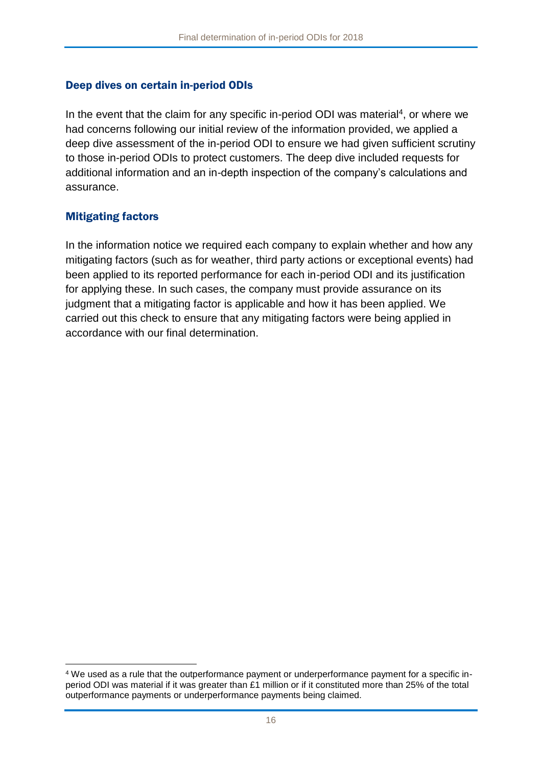### Deep dives on certain in-period ODIs

In the event that the claim for any specific in-period ODI was material[4], or where we had concerns following our initial review of the information provided, we applied a deep dive assessment of the in-period ODI to ensure we had given sufficient scrutiny to those in-period ODIs to protect customers. The deep dive included requests for additional information and an in-depth inspection of the company's calculations and assurance.

### Mitigating factors

In the information notice we required each company to explain whether and how any mitigating factors (such as for weather, third party actions or exceptional events) had been applied to its reported performance for each in-period ODI and its justification for applying these. In such cases, the company must provide assurance on its judgment that a mitigating factor is applicable and how it has been applied. We carried out this check to ensure that any mitigating factors were being applied in accordance with our final determination.

[4] We used as a rule that the outperformance payment or underperformance payment for a specific in-period ODI was material if it was greater than £1 million or if it constituted more than 25% of the total outperformance payments or underperformance payments being claimed.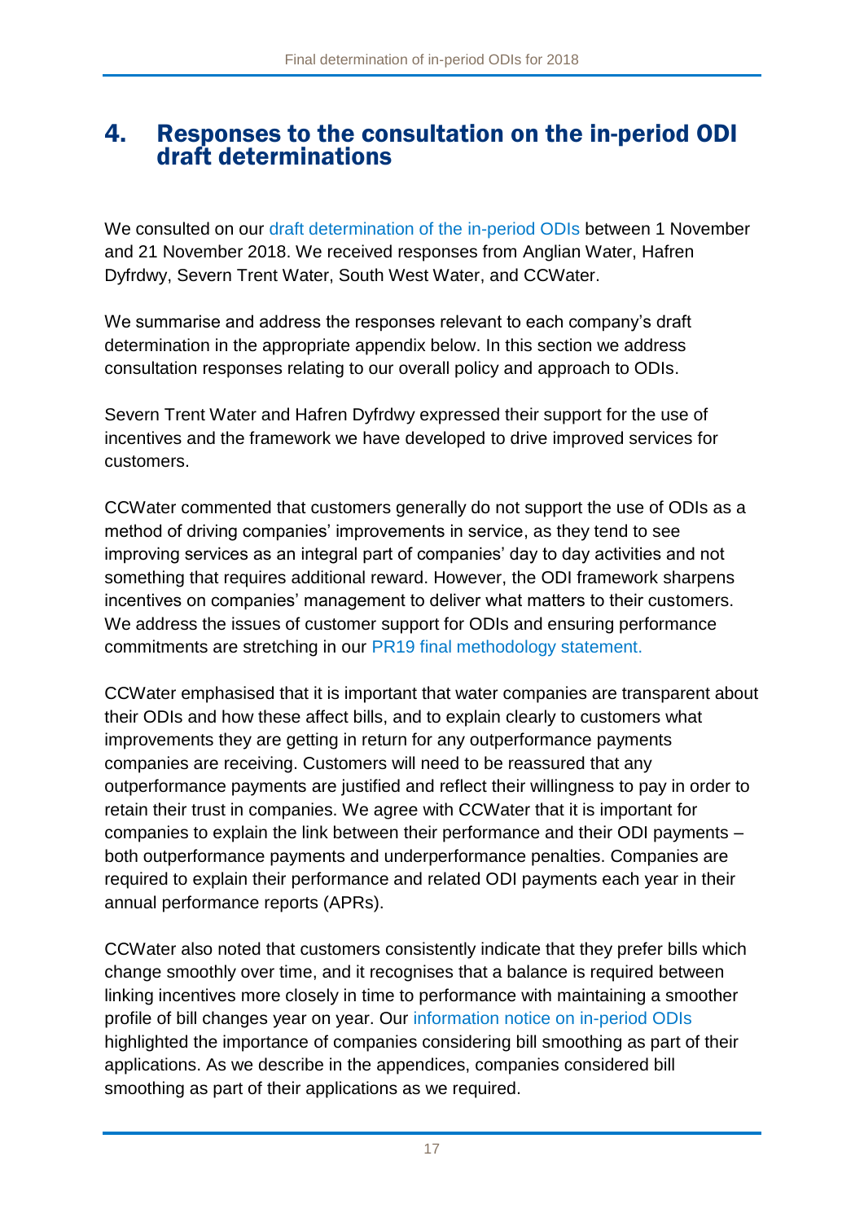# 4. Responses to the consultation on the in-period ODI draft determinations

We consulted on our draft determination of the in-period ODIs between 1 November and 21 November 2018. We received responses from Anglian Water, Hafren Dyfrdwy, Severn Trent Water, South West Water, and CCWater.

We summarise and address the responses relevant to each company's draft determination in the appropriate appendix below. In this section we address consultation responses relating to our overall policy and approach to ODIs.

Severn Trent Water and Hafren Dyfrdwy expressed their support for the use of incentives and the framework we have developed to drive improved services for customers.

CCWater commented that customers generally do not support the use of ODIs as a method of driving companies' improvements in service, as they tend to see improving services as an integral part of companies' day to day activities and not something that requires additional reward. However, the ODI framework sharpens incentives on companies' management to deliver what matters to their customers. We address the issues of customer support for ODIs and ensuring performance commitments are stretching in our PR19 final methodology statement.

CCWater emphasised that it is important that water companies are transparent about their ODIs and how these affect bills, and to explain clearly to customers what improvements they are getting in return for any outperformance payments companies are receiving. Customers will need to be reassured that any outperformance payments are justified and reflect their willingness to pay in order to retain their trust in companies. We agree with CCWater that it is important for companies to explain the link between their performance and their ODI payments – both outperformance payments and underperformance penalties. Companies are required to explain their performance and related ODI payments each year in their annual performance reports (APRs).

CCWater also noted that customers consistently indicate that they prefer bills which change smoothly over time, and it recognises that a balance is required between linking incentives more closely in time to performance with maintaining a smoother profile of bill changes year on year. Our information notice on in-period ODIs highlighted the importance of companies considering bill smoothing as part of their applications. As we describe in the appendices, companies considered bill smoothing as part of their applications as we required.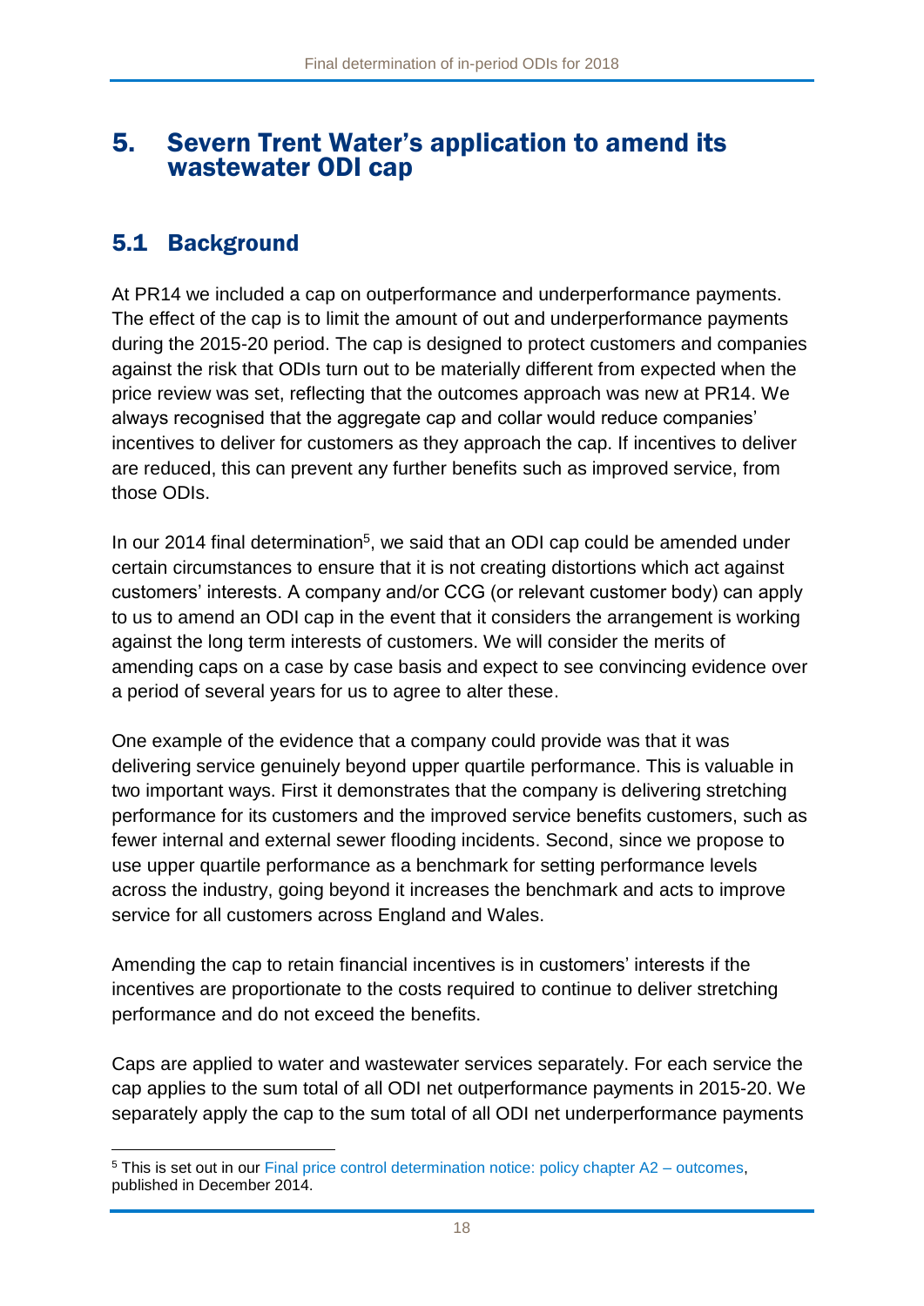# 5. Severn Trent Water's application to amend its wastewater ODI cap

## 5.1 Background

At PR14 we included a cap on outperformance and underperformance payments. The effect of the cap is to limit the amount of out and underperformance payments during the 2015-20 period. The cap is designed to protect customers and companies against the risk that ODIs turn out to be materially different from expected when the price review was set, reflecting that the outcomes approach was new at PR14. We always recognised that the aggregate cap and collar would reduce companies' incentives to deliver for customers as they approach the cap. If incentives to deliver are reduced, this can prevent any further benefits such as improved service, from those ODIs.

In our 2014 final determination[5], we said that an ODI cap could be amended under certain circumstances to ensure that it is not creating distortions which act against customers' interests. A company and/or CCG (or relevant customer body) can apply to us to amend an ODI cap in the event that it considers the arrangement is working against the long term interests of customers. We will consider the merits of amending caps on a case by case basis and expect to see convincing evidence over a period of several years for us to agree to alter these.

One example of the evidence that a company could provide was that it was delivering service genuinely beyond upper quartile performance. This is valuable in two important ways. First it demonstrates that the company is delivering stretching performance for its customers and the improved service benefits customers, such as fewer internal and external sewer flooding incidents. Second, since we propose to use upper quartile performance as a benchmark for setting performance levels across the industry, going beyond it increases the benchmark and acts to improve service for all customers across England and Wales.

Amending the cap to retain financial incentives is in customers' interests if the incentives are proportionate to the costs required to continue to deliver stretching performance and do not exceed the benefits.

Caps are applied to water and wastewater services separately. For each service the cap applies to the sum total of all ODI net outperformance payments in 2015-20. We separately apply the cap to the sum total of all ODI net underperformance payments

[5] This is set out in our Final price control determination notice: policy chapter A2 – outcomes, published in December 2014.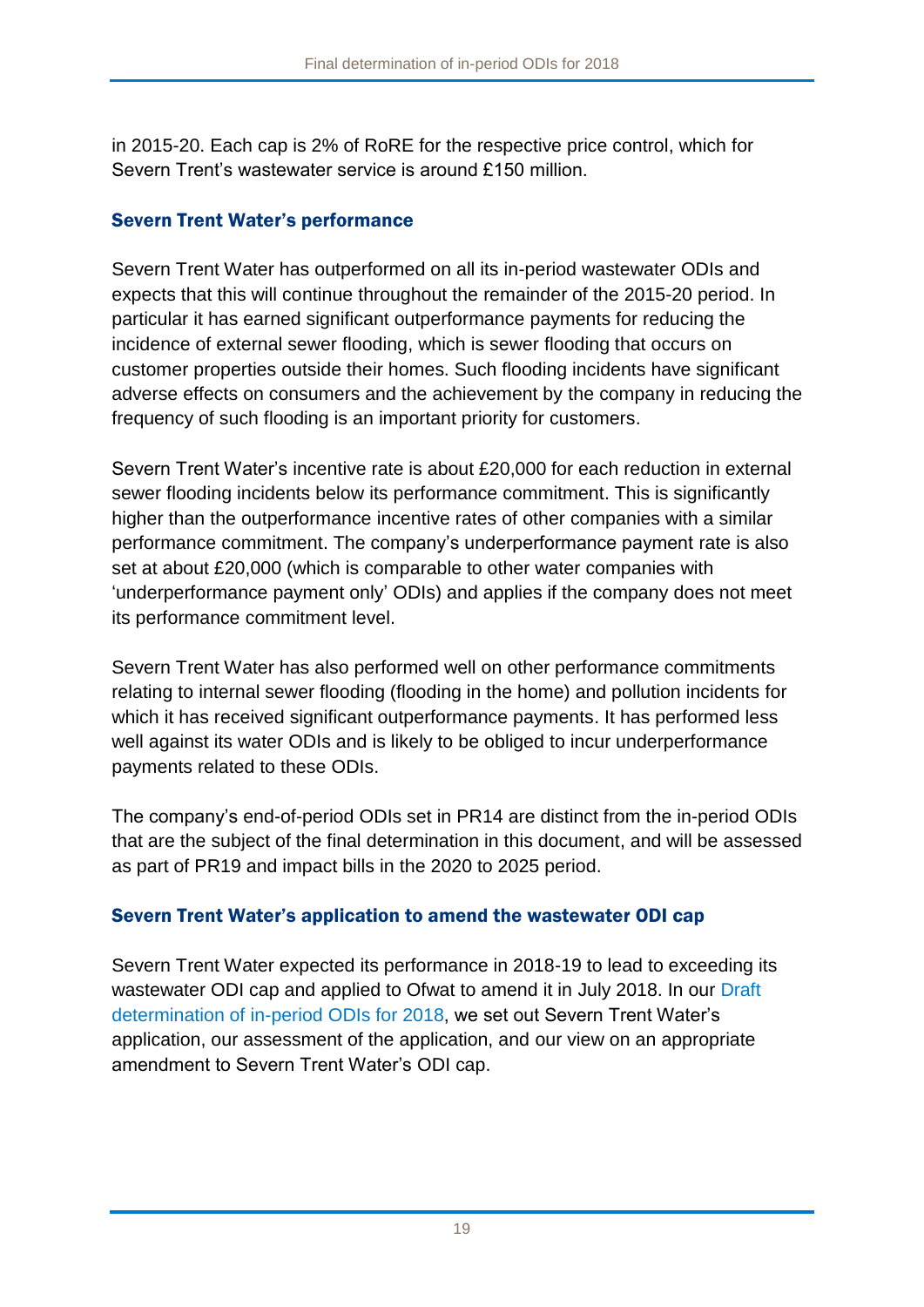in 2015-20. Each cap is 2% of RoRE for the respective price control, which for Severn Trent's wastewater service is around £150 million.

### Severn Trent Water's performance

Severn Trent Water has outperformed on all its in-period wastewater ODIs and expects that this will continue throughout the remainder of the 2015-20 period. In particular it has earned significant outperformance payments for reducing the incidence of external sewer flooding, which is sewer flooding that occurs on customer properties outside their homes. Such flooding incidents have significant adverse effects on consumers and the achievement by the company in reducing the frequency of such flooding is an important priority for customers.

Severn Trent Water's incentive rate is about £20,000 for each reduction in external sewer flooding incidents below its performance commitment. This is significantly higher than the outperformance incentive rates of other companies with a similar performance commitment. The company's underperformance payment rate is also set at about £20,000 (which is comparable to other water companies with 'underperformance payment only' ODIs) and applies if the company does not meet its performance commitment level.

Severn Trent Water has also performed well on other performance commitments relating to internal sewer flooding (flooding in the home) and pollution incidents for which it has received significant outperformance payments. It has performed less well against its water ODIs and is likely to be obliged to incur underperformance payments related to these ODIs.

The company's end-of-period ODIs set in PR14 are distinct from the in-period ODIs that are the subject of the final determination in this document, and will be assessed as part of PR19 and impact bills in the 2020 to 2025 period.

### Severn Trent Water's application to amend the wastewater ODI cap

Severn Trent Water expected its performance in 2018-19 to lead to exceeding its wastewater ODI cap and applied to Ofwat to amend it in July 2018. In our Draft determination of in-period ODIs for 2018, we set out Severn Trent Water's application, our assessment of the application, and our view on an appropriate amendment to Severn Trent Water's ODI cap.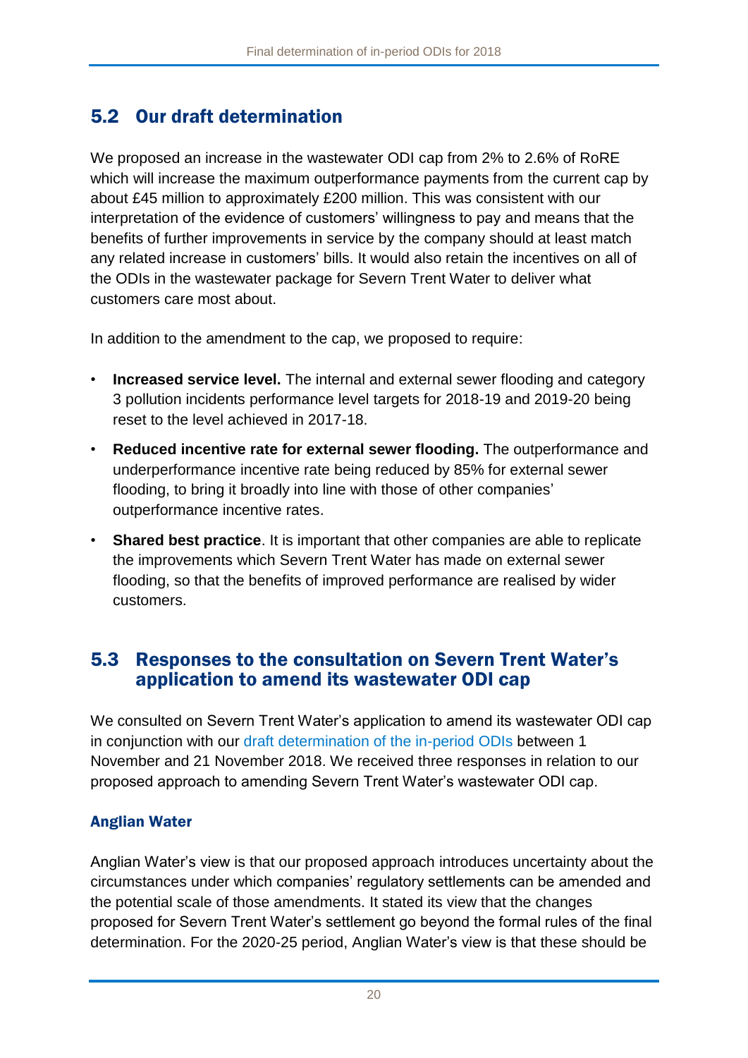## 5.2 Our draft determination

We proposed an increase in the wastewater ODI cap from 2% to 2.6% of RoRE which will increase the maximum outperformance payments from the current cap by about £45 million to approximately £200 million. This was consistent with our interpretation of the evidence of customers' willingness to pay and means that the benefits of further improvements in service by the company should at least match any related increase in customers' bills. It would also retain the incentives on all of the ODIs in the wastewater package for Severn Trent Water to deliver what customers care most about.

In addition to the amendment to the cap, we proposed to require:

- **Increased service level.** The internal and external sewer flooding and category 3 pollution incidents performance level targets for 2018-19 and 2019-20 being reset to the level achieved in 2017-18.
- **Reduced incentive rate for external sewer flooding.** The outperformance and underperformance incentive rate being reduced by 85% for external sewer flooding, to bring it broadly into line with those of other companies' outperformance incentive rates.
- **Shared best practice**. It is important that other companies are able to replicate the improvements which Severn Trent Water has made on external sewer flooding, so that the benefits of improved performance are realised by wider customers.

## 5.3 Responses to the consultation on Severn Trent Water's application to amend its wastewater ODI cap

We consulted on Severn Trent Water's application to amend its wastewater ODI cap in conjunction with our draft determination of the in-period ODIs between 1 November and 21 November 2018. We received three responses in relation to our proposed approach to amending Severn Trent Water's wastewater ODI cap.

### Anglian Water

Anglian Water's view is that our proposed approach introduces uncertainty about the circumstances under which companies' regulatory settlements can be amended and the potential scale of those amendments. It stated its view that the changes proposed for Severn Trent Water's settlement go beyond the formal rules of the final determination. For the 2020-25 period, Anglian Water's view is that these should be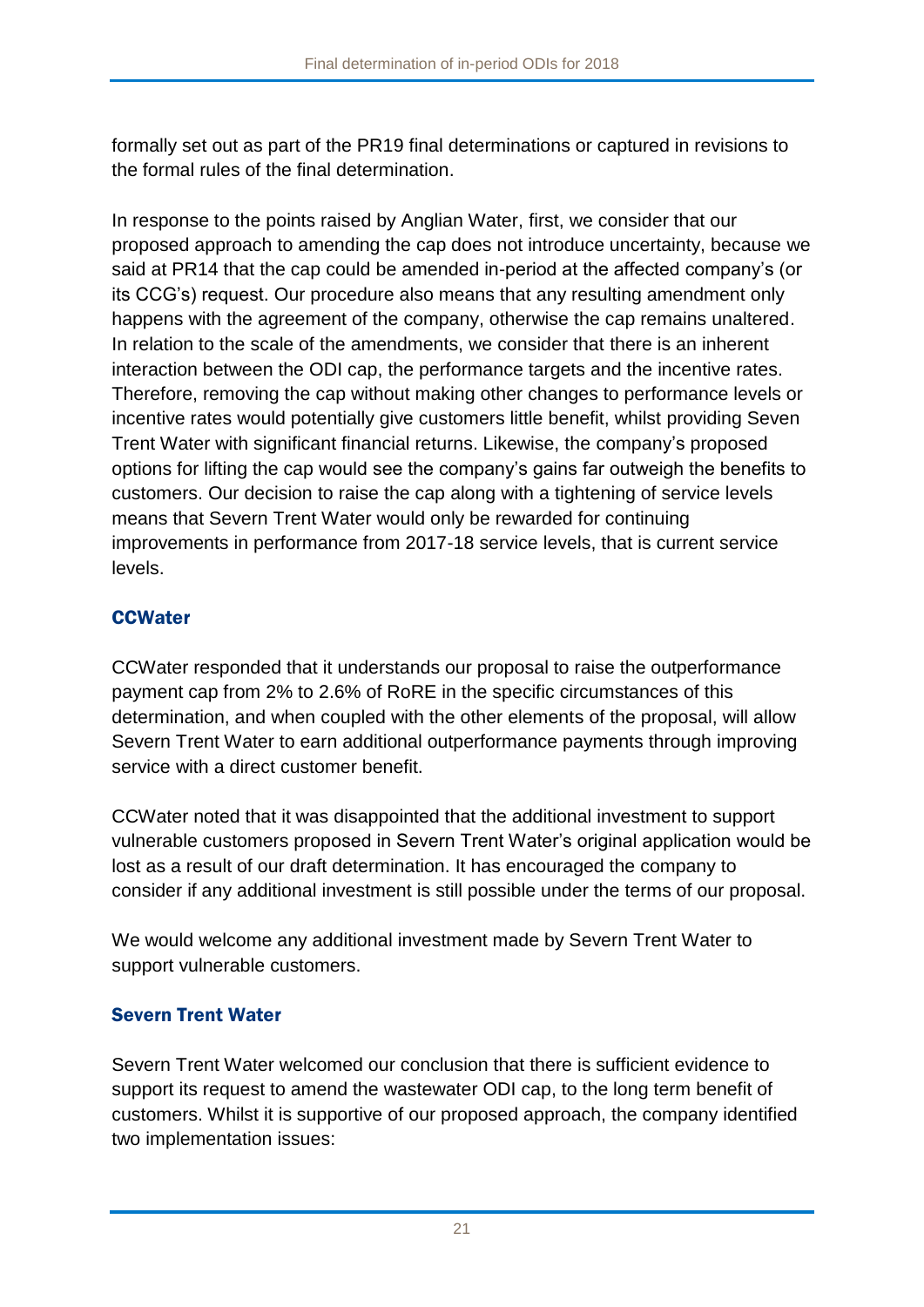formally set out as part of the PR19 final determinations or captured in revisions to the formal rules of the final determination.

In response to the points raised by Anglian Water, first, we consider that our proposed approach to amending the cap does not introduce uncertainty, because we said at PR14 that the cap could be amended in-period at the affected company's (or its CCG's) request. Our procedure also means that any resulting amendment only happens with the agreement of the company, otherwise the cap remains unaltered. In relation to the scale of the amendments, we consider that there is an inherent interaction between the ODI cap, the performance targets and the incentive rates. Therefore, removing the cap without making other changes to performance levels or incentive rates would potentially give customers little benefit, whilst providing Severn Trent Water with significant financial returns. Likewise, the company's proposed options for lifting the cap would see the company's gains far outweigh the benefits to customers. Our decision to raise the cap along with a tightening of service levels means that Severn Trent Water would only be rewarded for continuing improvements in performance from 2017-18 service levels, that is current service levels.

### CCWater

CCWater responded that it understands our proposal to raise the outperformance payment cap from 2% to 2.6% of RoRE in the specific circumstances of this determination, and when coupled with the other elements of the proposal, will allow Severn Trent Water to earn additional outperformance payments through improving service with a direct customer benefit.

CCWater noted that it was disappointed that the additional investment to support vulnerable customers proposed in Severn Trent Water's original application would be lost as a result of our draft determination. It has encouraged the company to consider if any additional investment is still possible under the terms of our proposal.

We would welcome any additional investment made by Severn Trent Water to support vulnerable customers.

### Severn Trent Water

Severn Trent Water welcomed our conclusion that there is sufficient evidence to support its request to amend the wastewater ODI cap, to the long term benefit of customers. Whilst it is supportive of our proposed approach, the company identified two implementation issues: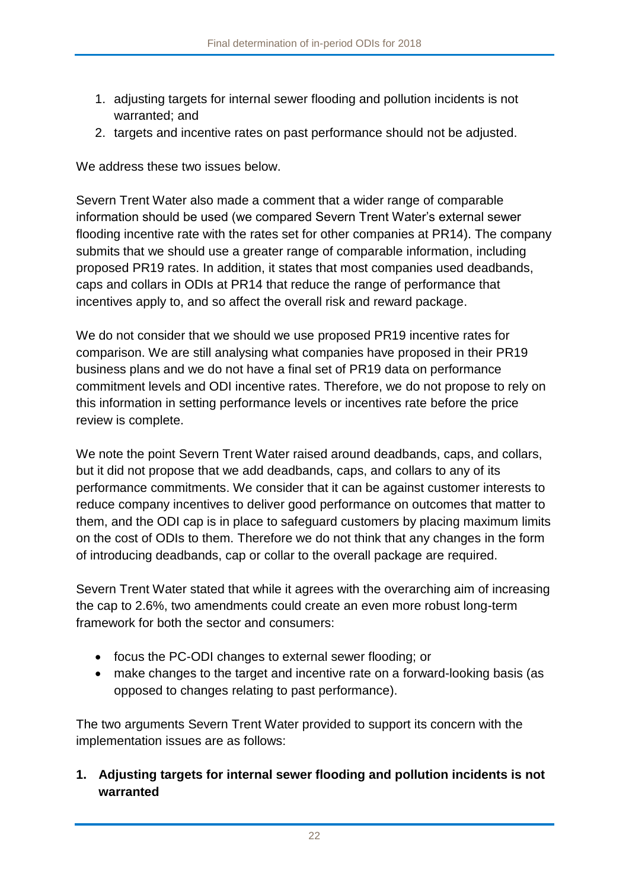1. adjusting targets for internal sewer flooding and pollution incidents is not warranted; and
2. targets and incentive rates on past performance should not be adjusted.

We address these two issues below.

Severn Trent Water also made a comment that a wider range of comparable information should be used (we compared Severn Trent Water's external sewer flooding incentive rate with the rates set for other companies at PR14). The company submits that we should use a greater range of comparable information, including proposed PR19 rates. In addition, it states that most companies used deadbands, caps and collars in ODIs at PR14 that reduce the range of performance that incentives apply to, and so affect the overall risk and reward package.

We do not consider that we should we use proposed PR19 incentive rates for comparison. We are still analysing what companies have proposed in their PR19 business plans and we do not have a final set of PR19 data on performance commitment levels and ODI incentive rates. Therefore, we do not propose to rely on this information in setting performance levels or incentives rate before the price review is complete.

We note the point Severn Trent Water raised around deadbands, caps, and collars, but it did not propose that we add deadbands, caps, and collars to any of its performance commitments. We consider that it can be against customer interests to reduce company incentives to deliver good performance on outcomes that matter to them, and the ODI cap is in place to safeguard customers by placing maximum limits on the cost of ODIs to them. Therefore we do not think that any changes in the form of introducing deadbands, cap or collar to the overall package are required.

Severn Trent Water stated that while it agrees with the overarching aim of increasing the cap to 2.6%, two amendments could create an even more robust long-term framework for both the sector and consumers:

- focus the PC-ODI changes to external sewer flooding; or
- make changes to the target and incentive rate on a forward-looking basis (as opposed to changes relating to past performance).

The two arguments Severn Trent Water provided to support its concern with the implementation issues are as follows:

**1. Adjusting targets for internal sewer flooding and pollution incidents is not warranted**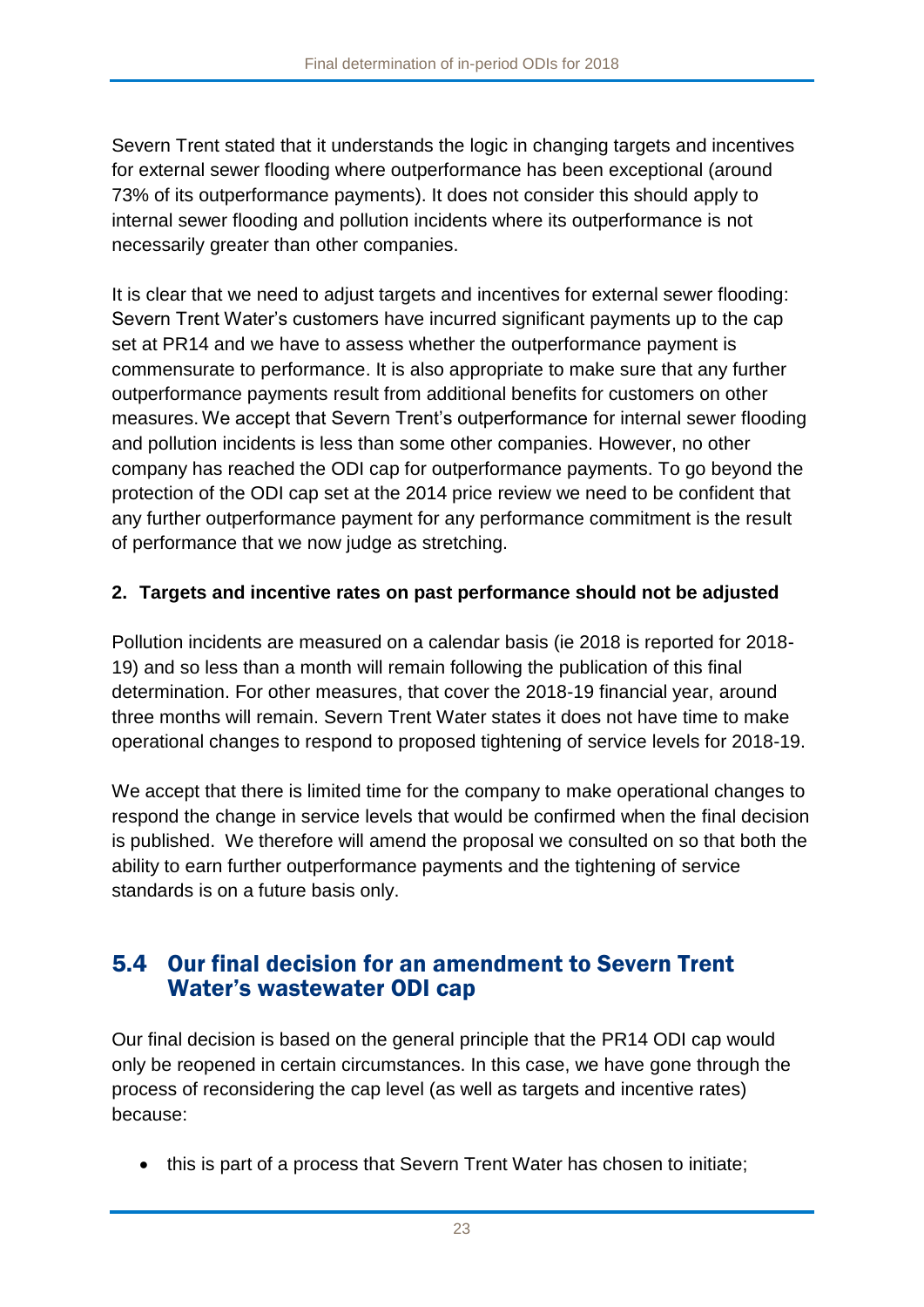Severn Trent stated that it understands the logic in changing targets and incentives for external sewer flooding where outperformance has been exceptional (around 73% of its outperformance payments). It does not consider this should apply to internal sewer flooding and pollution incidents where its outperformance is not necessarily greater than other companies.

It is clear that we need to adjust targets and incentives for external sewer flooding: Severn Trent Water's customers have incurred significant payments up to the cap set at PR14 and we have to assess whether the outperformance payment is commensurate to performance. It is also appropriate to make sure that any further outperformance payments result from additional benefits for customers on other measures. We accept that Severn Trent's outperformance for internal sewer flooding and pollution incidents is less than some other companies. However, no other company has reached the ODI cap for outperformance payments. To go beyond the protection of the ODI cap set at the 2014 price review we need to be confident that any further outperformance payment for any performance commitment is the result of performance that we now judge as stretching.

**2. Targets and incentive rates on past performance should not be adjusted**

Pollution incidents are measured on a calendar basis (ie 2018 is reported for 2018-19) and so less than a month will remain following the publication of this final determination. For other measures, that cover the 2018-19 financial year, around three months will remain. Severn Trent Water states it does not have time to make operational changes to respond to proposed tightening of service levels for 2018-19.

We accept that there is limited time for the company to make operational changes to respond the change in service levels that would be confirmed when the final decision is published. We therefore will amend the proposal we consulted on so that both the ability to earn further outperformance payments and the tightening of service standards is on a future basis only.

## 5.4 Our final decision for an amendment to Severn Trent Water's wastewater ODI cap

Our final decision is based on the general principle that the PR14 ODI cap would only be reopened in certain circumstances. In this case, we have gone through the process of reconsidering the cap level (as well as targets and incentive rates) because:

- this is part of a process that Severn Trent Water has chosen to initiate;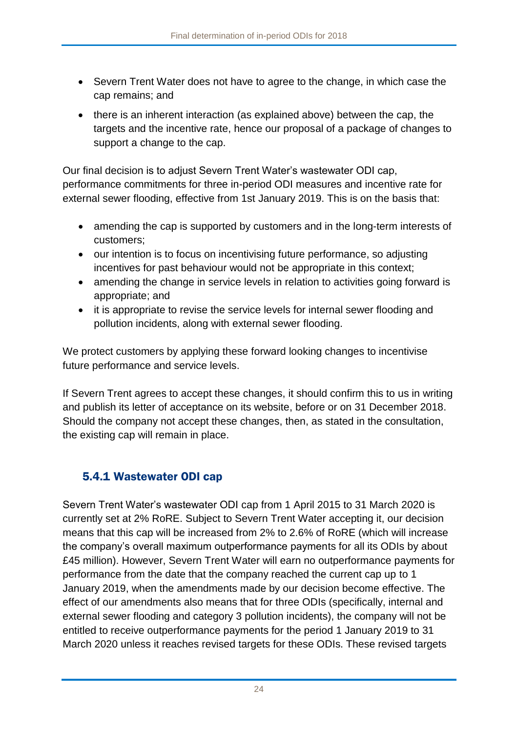- Severn Trent Water does not have to agree to the change, in which case the cap remains; and
- there is an inherent interaction (as explained above) between the cap, the targets and the incentive rate, hence our proposal of a package of changes to support a change to the cap.

Our final decision is to adjust Severn Trent Water's wastewater ODI cap, performance commitments for three in-period ODI measures and incentive rate for external sewer flooding, effective from 1st January 2019. This is on the basis that:

- amending the cap is supported by customers and in the long-term interests of customers;
- our intention is to focus on incentivising future performance, so adjusting incentives for past behaviour would not be appropriate in this context;
- amending the change in service levels in relation to activities going forward is appropriate; and
- it is appropriate to revise the service levels for internal sewer flooding and pollution incidents, along with external sewer flooding.

We protect customers by applying these forward looking changes to incentivise future performance and service levels.

If Severn Trent agrees to accept these changes, it should confirm this to us in writing and publish its letter of acceptance on its website, before or on 31 December 2018. Should the company not accept these changes, then, as stated in the consultation, the existing cap will remain in place.

### 5.4.1 Wastewater ODI cap

Severn Trent Water's wastewater ODI cap from 1 April 2015 to 31 March 2020 is currently set at 2% RoRE. Subject to Severn Trent Water accepting it, our decision means that this cap will be increased from 2% to 2.6% of RoRE (which will increase the company's overall maximum outperformance payments for all its ODIs by about £45 million). However, Severn Trent Water will earn no outperformance payments for performance from the date that the company reached the current cap up to 1 January 2019, when the amendments made by our decision become effective. The effect of our amendments also means that for three ODIs (specifically, internal and external sewer flooding and category 3 pollution incidents), the company will not be entitled to receive outperformance payments for the period 1 January 2019 to 31 March 2020 unless it reaches revised targets for these ODIs. These revised targets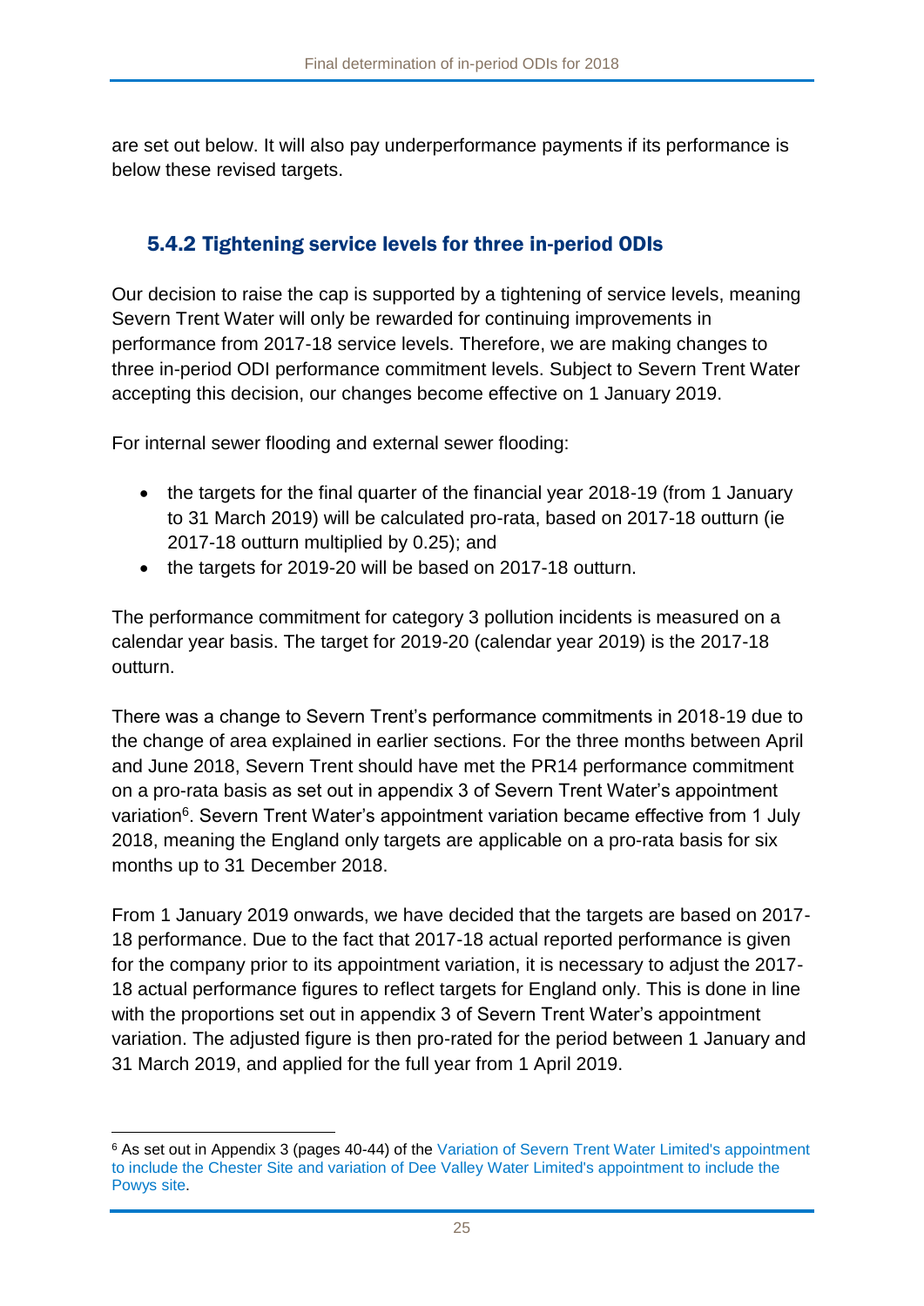are set out below. It will also pay underperformance payments if its performance is below these revised targets.

### 5.4.2 Tightening service levels for three in-period ODIs

Our decision to raise the cap is supported by a tightening of service levels, meaning Severn Trent Water will only be rewarded for continuing improvements in performance from 2017-18 service levels. Therefore, we are making changes to three in-period ODI performance commitment levels. Subject to Severn Trent Water accepting this decision, our changes become effective on 1 January 2019.

For internal sewer flooding and external sewer flooding:

- the targets for the final quarter of the financial year 2018-19 (from 1 January to 31 March 2019) will be calculated pro-rata, based on 2017-18 outturn (ie 2017-18 outturn multiplied by 0.25); and
- the targets for 2019-20 will be based on 2017-18 outturn.

The performance commitment for category 3 pollution incidents is measured on a calendar year basis. The target for 2019-20 (calendar year 2019) is the 2017-18 outturn.

There was a change to Severn Trent's performance commitments in 2018-19 due to the change of area explained in earlier sections. For the three months between April and June 2018, Severn Trent should have met the PR14 performance commitment on a pro-rata basis as set out in appendix 3 of Severn Trent Water's appointment variation[6]. Severn Trent Water's appointment variation became effective from 1 July 2018, meaning the England only targets are applicable on a pro-rata basis for six months up to 31 December 2018.

From 1 January 2019 onwards, we have decided that the targets are based on 2017-18 performance. Due to the fact that 2017-18 actual reported performance is given for the company prior to its appointment variation, it is necessary to adjust the 2017-18 actual performance figures to reflect targets for England only. This is done in line with the proportions set out in appendix 3 of Severn Trent Water's appointment variation. The adjusted figure is then pro-rated for the period between 1 January and 31 March 2019, and applied for the full year from 1 April 2019.

[6] As set out in Appendix 3 (pages 40-44) of the Variation of Severn Trent Water Limited's appointment to include the Chester Site and variation of Dee Valley Water Limited's appointment to include the Powys site.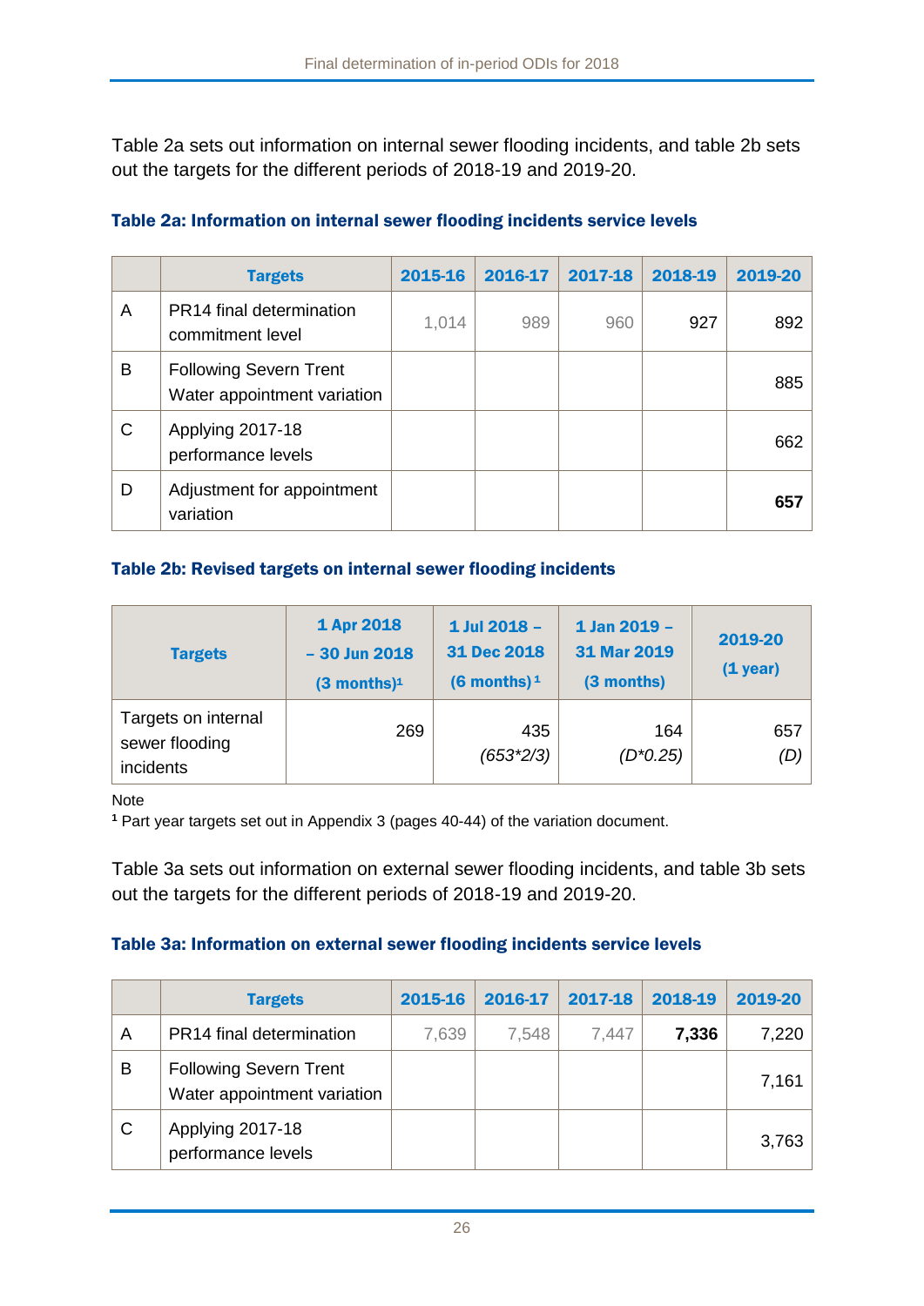Table 2a sets out information on internal sewer flooding incidents, and table 2b sets out the targets for the different periods of 2018-19 and 2019-20.

**Table 2a: Information on internal sewer flooding incidents service levels**

| | Targets | 2015-16 | 2016-17 | 2017-18 | 2018-19 | 2019-20 |
|---|---|---|---|---|---|---|
| A | PR14 final determination commitment level | 1,014 | 989 | 960 | 927 | 892 |
| B | Following Severn Trent Water appointment variation | | | | | 885 |
| C | Applying 2017-18 performance levels | | | | | 662 |
| D | Adjustment for appointment variation | | | | | **657** |

**Table 2b: Revised targets on internal sewer flooding incidents**

| Targets | 1 Apr 2018 – 30 Jun 2018 (3 months)[1] | 1 Jul 2018 – 31 Dec 2018 (6 months)[1] | 1 Jan 2019 – 31 Mar 2019 (3 months) | 2019-20 (1 year) |
|---|---|---|---|---|
| Targets on internal sewer flooding incidents | 269 | 435 *(653*2/3)* | 164 *(D*0.25)* | 657 *(D)* |

Note

[1] Part year targets set out in Appendix 3 (pages 40-44) of the variation document.

Table 3a sets out information on external sewer flooding incidents, and table 3b sets out the targets for the different periods of 2018-19 and 2019-20.

**Table 3a: Information on external sewer flooding incidents service levels**

| | Targets | 2015-16 | 2016-17 | 2017-18 | 2018-19 | 2019-20 |
|---|---|---|---|---|---|---|
| A | PR14 final determination | 7,639 | 7,548 | 7,447 | **7,336** | 7,220 |
| B | Following Severn Trent Water appointment variation | | | | | 7,161 |
| C | Applying 2017-18 performance levels | | | | | 3,763 |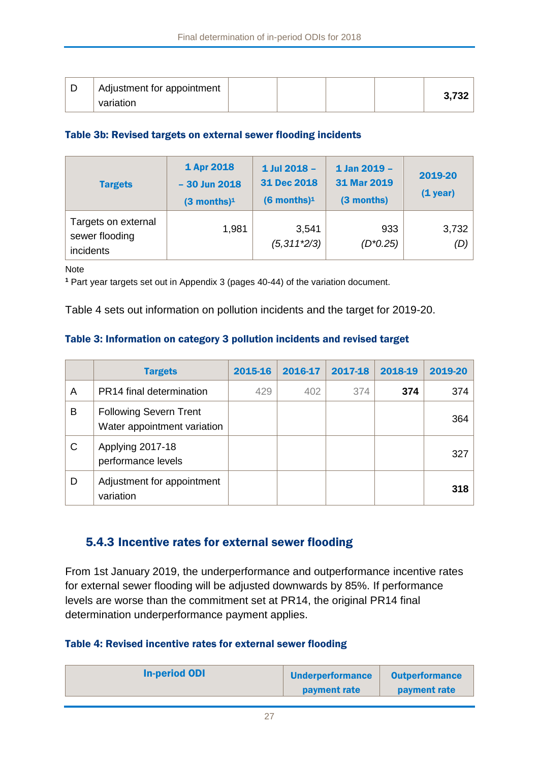| D | Adjustment for appointment variation | | | | | **3,732** |
|---|---|---|---|---|---|---|

#### Table 3b: Revised targets on external sewer flooding incidents

| Targets | 1 Apr 2018 – 30 Jun 2018 (3 months)[1] | 1 Jul 2018 – 31 Dec 2018 (6 months)[1] | 1 Jan 2019 – 31 Mar 2019 (3 months) | 2019-20 (1 year) |
|---|---|---|---|---|
| Targets on external sewer flooding incidents | 1,981 | 3,541 *(5,311*2/3)* | 933 *(D*0.25)* | 3,732 *(D)* |

Note

[1] Part year targets set out in Appendix 3 (pages 40-44) of the variation document.

Table 4 sets out information on pollution incidents and the target for 2019-20.

#### Table 3: Information on category 3 pollution incidents and revised target

| | Targets | 2015-16 | 2016-17 | 2017-18 | 2018-19 | 2019-20 |
|---|---|---|---|---|---|---|
| A | PR14 final determination | 429 | 402 | 374 | **374** | 374 |
| B | Following Severn Trent Water appointment variation | | | | | 364 |
| C | Applying 2017-18 performance levels | | | | | 327 |
| D | Adjustment for appointment variation | | | | | **318** |

### 5.4.3 Incentive rates for external sewer flooding

From 1st January 2019, the underperformance and outperformance incentive rates for external sewer flooding will be adjusted downwards by 85%. If performance levels are worse than the commitment set at PR14, the original PR14 final determination underperformance payment applies.

#### Table 4: Revised incentive rates for external sewer flooding

| In-period ODI | Underperformance payment rate | Outperformance payment rate |
|---|---|---|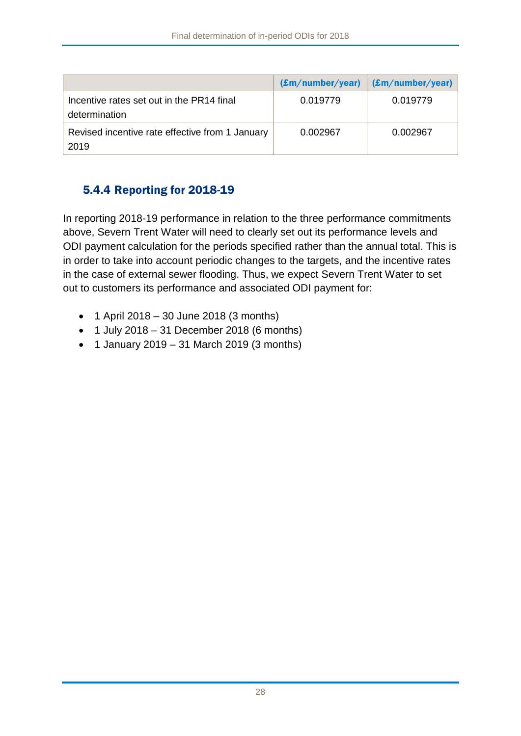| | (£m/number/year) | (£m/number/year) |
|---|---|---|
| Incentive rates set out in the PR14 final determination | 0.019779 | 0.019779 |
| Revised incentive rate effective from 1 January 2019 | 0.002967 | 0.002967 |

### 5.4.4 Reporting for 2018-19

In reporting 2018-19 performance in relation to the three performance commitments above, Severn Trent Water will need to clearly set out its performance levels and ODI payment calculation for the periods specified rather than the annual total. This is in order to take into account periodic changes to the targets, and the incentive rates in the case of external sewer flooding. Thus, we expect Severn Trent Water to set out to customers its performance and associated ODI payment for:

- 1 April 2018 – 30 June 2018 (3 months)
- 1 July 2018 – 31 December 2018 (6 months)
- 1 January 2019 – 31 March 2019 (3 months)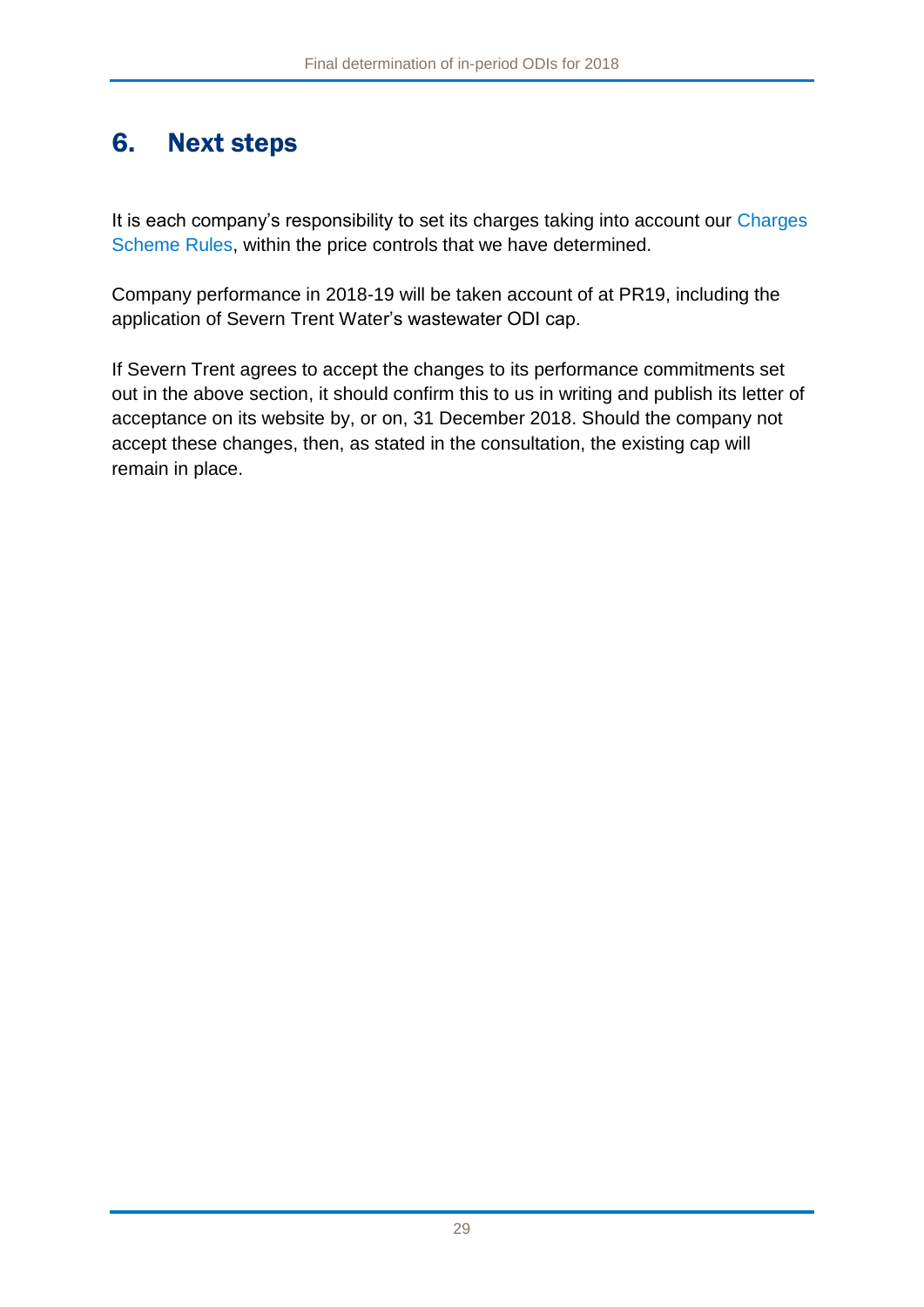# 6. Next steps

It is each company's responsibility to set its charges taking into account our Charges Scheme Rules, within the price controls that we have determined.

Company performance in 2018-19 will be taken account of at PR19, including the application of Severn Trent Water's wastewater ODI cap.

If Severn Trent agrees to accept the changes to its performance commitments set out in the above section, it should confirm this to us in writing and publish its letter of acceptance on its website by, or on, 31 December 2018. Should the company not accept these changes, then, as stated in the consultation, the existing cap will remain in place.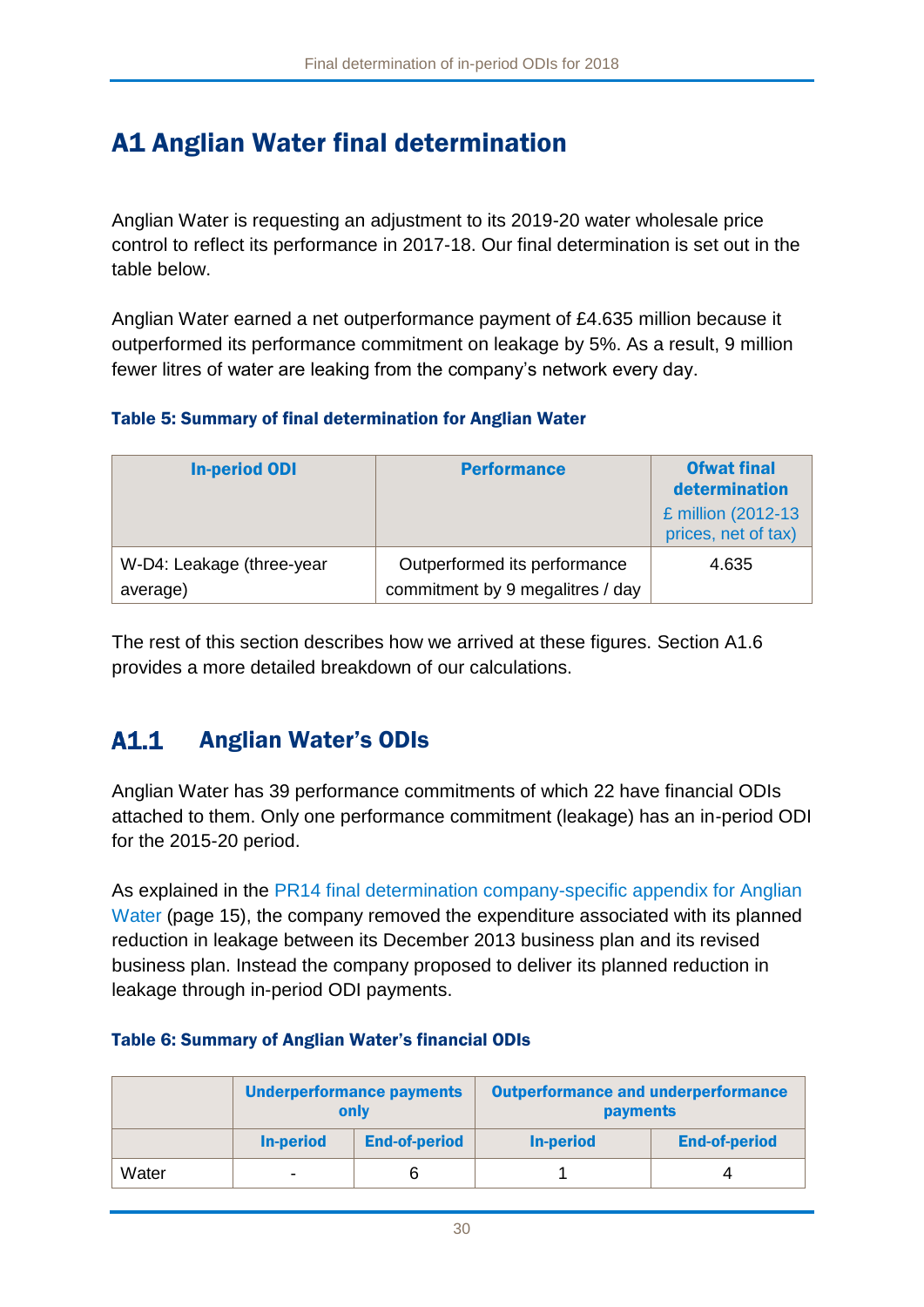# A1 Anglian Water final determination

Anglian Water is requesting an adjustment to its 2019-20 water wholesale price control to reflect its performance in 2017-18. Our final determination is set out in the table below.

Anglian Water earned a net outperformance payment of £4.635 million because it outperformed its performance commitment on leakage by 5%. As a result, 9 million fewer litres of water are leaking from the company's network every day.

**Table 5: Summary of final determination for Anglian Water**

| In-period ODI | Performance | Ofwat final determination £ million (2012-13 prices, net of tax) |
|---|---|---|
| W-D4: Leakage (three-year average) | Outperformed its performance commitment by 9 megalitres / day | 4.635 |

The rest of this section describes how we arrived at these figures. Section A1.6 provides a more detailed breakdown of our calculations.

## A1.1 Anglian Water's ODIs

Anglian Water has 39 performance commitments of which 22 have financial ODIs attached to them. Only one performance commitment (leakage) has an in-period ODI for the 2015-20 period.

As explained in the PR14 final determination company-specific appendix for Anglian Water (page 15), the company removed the expenditure associated with its planned reduction in leakage between its December 2013 business plan and its revised business plan. Instead the company proposed to deliver its planned reduction in leakage through in-period ODI payments.

**Table 6: Summary of Anglian Water's financial ODIs**

| | Underperformance payments only | | Outperformance and underperformance payments | |
|---|---|---|---|---|
| | In-period | End-of-period | In-period | End-of-period |
| Water | - | 6 | 1 | 4 |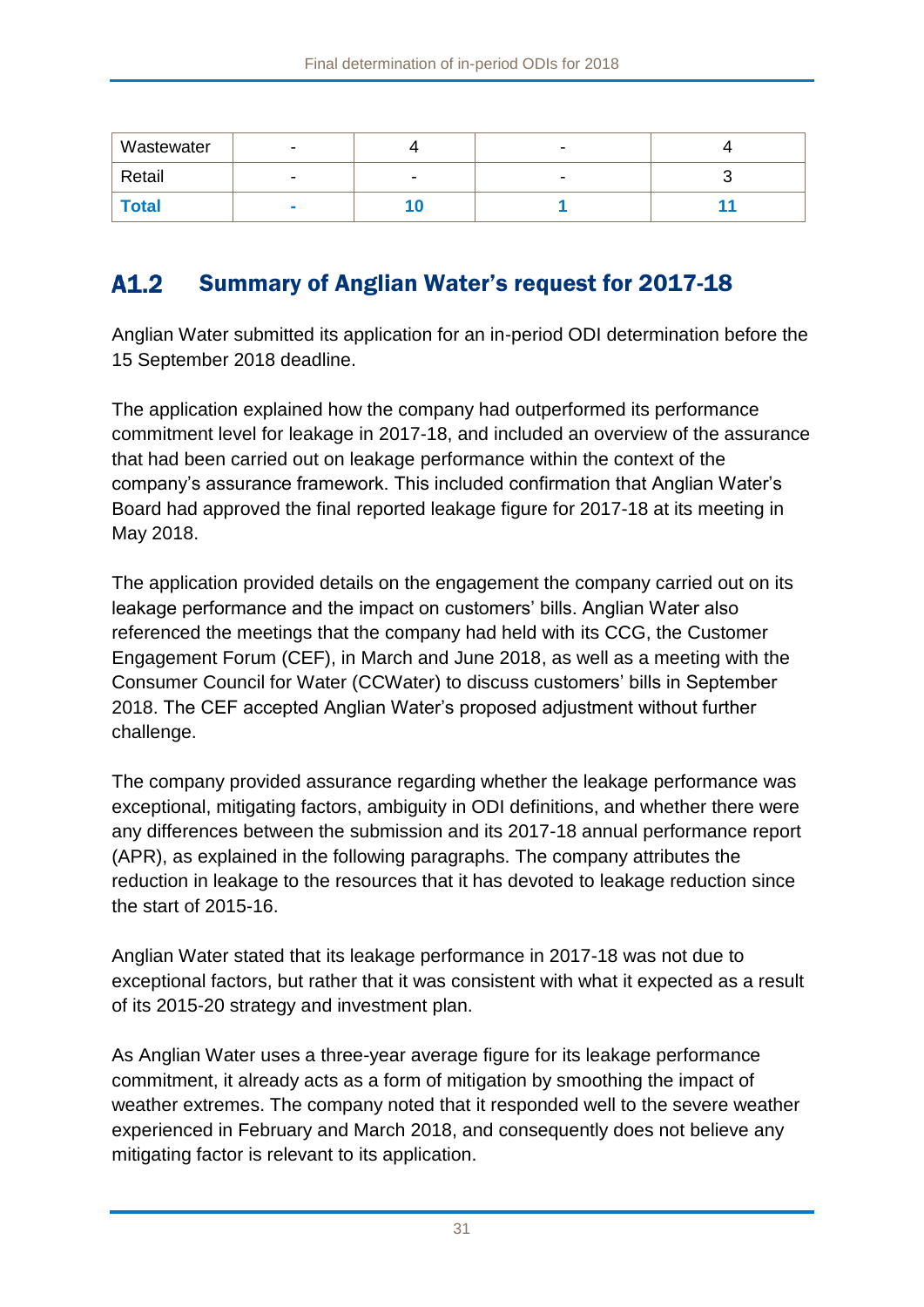| Wastewater | - | 4 | - | 4 |
|---|---|---|---|---|
| Retail | - | - | - | 3 |
| **Total** | **-** | **10** | **1** | **11** |

## A1.2 Summary of Anglian Water's request for 2017-18

Anglian Water submitted its application for an in-period ODI determination before the 15 September 2018 deadline.

The application explained how the company had outperformed its performance commitment level for leakage in 2017-18, and included an overview of the assurance that had been carried out on leakage performance within the context of the company's assurance framework. This included confirmation that Anglian Water's Board had approved the final reported leakage figure for 2017-18 at its meeting in May 2018.

The application provided details on the engagement the company carried out on its leakage performance and the impact on customers' bills. Anglian Water also referenced the meetings that the company had held with its CCG, the Customer Engagement Forum (CEF), in March and June 2018, as well as a meeting with the Consumer Council for Water (CCWater) to discuss customers' bills in September 2018. The CEF accepted Anglian Water's proposed adjustment without further challenge.

The company provided assurance regarding whether the leakage performance was exceptional, mitigating factors, ambiguity in ODI definitions, and whether there were any differences between the submission and its 2017-18 annual performance report (APR), as explained in the following paragraphs. The company attributes the reduction in leakage to the resources that it has devoted to leakage reduction since the start of 2015-16.

Anglian Water stated that its leakage performance in 2017-18 was not due to exceptional factors, but rather that it was consistent with what it expected as a result of its 2015-20 strategy and investment plan.

As Anglian Water uses a three-year average figure for its leakage performance commitment, it already acts as a form of mitigation by smoothing the impact of weather extremes. The company noted that it responded well to the severe weather experienced in February and March 2018, and consequently does not believe any mitigating factor is relevant to its application.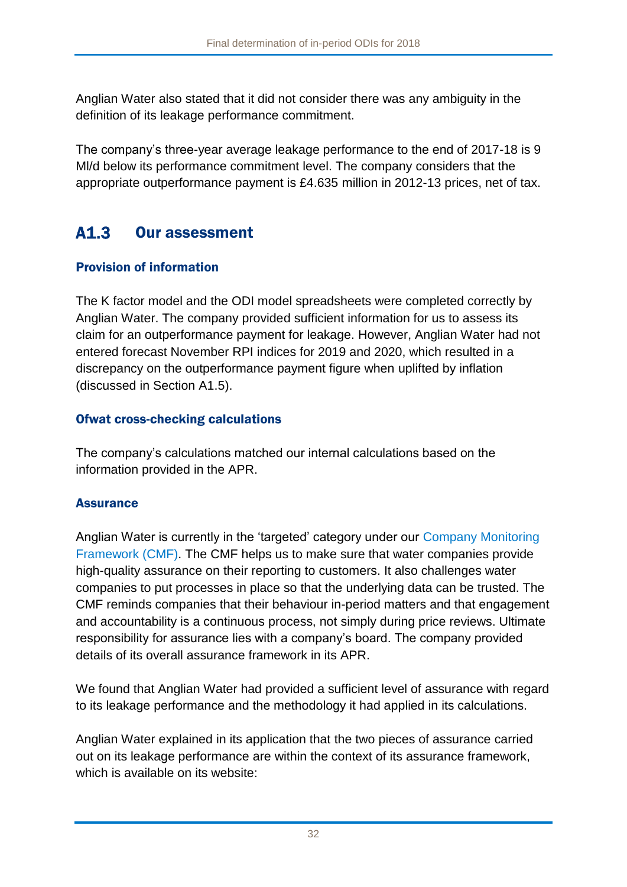Anglian Water also stated that it did not consider there was any ambiguity in the definition of its leakage performance commitment.

The company's three-year average leakage performance to the end of 2017-18 is 9 Ml/d below its performance commitment level. The company considers that the appropriate outperformance payment is £4.635 million in 2012-13 prices, net of tax.

## A1.3 Our assessment

### Provision of information

The K factor model and the ODI model spreadsheets were completed correctly by Anglian Water. The company provided sufficient information for us to assess its claim for an outperformance payment for leakage. However, Anglian Water had not entered forecast November RPI indices for 2019 and 2020, which resulted in a discrepancy on the outperformance payment figure when uplifted by inflation (discussed in Section A1.5).

### Ofwat cross-checking calculations

The company's calculations matched our internal calculations based on the information provided in the APR.

### Assurance

Anglian Water is currently in the 'targeted' category under our Company Monitoring Framework (CMF). The CMF helps us to make sure that water companies provide high-quality assurance on their reporting to customers. It also challenges water companies to put processes in place so that the underlying data can be trusted. The CMF reminds companies that their behaviour in-period matters and that engagement and accountability is a continuous process, not simply during price reviews. Ultimate responsibility for assurance lies with a company's board. The company provided details of its overall assurance framework in its APR.

We found that Anglian Water had provided a sufficient level of assurance with regard to its leakage performance and the methodology it had applied in its calculations.

Anglian Water explained in its application that the two pieces of assurance carried out on its leakage performance are within the context of its assurance framework, which is available on its website: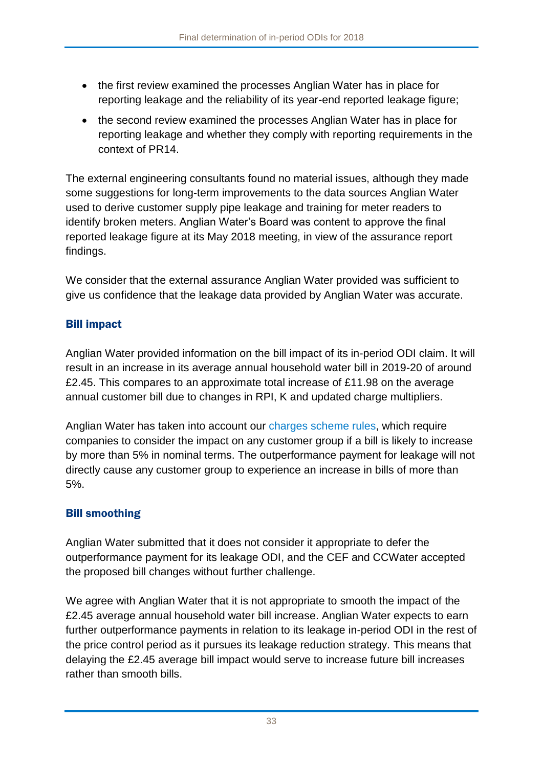- the first review examined the processes Anglian Water has in place for reporting leakage and the reliability of its year-end reported leakage figure;
- the second review examined the processes Anglian Water has in place for reporting leakage and whether they comply with reporting requirements in the context of PR14.

The external engineering consultants found no material issues, although they made some suggestions for long-term improvements to the data sources Anglian Water used to derive customer supply pipe leakage and training for meter readers to identify broken meters. Anglian Water's Board was content to approve the final reported leakage figure at its May 2018 meeting, in view of the assurance report findings.

We consider that the external assurance Anglian Water provided was sufficient to give us confidence that the leakage data provided by Anglian Water was accurate.

### Bill impact

Anglian Water provided information on the bill impact of its in-period ODI claim. It will result in an increase in its average annual household water bill in 2019-20 of around £2.45. This compares to an approximate total increase of £11.98 on the average annual customer bill due to changes in RPI, K and updated charge multipliers.

Anglian Water has taken into account our charges scheme rules, which require companies to consider the impact on any customer group if a bill is likely to increase by more than 5% in nominal terms. The outperformance payment for leakage will not directly cause any customer group to experience an increase in bills of more than 5%.

### Bill smoothing

Anglian Water submitted that it does not consider it appropriate to defer the outperformance payment for its leakage ODI, and the CEF and CCWater accepted the proposed bill changes without further challenge.

We agree with Anglian Water that it is not appropriate to smooth the impact of the £2.45 average annual household water bill increase. Anglian Water expects to earn further outperformance payments in relation to its leakage in-period ODI in the rest of the price control period as it pursues its leakage reduction strategy. This means that delaying the £2.45 average bill impact would serve to increase future bill increases rather than smooth bills.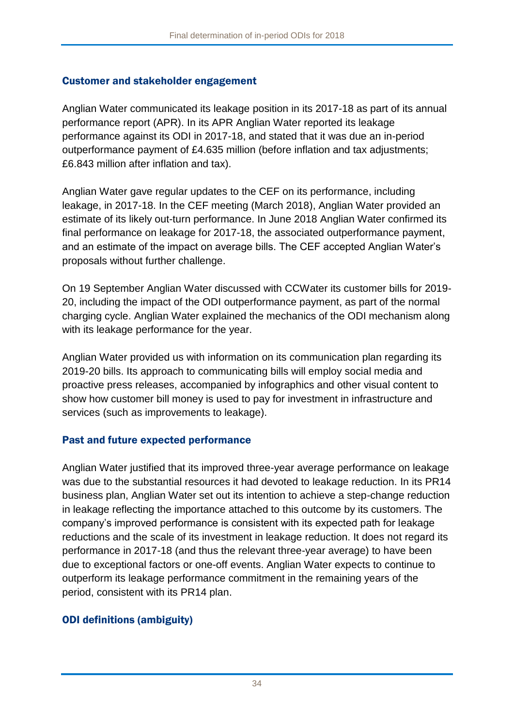### Customer and stakeholder engagement

Anglian Water communicated its leakage position in its 2017-18 as part of its annual performance report (APR). In its APR Anglian Water reported its leakage performance against its ODI in 2017-18, and stated that it was due an in-period outperformance payment of £4.635 million (before inflation and tax adjustments; £6.843 million after inflation and tax).

Anglian Water gave regular updates to the CEF on its performance, including leakage, in 2017-18. In the CEF meeting (March 2018), Anglian Water provided an estimate of its likely out-turn performance. In June 2018 Anglian Water confirmed its final performance on leakage for 2017-18, the associated outperformance payment, and an estimate of the impact on average bills. The CEF accepted Anglian Water's proposals without further challenge.

On 19 September Anglian Water discussed with CCWater its customer bills for 2019-20, including the impact of the ODI outperformance payment, as part of the normal charging cycle. Anglian Water explained the mechanics of the ODI mechanism along with its leakage performance for the year.

Anglian Water provided us with information on its communication plan regarding its 2019-20 bills. Its approach to communicating bills will employ social media and proactive press releases, accompanied by infographics and other visual content to show how customer bill money is used to pay for investment in infrastructure and services (such as improvements to leakage).

### Past and future expected performance

Anglian Water justified that its improved three-year average performance on leakage was due to the substantial resources it had devoted to leakage reduction. In its PR14 business plan, Anglian Water set out its intention to achieve a step-change reduction in leakage reflecting the importance attached to this outcome by its customers. The company's improved performance is consistent with its expected path for leakage reductions and the scale of its investment in leakage reduction. It does not regard its performance in 2017-18 (and thus the relevant three-year average) to have been due to exceptional factors or one-off events. Anglian Water expects to continue to outperform its leakage performance commitment in the remaining years of the period, consistent with its PR14 plan.

### ODI definitions (ambiguity)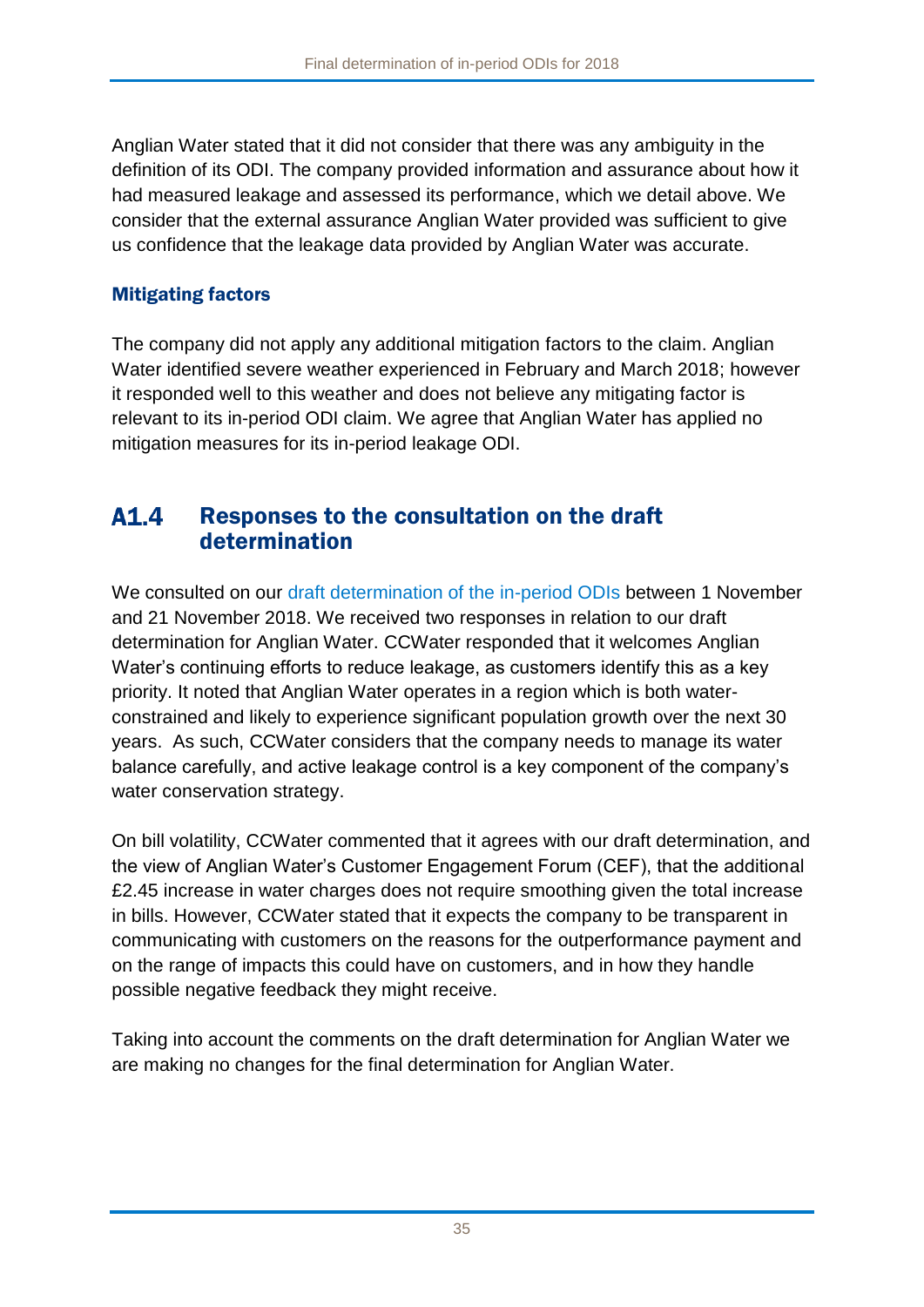Anglian Water stated that it did not consider that there was any ambiguity in the definition of its ODI. The company provided information and assurance about how it had measured leakage and assessed its performance, which we detail above. We consider that the external assurance Anglian Water provided was sufficient to give us confidence that the leakage data provided by Anglian Water was accurate.

### Mitigating factors

The company did not apply any additional mitigation factors to the claim. Anglian Water identified severe weather experienced in February and March 2018; however it responded well to this weather and does not believe any mitigating factor is relevant to its in-period ODI claim. We agree that Anglian Water has applied no mitigation measures for its in-period leakage ODI.

## A1.4 Responses to the consultation on the draft determination

We consulted on our draft determination of the in-period ODIs between 1 November and 21 November 2018. We received two responses in relation to our draft determination for Anglian Water. CCWater responded that it welcomes Anglian Water's continuing efforts to reduce leakage, as customers identify this as a key priority. It noted that Anglian Water operates in a region which is both water-constrained and likely to experience significant population growth over the next 30 years. As such, CCWater considers that the company needs to manage its water balance carefully, and active leakage control is a key component of the company's water conservation strategy.

On bill volatility, CCWater commented that it agrees with our draft determination, and the view of Anglian Water's Customer Engagement Forum (CEF), that the additional £2.45 increase in water charges does not require smoothing given the total increase in bills. However, CCWater stated that it expects the company to be transparent in communicating with customers on the reasons for the outperformance payment and on the range of impacts this could have on customers, and in how they handle possible negative feedback they might receive.

Taking into account the comments on the draft determination for Anglian Water we are making no changes for the final determination for Anglian Water.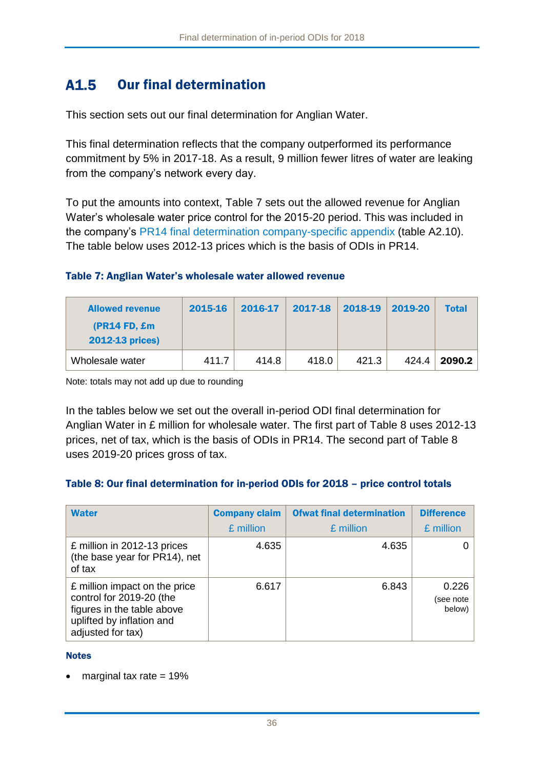## A1.5 Our final determination

This section sets out our final determination for Anglian Water.

This final determination reflects that the company outperformed its performance commitment by 5% in 2017-18. As a result, 9 million fewer litres of water are leaking from the company's network every day.

To put the amounts into context, Table 7 sets out the allowed revenue for Anglian Water's wholesale water price control for the 2015-20 period. This was included in the company's PR14 final determination company-specific appendix (table A2.10). The table below uses 2012-13 prices which is the basis of ODIs in PR14.

**Table 7: Anglian Water's wholesale water allowed revenue**

| Allowed revenue (PR14 FD, £m 2012-13 prices) | 2015-16 | 2016-17 | 2017-18 | 2018-19 | 2019-20 | Total |
|---|---|---|---|---|---|---|
| Wholesale water | 411.7 | 414.8 | 418.0 | 421.3 | 424.4 | **2090.2** |

Note: totals may not add up due to rounding

In the tables below we set out the overall in-period ODI final determination for Anglian Water in £ million for wholesale water. The first part of Table 8 uses 2012-13 prices, net of tax, which is the basis of ODIs in PR14. The second part of Table 8 uses 2019-20 prices gross of tax.

**Table 8: Our final determination for in-period ODIs for 2018 – price control totals**

| Water | Company claim £ million | Ofwat final determination £ million | Difference £ million |
|---|---|---|---|
| £ million in 2012-13 prices (the base year for PR14), net of tax | 4.635 | 4.635 | 0 |
| £ million impact on the price control for 2019-20 (the figures in the table above uplifted by inflation and adjusted for tax) | 6.617 | 6.843 | 0.226 (see note below) |

**Notes**

- marginal tax rate = 19%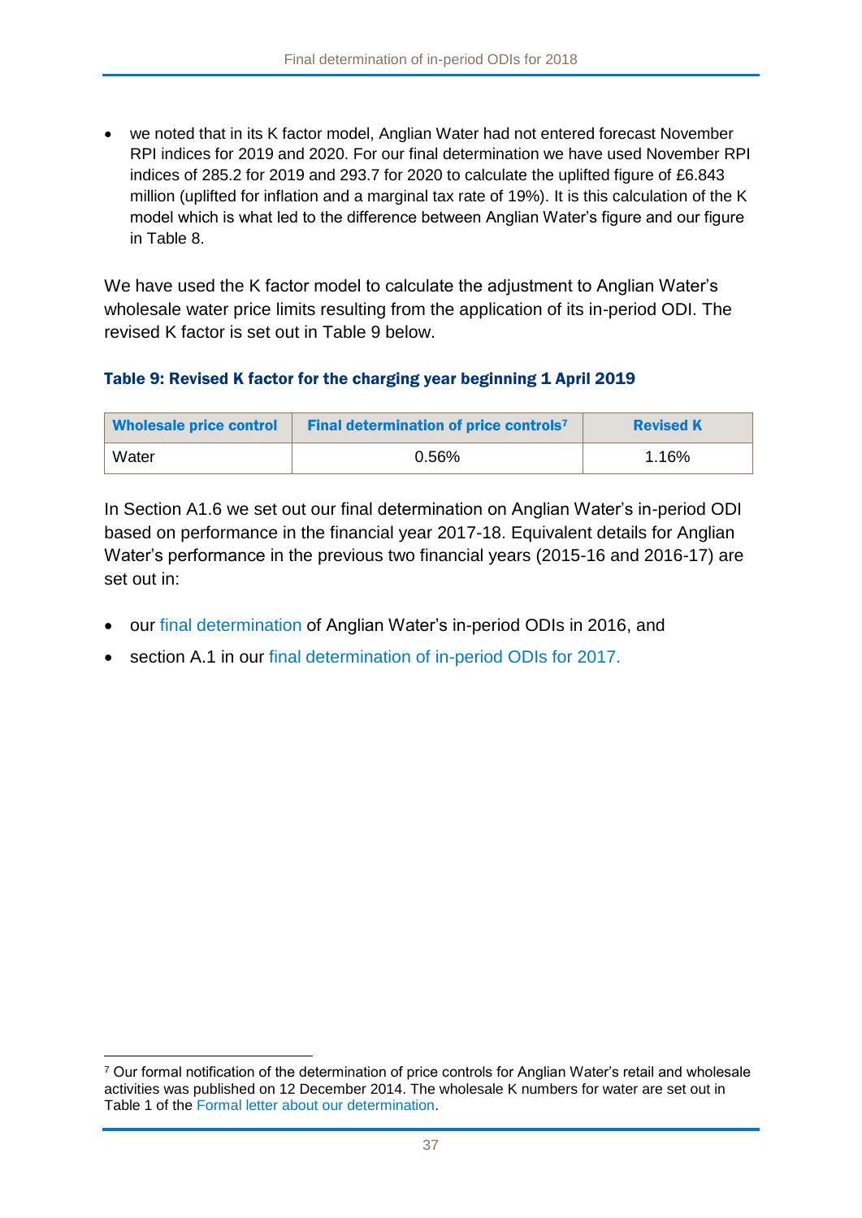- we noted that in its K factor model, Anglian Water had not entered forecast November RPI indices for 2019 and 2020. For our final determination we have used November RPI indices of 285.2 for 2019 and 293.7 for 2020 to calculate the uplifted figure of £6.843 million (uplifted for inflation and a marginal tax rate of 19%). It is this calculation of the K model which is what led to the difference between Anglian Water's figure and our figure in Table 8.

We have used the K factor model to calculate the adjustment to Anglian Water's wholesale water price limits resulting from the application of its in-period ODI. The revised K factor is set out in Table 9 below.

#### Table 9: Revised K factor for the charging year beginning 1 April 2019

| Wholesale price control | Final determination of price controls[7] | Revised K |
|---|---|---|
| Water | 0.56% | 1.16% |

In Section A1.6 we set out our final determination on Anglian Water's in-period ODI based on performance in the financial year 2017-18. Equivalent details for Anglian Water's performance in the previous two financial years (2015-16 and 2016-17) are set out in:

- our final determination of Anglian Water's in-period ODIs in 2016, and
- section A.1 in our final determination of in-period ODIs for 2017.

[7] Our formal notification of the determination of price controls for Anglian Water's retail and wholesale activities was published on 12 December 2014. The wholesale K numbers for water are set out in Table 1 of the Formal letter about our determination.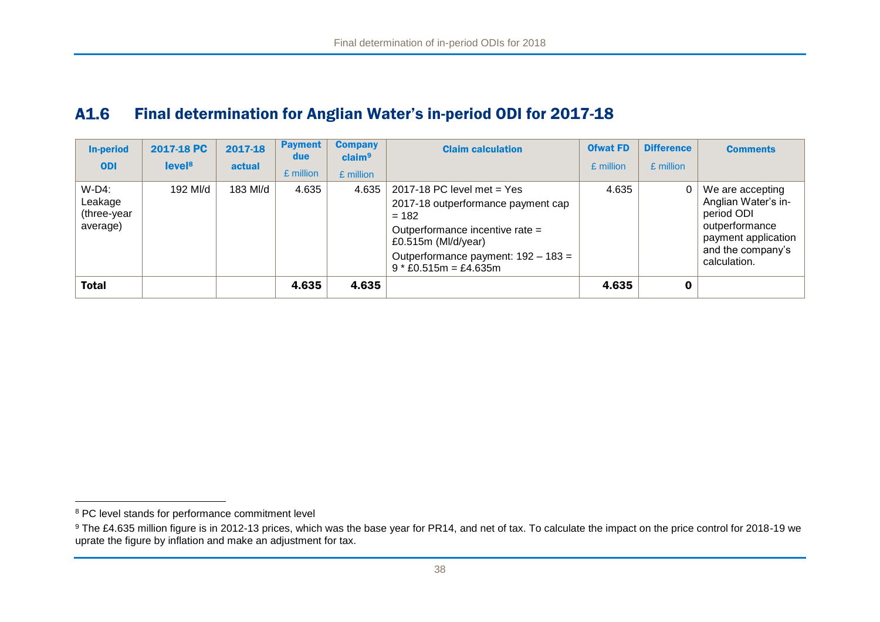## A1.6 Final determination for Anglian Water's in-period ODI for 2017-18

| In-period ODI | 2017-18 PC level[8] | 2017-18 actual | Payment due £ million | Company claim[9] £ million | Claim calculation | Ofwat FD £ million | Difference £ million | Comments |
|---|---|---|---|---|---|---|---|---|
| W-D4: Leakage (three-year average) | 192 Ml/d | 183 Ml/d | 4.635 | 4.635 | 2017-18 PC level met = Yes<br>2017-18 outperformance payment cap = 182<br>Outperformance incentive rate = £0.515m (Ml/d/year)<br>Outperformance payment: 192 – 183 = 9 * £0.515m = £4.635m | 4.635 | 0 | We are accepting Anglian Water's in-period ODI outperformance payment application and the company's calculation. |
| **Total** | | | **4.635** | **4.635** | | **4.635** | **0** | |

[8] PC level stands for performance commitment level

[9] The £4.635 million figure is in 2012-13 prices, which was the base year for PR14, and net of tax. To calculate the impact on the price control for 2018-19 we uprate the figure by inflation and make an adjustment for tax.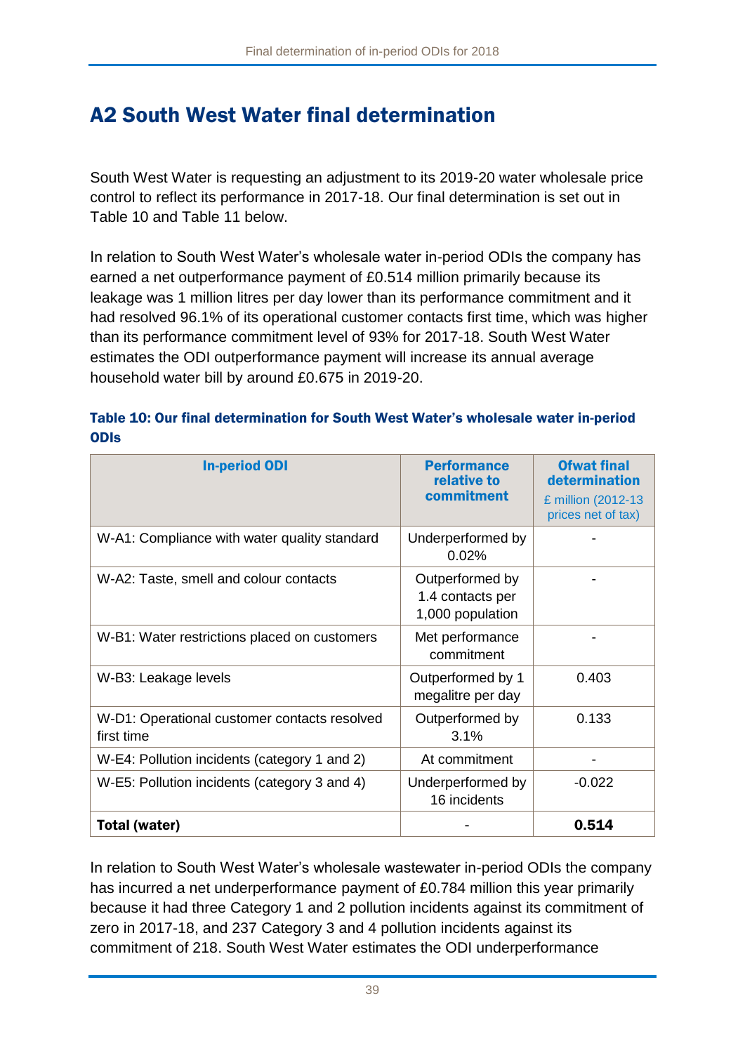## A2 South West Water final determination

South West Water is requesting an adjustment to its 2019-20 water wholesale price control to reflect its performance in 2017-18. Our final determination is set out in Table 10 and Table 11 below.

In relation to South West Water's wholesale water in-period ODIs the company has earned a net outperformance payment of £0.514 million primarily because its leakage was 1 million litres per day lower than its performance commitment and it had resolved 96.1% of its operational customer contacts first time, which was higher than its performance commitment level of 93% for 2017-18. South West Water estimates the ODI outperformance payment will increase its annual average household water bill by around £0.675 in 2019-20.

**Table 10: Our final determination for South West Water's wholesale water in-period ODIs**

| In-period ODI | Performance relative to commitment | Ofwat final determination £ million (2012-13 prices net of tax) |
|---|---|---|
| W-A1: Compliance with water quality standard | Underperformed by 0.02% | - |
| W-A2: Taste, smell and colour contacts | Outperformed by 1.4 contacts per 1,000 population | - |
| W-B1: Water restrictions placed on customers | Met performance commitment | - |
| W-B3: Leakage levels | Outperformed by 1 megalitre per day | 0.403 |
| W-D1: Operational customer contacts resolved first time | Outperformed by 3.1% | 0.133 |
| W-E4: Pollution incidents (category 1 and 2) | At commitment | - |
| W-E5: Pollution incidents (category 3 and 4) | Underperformed by 16 incidents | -0.022 |
| **Total (water)** | - | **0.514** |

In relation to South West Water's wholesale wastewater in-period ODIs the company has incurred a net underperformance payment of £0.784 million this year primarily because it had three Category 1 and 2 pollution incidents against its commitment of zero in 2017-18, and 237 Category 3 and 4 pollution incidents against its commitment of 218. South West Water estimates the ODI underperformance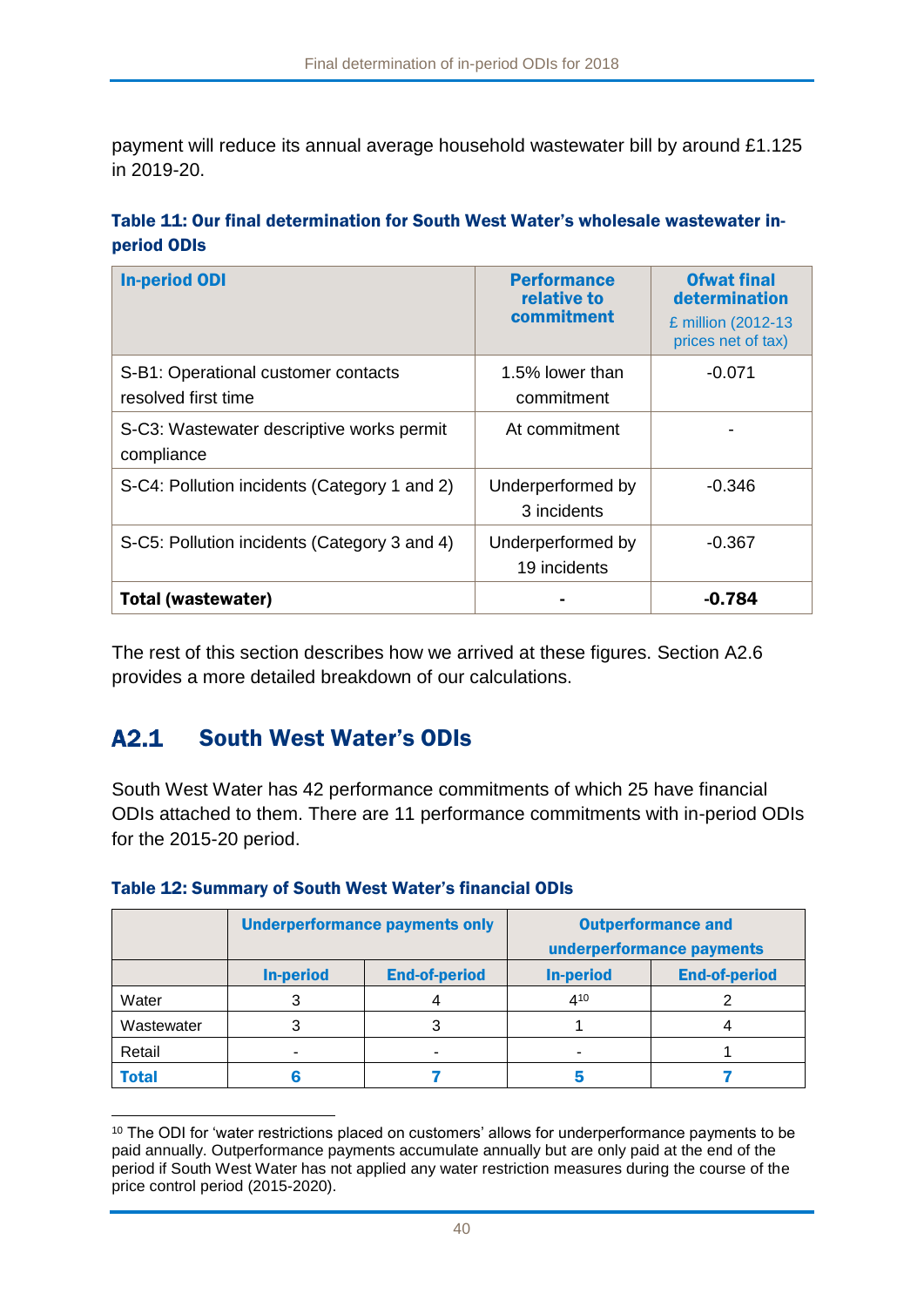payment will reduce its annual average household wastewater bill by around £1.125 in 2019-20.

**Table 11: Our final determination for South West Water's wholesale wastewater in-period ODIs**

| In-period ODI | Performance relative to commitment | Ofwat final determination £ million (2012-13 prices net of tax) |
|---|---|---|
| S-B1: Operational customer contacts resolved first time | 1.5% lower than commitment | -0.071 |
| S-C3: Wastewater descriptive works permit compliance | At commitment | - |
| S-C4: Pollution incidents (Category 1 and 2) | Underperformed by 3 incidents | -0.346 |
| S-C5: Pollution incidents (Category 3 and 4) | Underperformed by 19 incidents | -0.367 |
| **Total (wastewater)** | - | **-0.784** |

The rest of this section describes how we arrived at these figures. Section A2.6 provides a more detailed breakdown of our calculations.

## A2.1 South West Water's ODIs

South West Water has 42 performance commitments of which 25 have financial ODIs attached to them. There are 11 performance commitments with in-period ODIs for the 2015-20 period.

**Table 12: Summary of South West Water's financial ODIs**

| | Underperformance payments only | | Outperformance and underperformance payments | |
|---|---|---|---|---|
| | In-period | End-of-period | In-period | End-of-period |
| Water | 3 | 4 | 4[10] | 2 |
| Wastewater | 3 | 3 | 1 | 4 |
| Retail | - | - | - | 1 |
| **Total** | **6** | **7** | **5** | **7** |

[10] The ODI for 'water restrictions placed on customers' allows for underperformance payments to be paid annually. Outperformance payments accumulate annually but are only paid at the end of the period if South West Water has not applied any water restriction measures during the course of the price control period (2015-2020).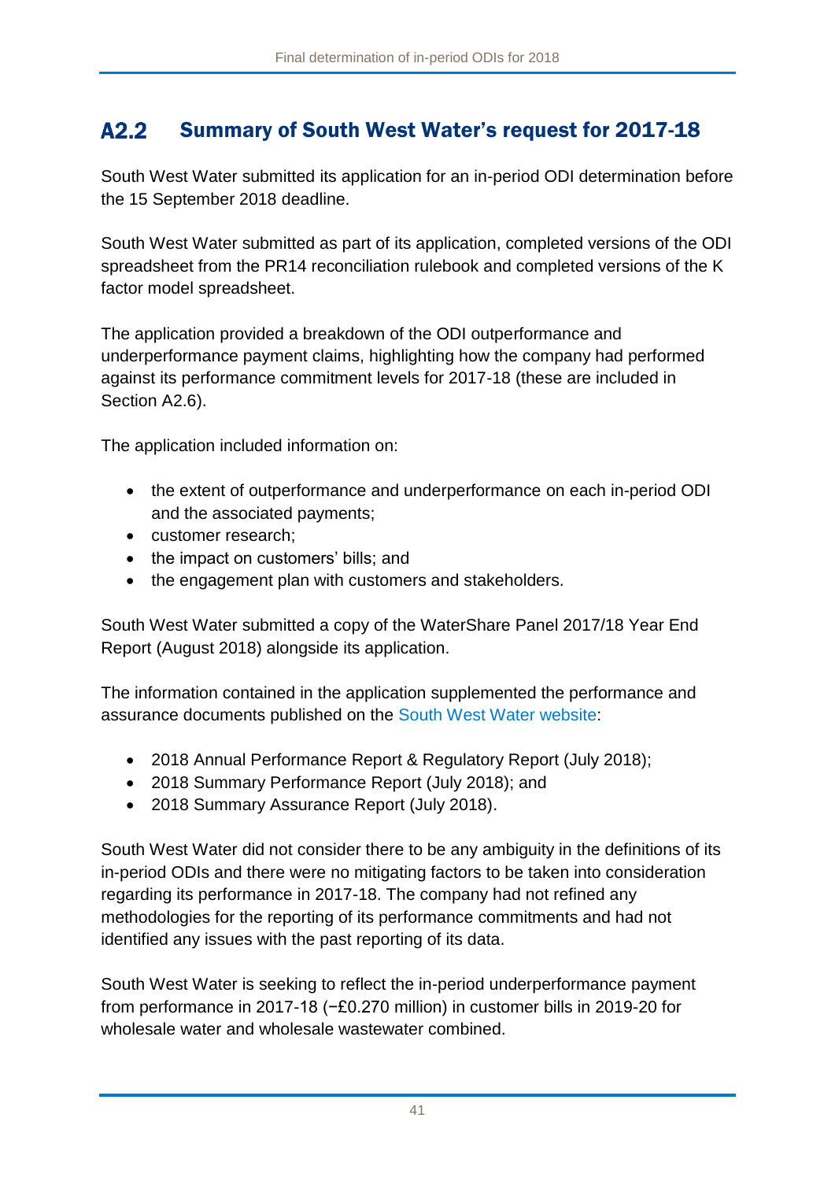## A2.2 Summary of South West Water's request for 2017-18

South West Water submitted its application for an in-period ODI determination before the 15 September 2018 deadline.

South West Water submitted as part of its application, completed versions of the ODI spreadsheet from the PR14 reconciliation rulebook and completed versions of the K factor model spreadsheet.

The application provided a breakdown of the ODI outperformance and underperformance payment claims, highlighting how the company had performed against its performance commitment levels for 2017-18 (these are included in Section A2.6).

The application included information on:

- the extent of outperformance and underperformance on each in-period ODI and the associated payments;
- customer research;
- the impact on customers' bills; and
- the engagement plan with customers and stakeholders.

South West Water submitted a copy of the WaterShare Panel 2017/18 Year End Report (August 2018) alongside its application.

The information contained in the application supplemented the performance and assurance documents published on the South West Water website:

- 2018 Annual Performance Report & Regulatory Report (July 2018);
- 2018 Summary Performance Report (July 2018); and
- 2018 Summary Assurance Report (July 2018).

South West Water did not consider there to be any ambiguity in the definitions of its in-period ODIs and there were no mitigating factors to be taken into consideration regarding its performance in 2017-18. The company had not refined any methodologies for the reporting of its performance commitments and had not identified any issues with the past reporting of its data.

South West Water is seeking to reflect the in-period underperformance payment from performance in 2017-18 (−£0.270 million) in customer bills in 2019-20 for wholesale water and wholesale wastewater combined.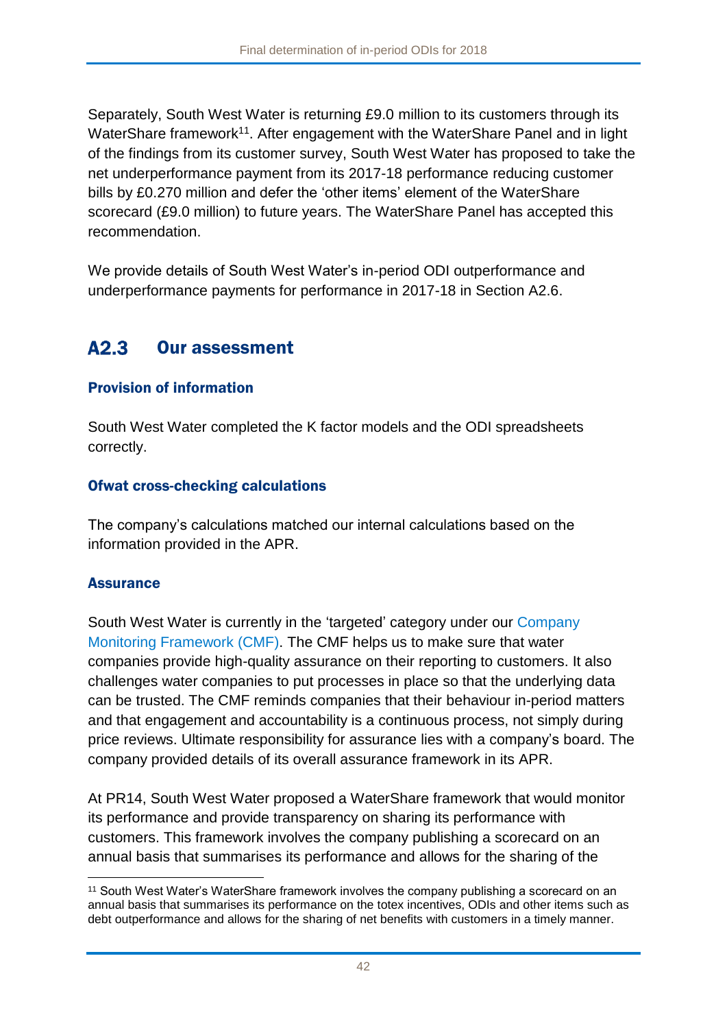Separately, South West Water is returning £9.0 million to its customers through its WaterShare framework[11]. After engagement with the WaterShare Panel and in light of the findings from its customer survey, South West Water has proposed to take the net underperformance payment from its 2017-18 performance reducing customer bills by £0.270 million and defer the 'other items' element of the WaterShare scorecard (£9.0 million) to future years. The WaterShare Panel has accepted this recommendation.

We provide details of South West Water's in-period ODI outperformance and underperformance payments for performance in 2017-18 in Section A2.6.

## A2.3 Our assessment

### Provision of information

South West Water completed the K factor models and the ODI spreadsheets correctly.

### Ofwat cross-checking calculations

The company's calculations matched our internal calculations based on the information provided in the APR.

### Assurance

South West Water is currently in the 'targeted' category under our Company Monitoring Framework (CMF). The CMF helps us to make sure that water companies provide high-quality assurance on their reporting to customers. It also challenges water companies to put processes in place so that the underlying data can be trusted. The CMF reminds companies that their behaviour in-period matters and that engagement and accountability is a continuous process, not simply during price reviews. Ultimate responsibility for assurance lies with a company's board. The company provided details of its overall assurance framework in its APR.

At PR14, South West Water proposed a WaterShare framework that would monitor its performance and provide transparency on sharing its performance with customers. This framework involves the company publishing a scorecard on an annual basis that summarises its performance and allows for the sharing of the

[11] South West Water's WaterShare framework involves the company publishing a scorecard on an annual basis that summarises its performance on the totex incentives, ODIs and other items such as debt outperformance and allows for the sharing of net benefits with customers in a timely manner.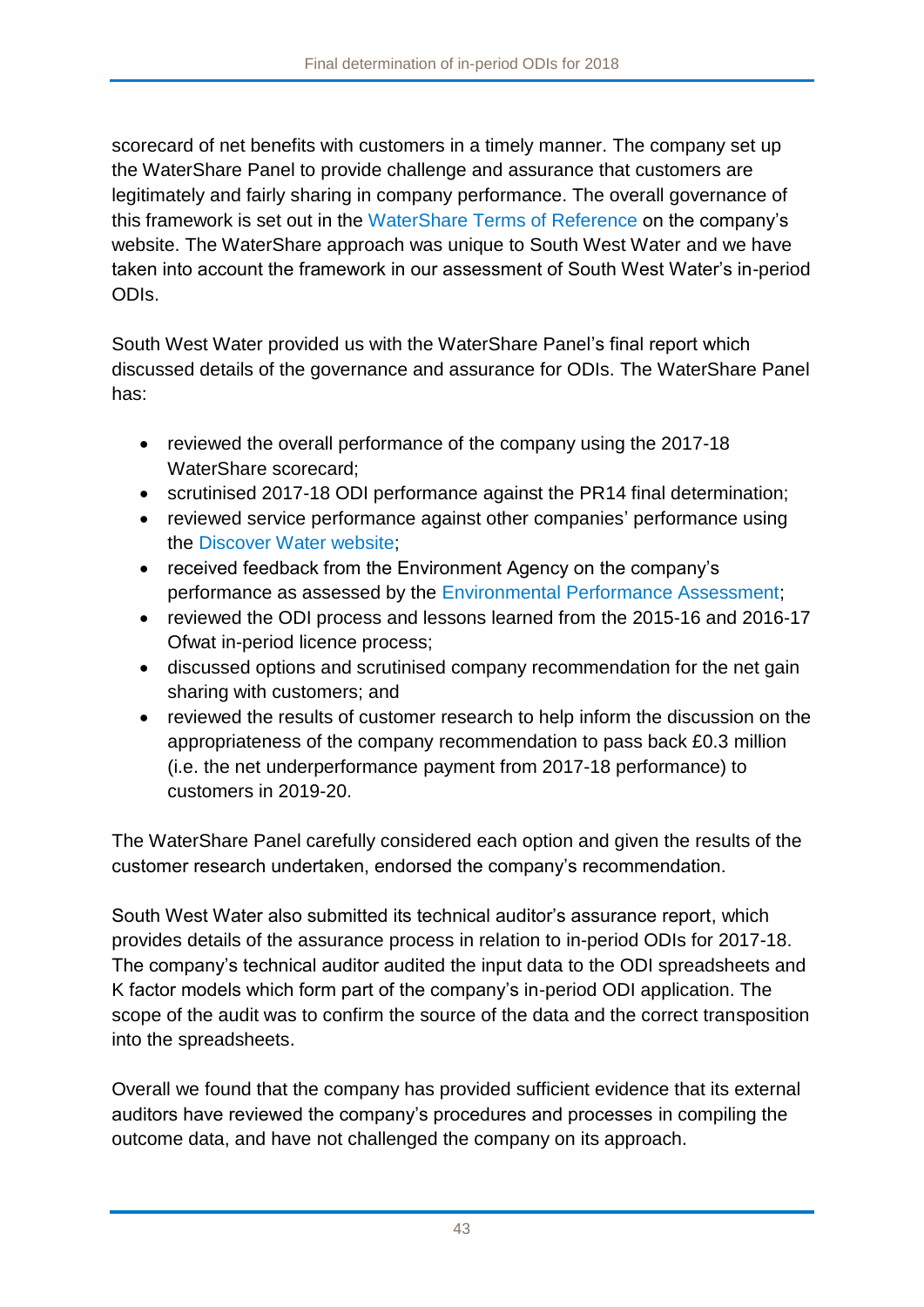scorecard of net benefits with customers in a timely manner. The company set up the WaterShare Panel to provide challenge and assurance that customers are legitimately and fairly sharing in company performance. The overall governance of this framework is set out in the WaterShare Terms of Reference on the company's website. The WaterShare approach was unique to South West Water and we have taken into account the framework in our assessment of South West Water's in-period ODIs.

South West Water provided us with the WaterShare Panel's final report which discussed details of the governance and assurance for ODIs. The WaterShare Panel has:

- reviewed the overall performance of the company using the 2017-18 WaterShare scorecard;
- scrutinised 2017-18 ODI performance against the PR14 final determination;
- reviewed service performance against other companies' performance using the Discover Water website;
- received feedback from the Environment Agency on the company's performance as assessed by the Environmental Performance Assessment;
- reviewed the ODI process and lessons learned from the 2015-16 and 2016-17 Ofwat in-period licence process;
- discussed options and scrutinised company recommendation for the net gain sharing with customers; and
- reviewed the results of customer research to help inform the discussion on the appropriateness of the company recommendation to pass back £0.3 million (i.e. the net underperformance payment from 2017-18 performance) to customers in 2019-20.

The WaterShare Panel carefully considered each option and given the results of the customer research undertaken, endorsed the company's recommendation.

South West Water also submitted its technical auditor's assurance report, which provides details of the assurance process in relation to in-period ODIs for 2017-18. The company's technical auditor audited the input data to the ODI spreadsheets and K factor models which form part of the company's in-period ODI application. The scope of the audit was to confirm the source of the data and the correct transposition into the spreadsheets.

Overall we found that the company has provided sufficient evidence that its external auditors have reviewed the company's procedures and processes in compiling the outcome data, and have not challenged the company on its approach.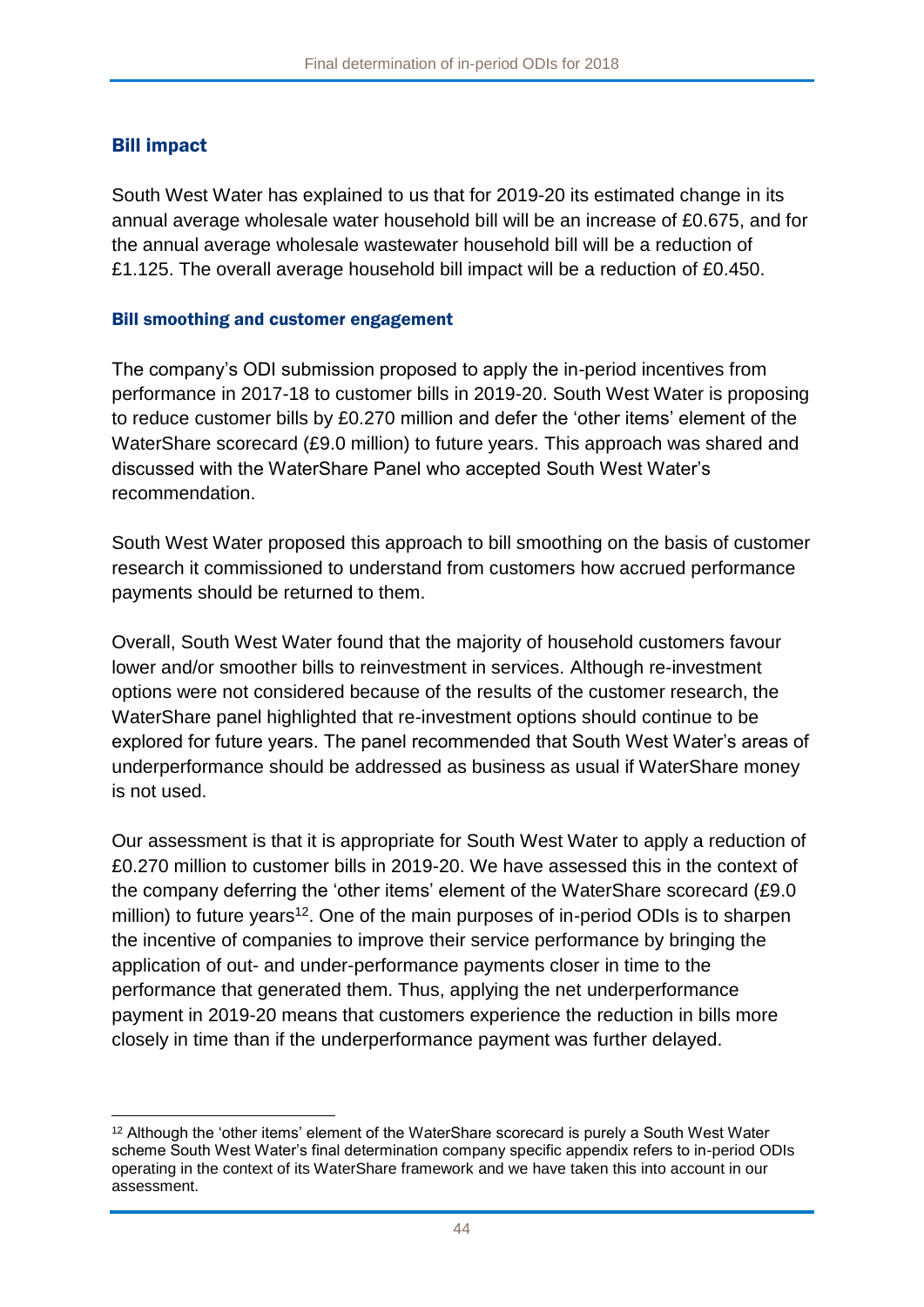## Bill impact

South West Water has explained to us that for 2019-20 its estimated change in its annual average wholesale water household bill will be an increase of £0.675, and for the annual average wholesale wastewater household bill will be a reduction of £1.125. The overall average household bill impact will be a reduction of £0.450.

### Bill smoothing and customer engagement

The company's ODI submission proposed to apply the in-period incentives from performance in 2017-18 to customer bills in 2019-20. South West Water is proposing to reduce customer bills by £0.270 million and defer the 'other items' element of the WaterShare scorecard (£9.0 million) to future years. This approach was shared and discussed with the WaterShare Panel who accepted South West Water's recommendation.

South West Water proposed this approach to bill smoothing on the basis of customer research it commissioned to understand from customers how accrued performance payments should be returned to them.

Overall, South West Water found that the majority of household customers favour lower and/or smoother bills to reinvestment in services. Although re-investment options were not considered because of the results of the customer research, the WaterShare panel highlighted that re-investment options should continue to be explored for future years. The panel recommended that South West Water's areas of underperformance should be addressed as business as usual if WaterShare money is not used.

Our assessment is that it is appropriate for South West Water to apply a reduction of £0.270 million to customer bills in 2019-20. We have assessed this in the context of the company deferring the 'other items' element of the WaterShare scorecard (£9.0 million) to future years[12]. One of the main purposes of in-period ODIs is to sharpen the incentive of companies to improve their service performance by bringing the application of out- and under-performance payments closer in time to the performance that generated them. Thus, applying the net underperformance payment in 2019-20 means that customers experience the reduction in bills more closely in time than if the underperformance payment was further delayed.

[12] Although the 'other items' element of the WaterShare scorecard is purely a South West Water scheme South West Water's final determination company specific appendix refers to in-period ODIs operating in the context of its WaterShare framework and we have taken this into account in our assessment.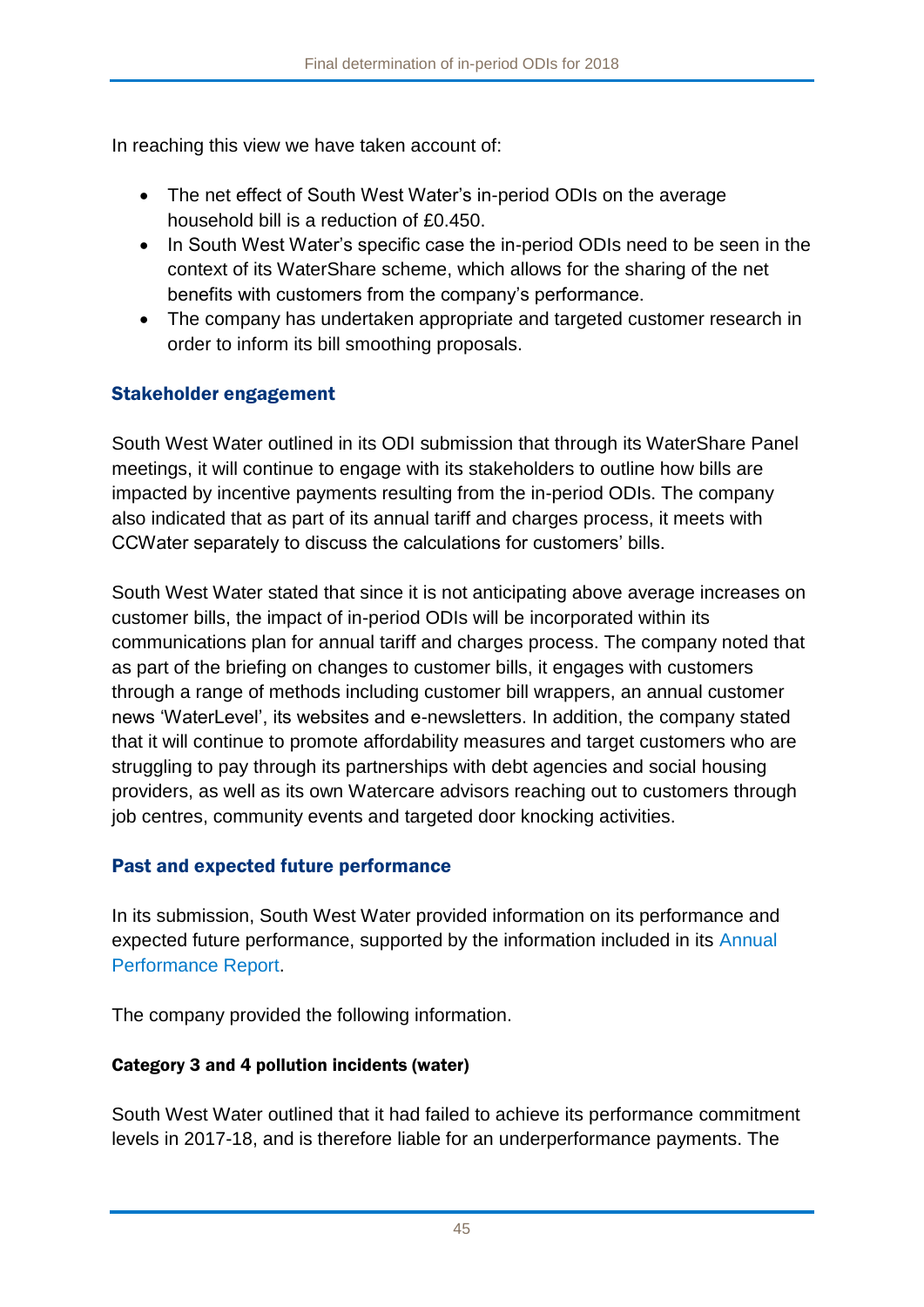In reaching this view we have taken account of:

- The net effect of South West Water's in-period ODIs on the average household bill is a reduction of £0.450.
- In South West Water's specific case the in-period ODIs need to be seen in the context of its WaterShare scheme, which allows for the sharing of the net benefits with customers from the company's performance.
- The company has undertaken appropriate and targeted customer research in order to inform its bill smoothing proposals.

### Stakeholder engagement

South West Water outlined in its ODI submission that through its WaterShare Panel meetings, it will continue to engage with its stakeholders to outline how bills are impacted by incentive payments resulting from the in-period ODIs. The company also indicated that as part of its annual tariff and charges process, it meets with CCWater separately to discuss the calculations for customers' bills.

South West Water stated that since it is not anticipating above average increases on customer bills, the impact of in-period ODIs will be incorporated within its communications plan for annual tariff and charges process. The company noted that as part of the briefing on changes to customer bills, it engages with customers through a range of methods including customer bill wrappers, an annual customer news 'WaterLevel', its websites and e-newsletters. In addition, the company stated that it will continue to promote affordability measures and target customers who are struggling to pay through its partnerships with debt agencies and social housing providers, as well as its own Watercare advisors reaching out to customers through job centres, community events and targeted door knocking activities.

### Past and expected future performance

In its submission, South West Water provided information on its performance and expected future performance, supported by the information included in its Annual Performance Report.

The company provided the following information.

#### Category 3 and 4 pollution incidents (water)

South West Water outlined that it had failed to achieve its performance commitment levels in 2017-18, and is therefore liable for an underperformance payments. The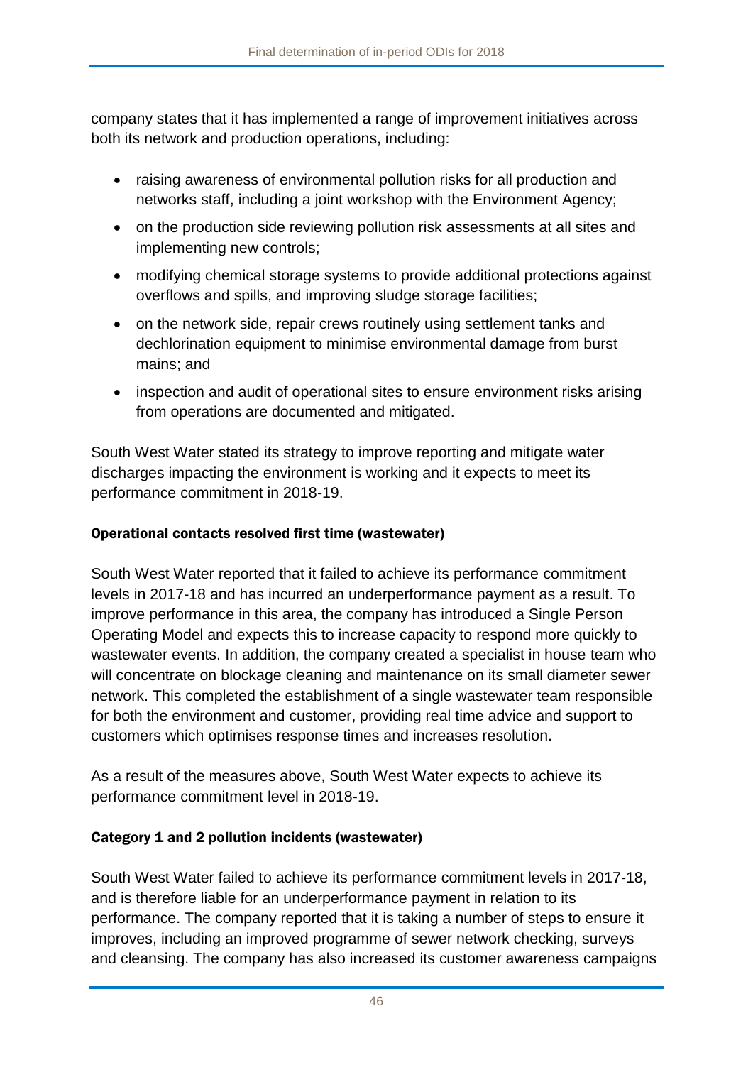company states that it has implemented a range of improvement initiatives across both its network and production operations, including:

- raising awareness of environmental pollution risks for all production and networks staff, including a joint workshop with the Environment Agency;
- on the production side reviewing pollution risk assessments at all sites and implementing new controls;
- modifying chemical storage systems to provide additional protections against overflows and spills, and improving sludge storage facilities;
- on the network side, repair crews routinely using settlement tanks and dechlorination equipment to minimise environmental damage from burst mains; and
- inspection and audit of operational sites to ensure environment risks arising from operations are documented and mitigated.

South West Water stated its strategy to improve reporting and mitigate water discharges impacting the environment is working and it expects to meet its performance commitment in 2018-19.

#### Operational contacts resolved first time (wastewater)

South West Water reported that it failed to achieve its performance commitment levels in 2017-18 and has incurred an underperformance payment as a result. To improve performance in this area, the company has introduced a Single Person Operating Model and expects this to increase capacity to respond more quickly to wastewater events. In addition, the company created a specialist in house team who will concentrate on blockage cleaning and maintenance on its small diameter sewer network. This completed the establishment of a single wastewater team responsible for both the environment and customer, providing real time advice and support to customers which optimises response times and increases resolution.

As a result of the measures above, South West Water expects to achieve its performance commitment level in 2018-19.

#### Category 1 and 2 pollution incidents (wastewater)

South West Water failed to achieve its performance commitment levels in 2017-18, and is therefore liable for an underperformance payment in relation to its performance. The company reported that it is taking a number of steps to ensure it improves, including an improved programme of sewer network checking, surveys and cleansing. The company has also increased its customer awareness campaigns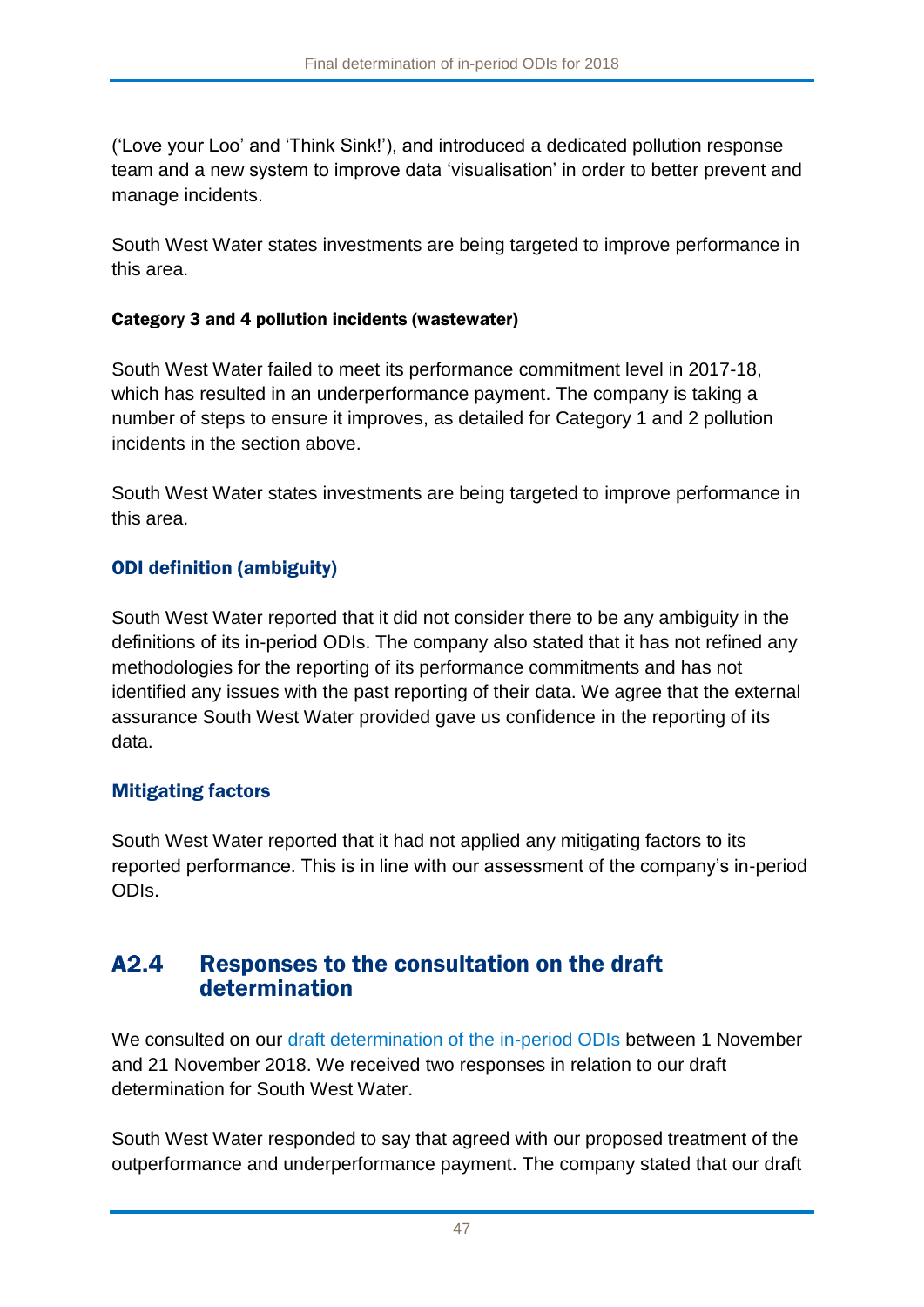('Love your Loo' and 'Think Sink!'), and introduced a dedicated pollution response team and a new system to improve data 'visualisation' in order to better prevent and manage incidents.

South West Water states investments are being targeted to improve performance in this area.

#### Category 3 and 4 pollution incidents (wastewater)

South West Water failed to meet its performance commitment level in 2017-18, which has resulted in an underperformance payment. The company is taking a number of steps to ensure it improves, as detailed for Category 1 and 2 pollution incidents in the section above.

South West Water states investments are being targeted to improve performance in this area.

### ODI definition (ambiguity)

South West Water reported that it did not consider there to be any ambiguity in the definitions of its in-period ODIs. The company also stated that it has not refined any methodologies for the reporting of its performance commitments and has not identified any issues with the past reporting of their data. We agree that the external assurance South West Water provided gave us confidence in the reporting of its data.

### Mitigating factors

South West Water reported that it had not applied any mitigating factors to its reported performance. This is in line with our assessment of the company's in-period ODIs.

## A2.4 Responses to the consultation on the draft determination

We consulted on our draft determination of the in-period ODIs between 1 November and 21 November 2018. We received two responses in relation to our draft determination for South West Water.

South West Water responded to say that agreed with our proposed treatment of the outperformance and underperformance payment. The company stated that our draft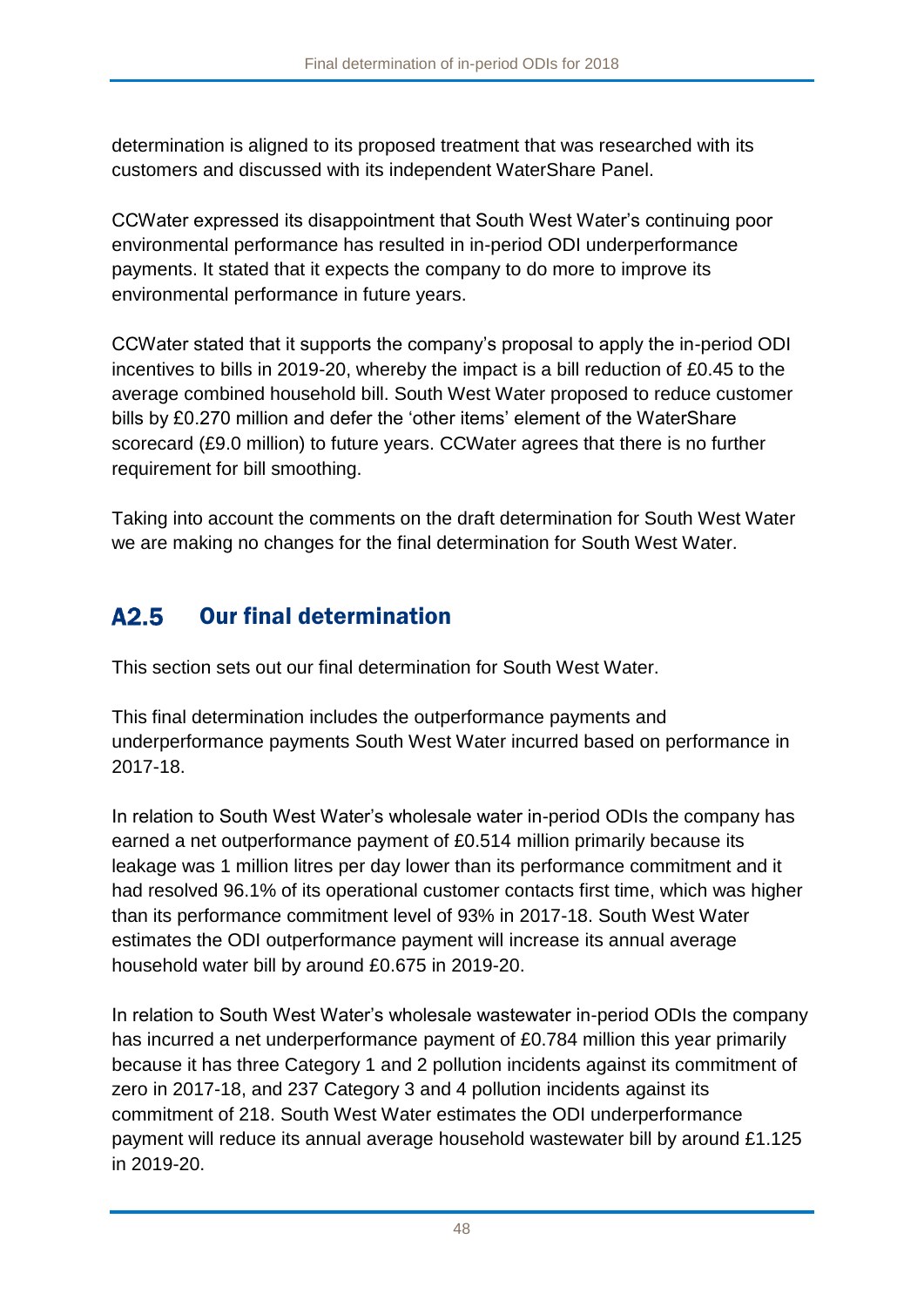determination is aligned to its proposed treatment that was researched with its customers and discussed with its independent WaterShare Panel.

CCWater expressed its disappointment that South West Water's continuing poor environmental performance has resulted in in-period ODI underperformance payments. It stated that it expects the company to do more to improve its environmental performance in future years.

CCWater stated that it supports the company's proposal to apply the in-period ODI incentives to bills in 2019-20, whereby the impact is a bill reduction of £0.45 to the average combined household bill. South West Water proposed to reduce customer bills by £0.270 million and defer the 'other items' element of the WaterShare scorecard (£9.0 million) to future years. CCWater agrees that there is no further requirement for bill smoothing.

Taking into account the comments on the draft determination for South West Water we are making no changes for the final determination for South West Water.

## A2.5 Our final determination

This section sets out our final determination for South West Water.

This final determination includes the outperformance payments and underperformance payments South West Water incurred based on performance in 2017-18.

In relation to South West Water's wholesale water in-period ODIs the company has earned a net outperformance payment of £0.514 million primarily because its leakage was 1 million litres per day lower than its performance commitment and it had resolved 96.1% of its operational customer contacts first time, which was higher than its performance commitment level of 93% in 2017-18. South West Water estimates the ODI outperformance payment will increase its annual average household water bill by around £0.675 in 2019-20.

In relation to South West Water's wholesale wastewater in-period ODIs the company has incurred a net underperformance payment of £0.784 million this year primarily because it has three Category 1 and 2 pollution incidents against its commitment of zero in 2017-18, and 237 Category 3 and 4 pollution incidents against its commitment of 218. South West Water estimates the ODI underperformance payment will reduce its annual average household wastewater bill by around £1.125 in 2019-20.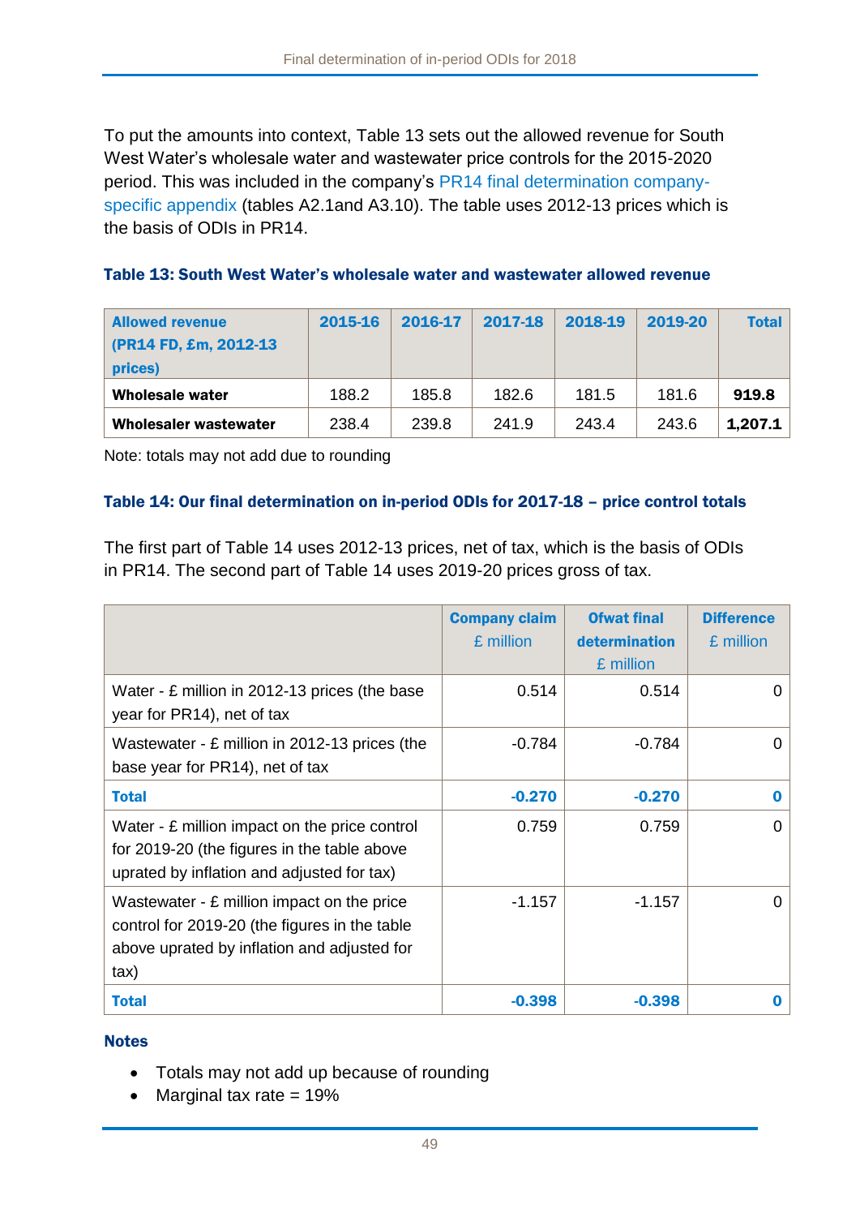To put the amounts into context, Table 13 sets out the allowed revenue for South West Water's wholesale water and wastewater price controls for the 2015-2020 period. This was included in the company's PR14 final determination company-specific appendix (tables A2.1and A3.10). The table uses 2012-13 prices which is the basis of ODIs in PR14.

**Table 13: South West Water's wholesale water and wastewater allowed revenue**

| Allowed revenue (PR14 FD, £m, 2012-13 prices) | 2015-16 | 2016-17 | 2017-18 | 2018-19 | 2019-20 | Total |
|---|---|---|---|---|---|---|
| **Wholesale water** | 188.2 | 185.8 | 182.6 | 181.5 | 181.6 | **919.8** |
| **Wholesaler wastewater** | 238.4 | 239.8 | 241.9 | 243.4 | 243.6 | **1,207.1** |

Note: totals may not add due to rounding

**Table 14: Our final determination on in-period ODIs for 2017-18 – price control totals**

The first part of Table 14 uses 2012-13 prices, net of tax, which is the basis of ODIs in PR14. The second part of Table 14 uses 2019-20 prices gross of tax.

| | Company claim £ million | Ofwat final determination £ million | Difference £ million |
|---|---|---|---|
| Water - £ million in 2012-13 prices (the base year for PR14), net of tax | 0.514 | 0.514 | 0 |
| Wastewater - £ million in 2012-13 prices (the base year for PR14), net of tax | -0.784 | -0.784 | 0 |
| **Total** | **-0.270** | **-0.270** | **0** |
| Water - £ million impact on the price control for 2019-20 (the figures in the table above uprated by inflation and adjusted for tax) | 0.759 | 0.759 | 0 |
| Wastewater - £ million impact on the price control for 2019-20 (the figures in the table above uprated by inflation and adjusted for tax) | -1.157 | -1.157 | 0 |
| **Total** | **-0.398** | **-0.398** | **0** |

**Notes**

- Totals may not add up because of rounding
- Marginal tax rate = 19%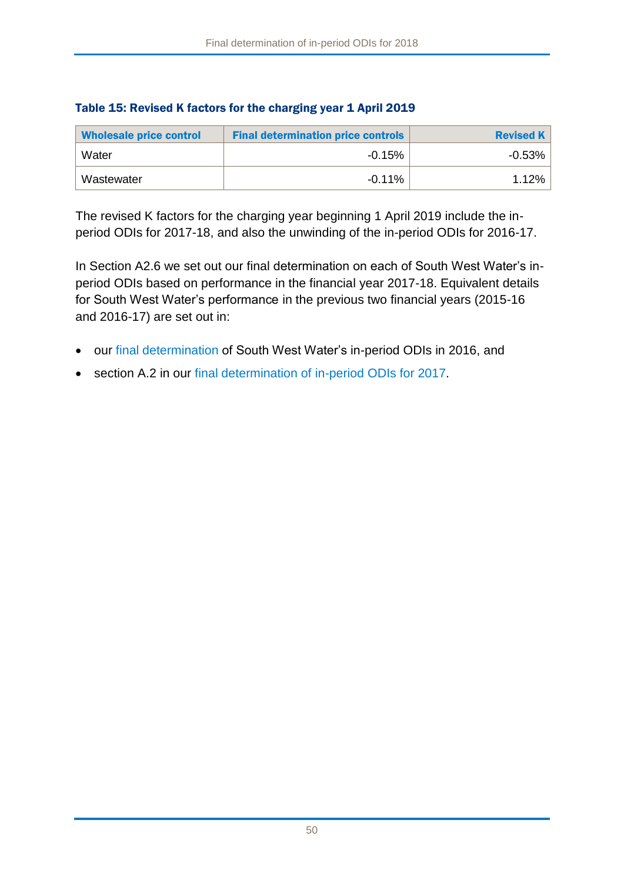**Table 15: Revised K factors for the charging year 1 April 2019**

| Wholesale price control | Final determination price controls | Revised K |
|---|---|---|
| Water | -0.15% | -0.53% |
| Wastewater | -0.11% | 1.12% |

The revised K factors for the charging year beginning 1 April 2019 include the in-period ODIs for 2017-18, and also the unwinding of the in-period ODIs for 2016-17.

In Section A2.6 we set out our final determination on each of South West Water's in-period ODIs based on performance in the financial year 2017-18. Equivalent details for South West Water's performance in the previous two financial years (2015-16 and 2016-17) are set out in:

- our final determination of South West Water's in-period ODIs in 2016, and
- section A.2 in our final determination of in-period ODIs for 2017.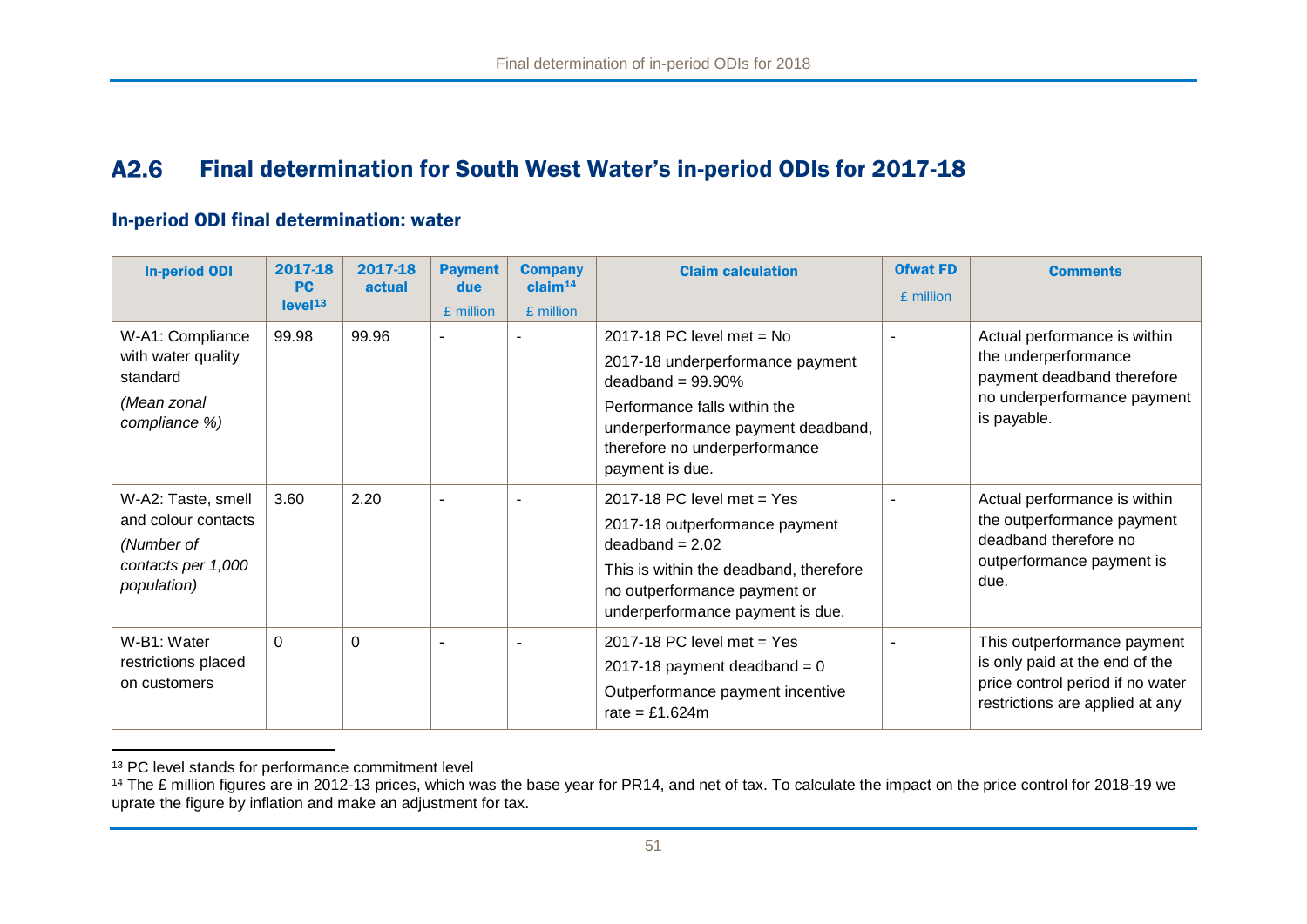## A2.6 Final determination for South West Water's in-period ODIs for 2017-18

### In-period ODI final determination: water

| In-period ODI | 2017-18 PC level[13] | 2017-18 actual | Payment due £ million | Company claim[14] £ million | Claim calculation | Ofwat FD £ million | Comments |
|---|---|---|---|---|---|---|---|
| W-A1: Compliance with water quality standard *(Mean zonal compliance %)* | 99.98 | 99.96 | - | - | 2017-18 PC level met = No 2017-18 underperformance payment deadband = 99.90% Performance falls within the underperformance payment deadband, therefore no underperformance payment is due. | - | Actual performance is within the underperformance payment deadband therefore no underperformance payment is payable. |
| W-A2: Taste, smell and colour contacts *(Number of contacts per 1,000 population)* | 3.60 | 2.20 | - | - | 2017-18 PC level met = Yes 2017-18 outperformance payment deadband = 2.02 This is within the deadband, therefore no outperformance payment or underperformance payment is due. | - | Actual performance is within the outperformance payment deadband therefore no outperformance payment is due. |
| W-B1: Water restrictions placed on customers | 0 | 0 | - | - | 2017-18 PC level met = Yes 2017-18 payment deadband = 0 Outperformance payment incentive rate = £1.624m | - | This outperformance payment is only paid at the end of the price control period if no water restrictions are applied at any |

[13] PC level stands for performance commitment level

[14] The £ million figures are in 2012-13 prices, which was the base year for PR14, and net of tax. To calculate the impact on the price control for 2018-19 we uprate the figure by inflation and make an adjustment for tax.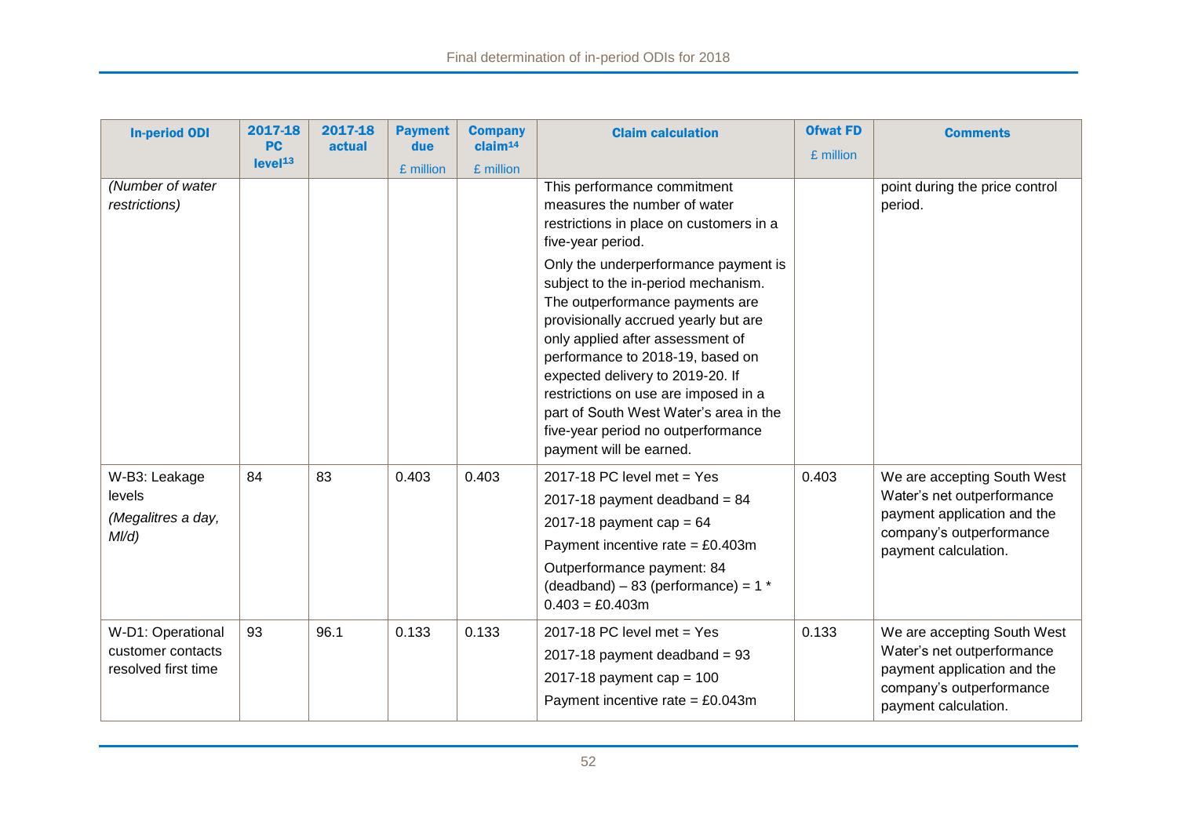| In-period ODI | 2017-18 PC level[13] | 2017-18 actual | Payment due £ million | Company claim[14] £ million | Claim calculation | Ofwat FD £ million | Comments |
|---|---|---|---|---|---|---|---|
| *(Number of water restrictions)* | | | | | This performance commitment measures the number of water restrictions in place on customers in a five-year period. <br><br> Only the underperformance payment is subject to the in-period mechanism. The outperformance payments are provisionally accrued yearly but are only applied after assessment of performance to 2018-19, based on expected delivery to 2019-20. If restrictions on use are imposed in a part of South West Water's area in the five-year period no outperformance payment will be earned. | | point during the price control period. |
| W-B3: Leakage levels <br> *(Megalitres a day, Ml/d)* | 84 | 83 | 0.403 | 0.403 | 2017-18 PC level met = Yes <br> 2017-18 payment deadband = 84 <br> 2017-18 payment cap = 64 <br> Payment incentive rate = £0.403m <br> Outperformance payment: 84 (deadband) – 83 (performance) = 1 * 0.403 = £0.403m | 0.403 | We are accepting South West Water's net outperformance payment application and the company's outperformance payment calculation. |
| W-D1: Operational customer contacts resolved first time | 93 | 96.1 | 0.133 | 0.133 | 2017-18 PC level met = Yes <br> 2017-18 payment deadband = 93 <br> 2017-18 payment cap = 100 <br> Payment incentive rate = £0.043m | 0.133 | We are accepting South West Water's net outperformance payment application and the company's outperformance payment calculation. |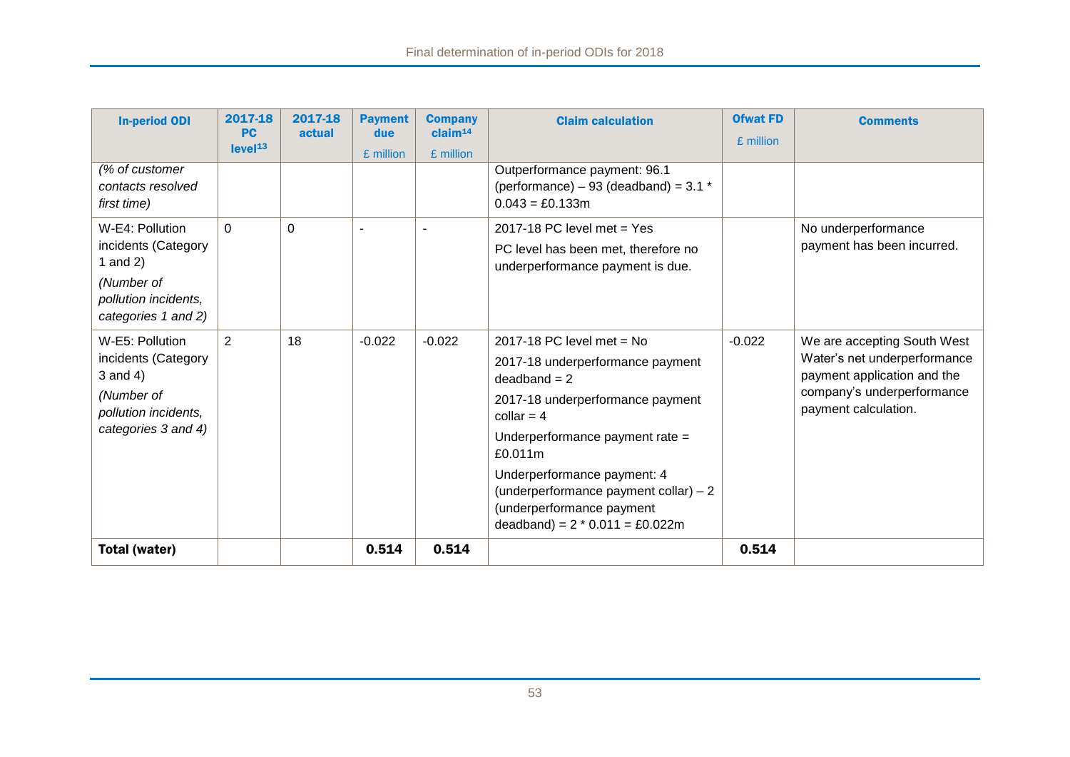| In-period ODI | 2017-18 PC level[13] | 2017-18 actual | Payment due £ million | Company claim[14] £ million | Claim calculation | Ofwat FD £ million | Comments |
|---|---|---|---|---|---|---|---|
| *(% of customer contacts resolved first time)* | | | | | Outperformance payment: 96.1 (performance) – 93 (deadband) = 3.1 * 0.043 = £0.133m | | |
| W-E4: Pollution incidents (Category 1 and 2) *(Number of pollution incidents, categories 1 and 2)* | 0 | 0 | - | - | 2017-18 PC level met = Yes<br>PC level has been met, therefore no underperformance payment is due. | | No underperformance payment has been incurred. |
| W-E5: Pollution incidents (Category 3 and 4) *(Number of pollution incidents, categories 3 and 4)* | 2 | 18 | -0.022 | -0.022 | 2017-18 PC level met = No<br>2017-18 underperformance payment deadband = 2<br>2017-18 underperformance payment collar = 4<br>Underperformance payment rate = £0.011m<br>Underperformance payment: 4 (underperformance payment collar) – 2 (underperformance payment deadband) = 2 * 0.011 = £0.022m | -0.022 | We are accepting South West Water's net underperformance payment application and the company's underperformance payment calculation. |
| **Total (water)** | | | **0.514** | **0.514** | | **0.514** | |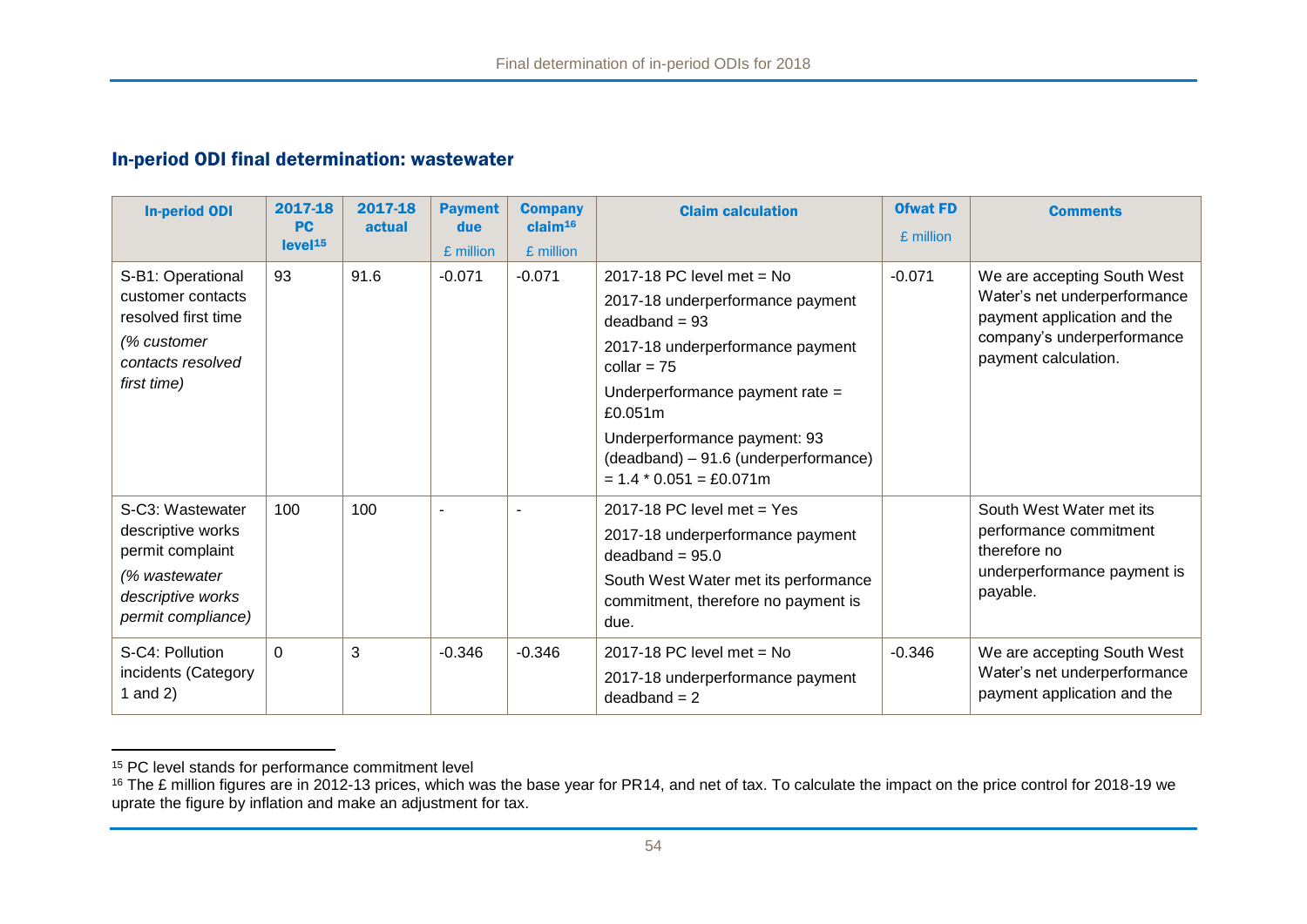## In-period ODI final determination: wastewater

| In-period ODI | 2017-18 PC level[15] | 2017-18 actual | Payment due £ million | Company claim[16] £ million | Claim calculation | Ofwat FD £ million | Comments |
|---|---|---|---|---|---|---|---|
| S-B1: Operational customer contacts resolved first time<br>*(% customer contacts resolved first time)* | 93 | 91.6 | -0.071 | -0.071 | 2017-18 PC level met = No<br>2017-18 underperformance payment deadband = 93<br>2017-18 underperformance payment collar = 75<br>Underperformance payment rate = £0.051m<br>Underperformance payment: 93 (deadband) – 91.6 (underperformance) = 1.4 * 0.051 = £0.071m | -0.071 | We are accepting South West Water's net underperformance payment application and the company's underperformance payment calculation. |
| S-C3: Wastewater descriptive works permit complaint<br>*(% wastewater descriptive works permit compliance)* | 100 | 100 | - | - | 2017-18 PC level met = Yes<br>2017-18 underperformance payment deadband = 95.0<br>South West Water met its performance commitment, therefore no payment is due. | | South West Water met its performance commitment therefore no underperformance payment is payable. |
| S-C4: Pollution incidents (Category 1 and 2) | 0 | 3 | -0.346 | -0.346 | 2017-18 PC level met = No<br>2017-18 underperformance payment deadband = 2 | -0.346 | We are accepting South West Water's net underperformance payment application and the |

[15] PC level stands for performance commitment level

[16] The £ million figures are in 2012-13 prices, which was the base year for PR14, and net of tax. To calculate the impact on the price control for 2018-19 we uprate the figure by inflation and make an adjustment for tax.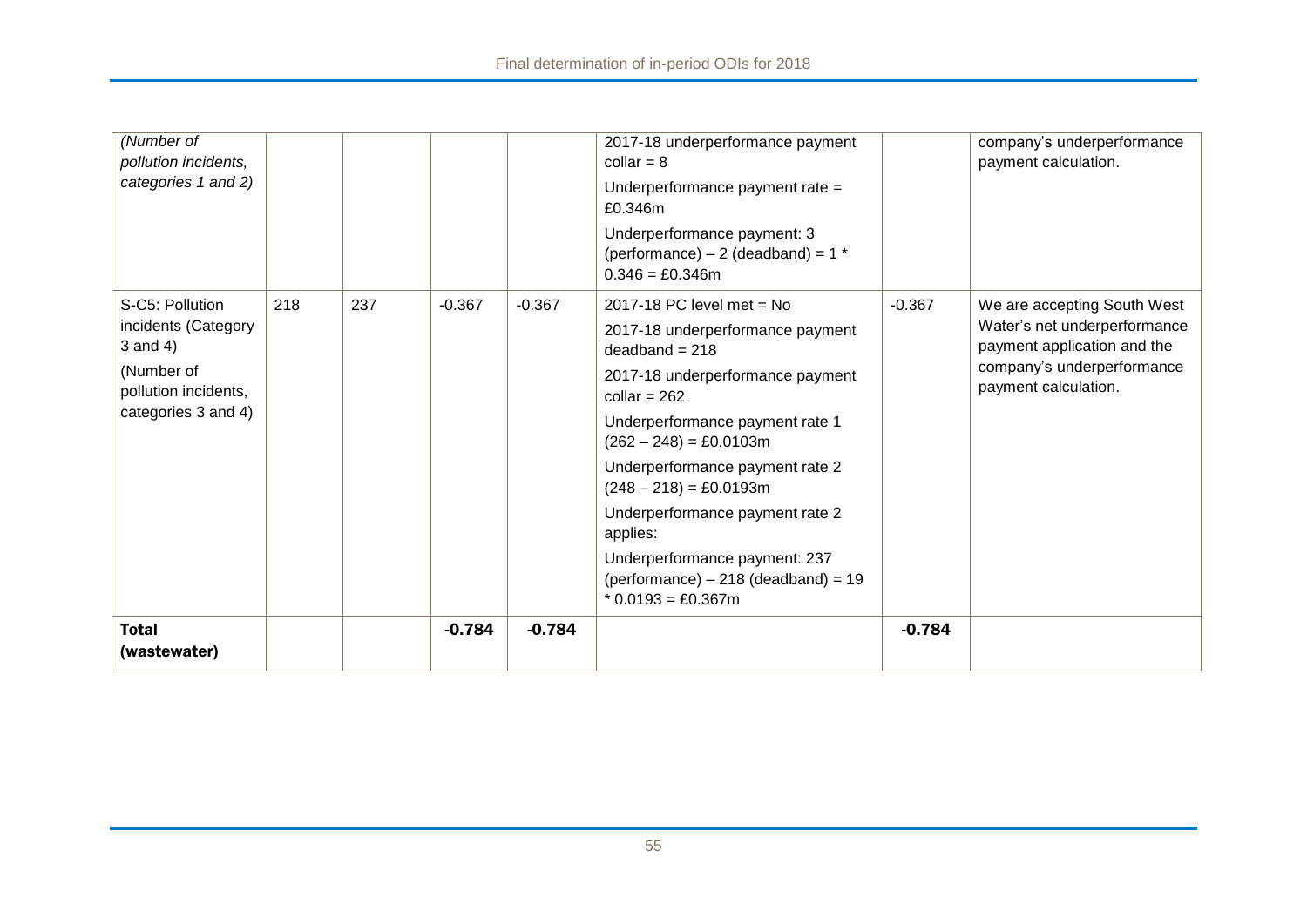| | | | | | | | |
|---|---|---|---|---|---|---|---|
| *(Number of pollution incidents, categories 1 and 2)* | | | | | 2017-18 underperformance payment collar = 8<br><br>Underperformance payment rate = £0.346m<br><br>Underperformance payment: 3 (performance) – 2 (deadband) = 1 * 0.346 = £0.346m | | company's underperformance payment calculation. |
| S-C5: Pollution incidents (Category 3 and 4)<br><br>(Number of pollution incidents, categories 3 and 4) | 218 | 237 | -0.367 | -0.367 | 2017-18 PC level met = No<br><br>2017-18 underperformance payment deadband = 218<br><br>2017-18 underperformance payment collar = 262<br><br>Underperformance payment rate 1 (262 – 248) = £0.0103m<br><br>Underperformance payment rate 2 (248 – 218) = £0.0193m<br><br>Underperformance payment rate 2 applies:<br><br>Underperformance payment: 237 (performance) – 218 (deadband) = 19 * 0.0193 = £0.367m | -0.367 | We are accepting South West Water's net underperformance payment application and the company's underperformance payment calculation. |
| **Total (wastewater)** | | | **-0.784** | **-0.784** | | **-0.784** | |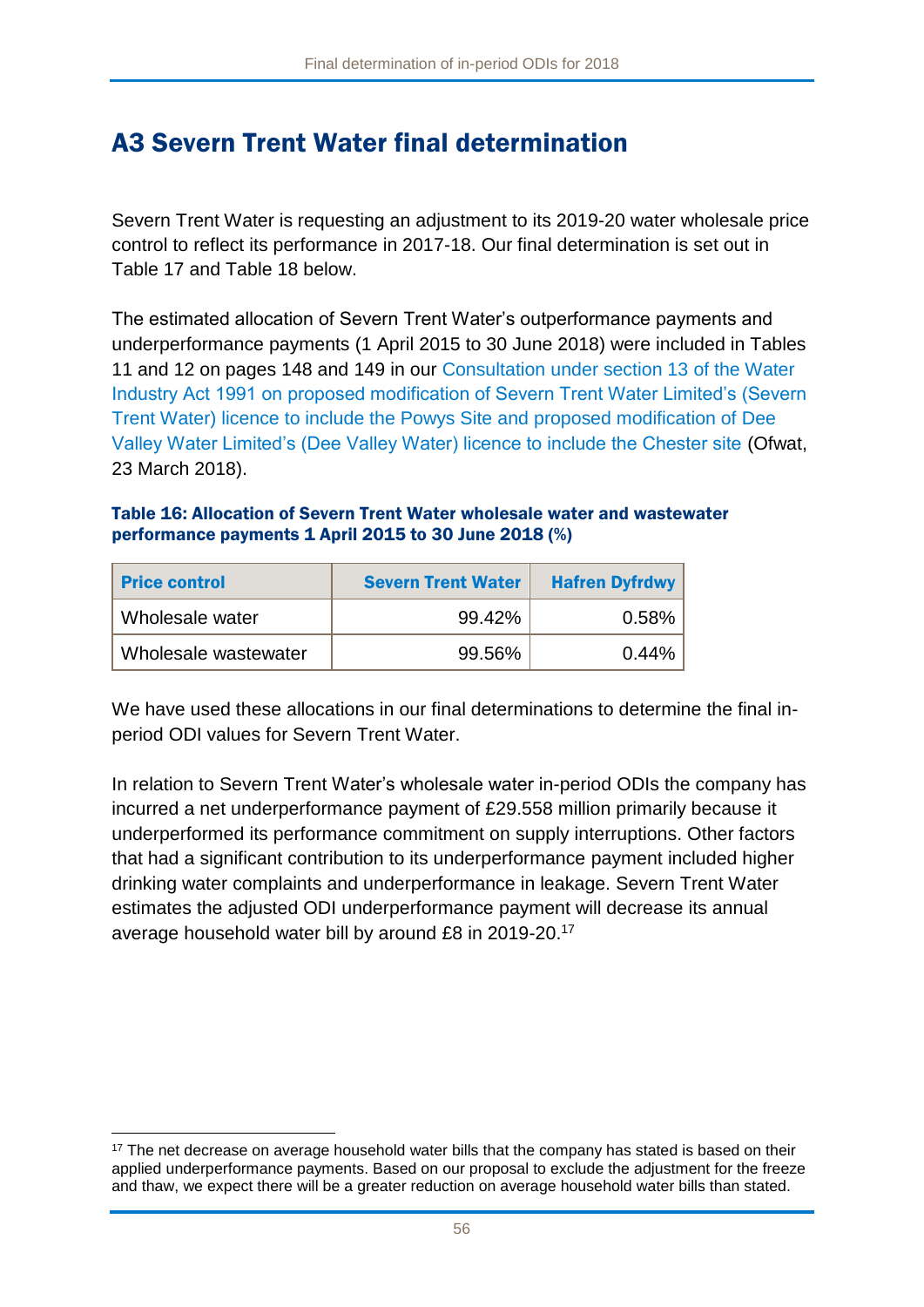# A3 Severn Trent Water final determination

Severn Trent Water is requesting an adjustment to its 2019-20 water wholesale price control to reflect its performance in 2017-18. Our final determination is set out in Table 17 and Table 18 below.

The estimated allocation of Severn Trent Water's outperformance payments and underperformance payments (1 April 2015 to 30 June 2018) were included in Tables 11 and 12 on pages 148 and 149 in our Consultation under section 13 of the Water Industry Act 1991 on proposed modification of Severn Trent Water Limited's (Severn Trent Water) licence to include the Powys Site and proposed modification of Dee Valley Water Limited's (Dee Valley Water) licence to include the Chester site (Ofwat, 23 March 2018).

**Table 16: Allocation of Severn Trent Water wholesale water and wastewater performance payments 1 April 2015 to 30 June 2018 (%)**

| Price control | Severn Trent Water | Hafren Dyfrdwy |
|---|---|---|
| Wholesale water | 99.42% | 0.58% |
| Wholesale wastewater | 99.56% | 0.44% |

We have used these allocations in our final determinations to determine the final in-period ODI values for Severn Trent Water.

In relation to Severn Trent Water's wholesale water in-period ODIs the company has incurred a net underperformance payment of £29.558 million primarily because it underperformed its performance commitment on supply interruptions. Other factors that had a significant contribution to its underperformance payment included higher drinking water complaints and underperformance in leakage. Severn Trent Water estimates the adjusted ODI underperformance payment will decrease its annual average household water bill by around £8 in 2019-20.[17]

[17] The net decrease on average household water bills that the company has stated is based on their applied underperformance payments. Based on our proposal to exclude the adjustment for the freeze and thaw, we expect there will be a greater reduction on average household water bills than stated.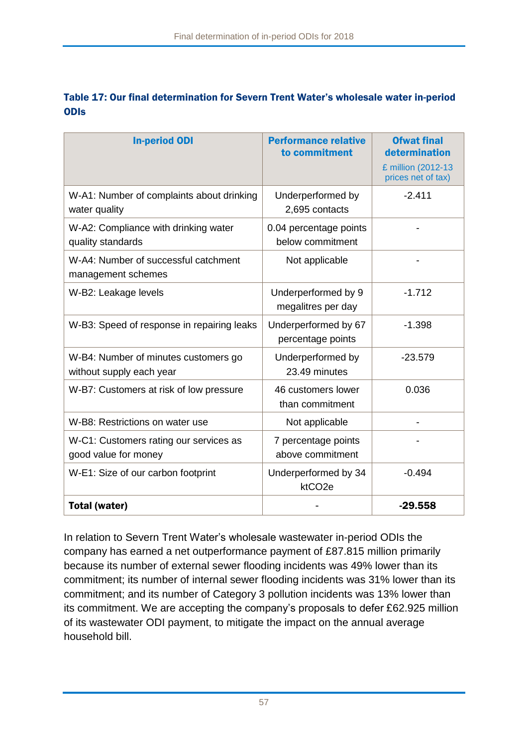**Table 17: Our final determination for Severn Trent Water's wholesale water in-period ODIs**

| In-period ODI | Performance relative to commitment | Ofwat final determination £ million (2012-13 prices net of tax) |
|---|---|---|
| W-A1: Number of complaints about drinking water quality | Underperformed by 2,695 contacts | -2.411 |
| W-A2: Compliance with drinking water quality standards | 0.04 percentage points below commitment | - |
| W-A4: Number of successful catchment management schemes | Not applicable | - |
| W-B2: Leakage levels | Underperformed by 9 megalitres per day | -1.712 |
| W-B3: Speed of response in repairing leaks | Underperformed by 67 percentage points | -1.398 |
| W-B4: Number of minutes customers go without supply each year | Underperformed by 23.49 minutes | -23.579 |
| W-B7: Customers at risk of low pressure | 46 customers lower than commitment | 0.036 |
| W-B8: Restrictions on water use | Not applicable | - |
| W-C1: Customers rating our services as good value for money | 7 percentage points above commitment | - |
| W-E1: Size of our carbon footprint | Underperformed by 34 ktCO2e | -0.494 |
| **Total (water)** | - | **-29.558** |

In relation to Severn Trent Water's wholesale wastewater in-period ODIs the company has earned a net outperformance payment of £87.815 million primarily because its number of external sewer flooding incidents was 49% lower than its commitment; its number of internal sewer flooding incidents was 31% lower than its commitment; and its number of Category 3 pollution incidents was 13% lower than its commitment. We are accepting the company's proposals to defer £62.925 million of its wastewater ODI payment, to mitigate the impact on the annual average household bill.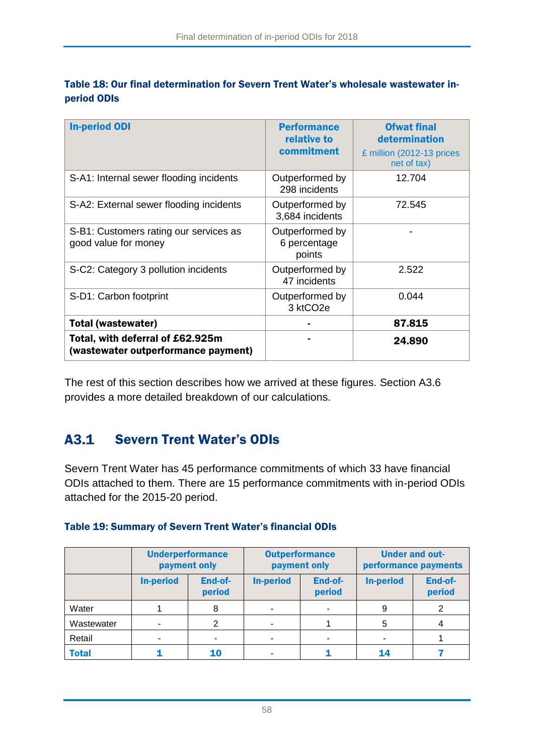**Table 18: Our final determination for Severn Trent Water's wholesale wastewater in-period ODIs**

| In-period ODI | Performance relative to commitment | Ofwat final determination £ million (2012-13 prices net of tax) |
|---|---|---|
| S-A1: Internal sewer flooding incidents | Outperformed by 298 incidents | 12.704 |
| S-A2: External sewer flooding incidents | Outperformed by 3,684 incidents | 72.545 |
| S-B1: Customers rating our services as good value for money | Outperformed by 6 percentage points | - |
| S-C2: Category 3 pollution incidents | Outperformed by 47 incidents | 2.522 |
| S-D1: Carbon footprint | Outperformed by 3 ktCO2e | 0.044 |
| **Total (wastewater)** | **-** | **87.815** |
| **Total, with deferral of £62.925m (wastewater outperformance payment)** | **-** | **24.890** |

The rest of this section describes how we arrived at these figures. Section A3.6 provides a more detailed breakdown of our calculations.

## A3.1 Severn Trent Water's ODIs

Severn Trent Water has 45 performance commitments of which 33 have financial ODIs attached to them. There are 15 performance commitments with in-period ODIs attached for the 2015-20 period.

**Table 19: Summary of Severn Trent Water's financial ODIs**

| | Underperformance payment only | | Outperformance payment only | | Under and out-performance payments | |
|---|---|---|---|---|---|---|
| | In-period | End-of-period | In-period | End-of-period | In-period | End-of-period |
| Water | 1 | 8 | - | - | 9 | 2 |
| Wastewater | - | 2 | - | 1 | 5 | 4 |
| Retail | - | - | - | - | - | 1 |
| **Total** | **1** | **10** | **-** | **1** | **14** | **7** |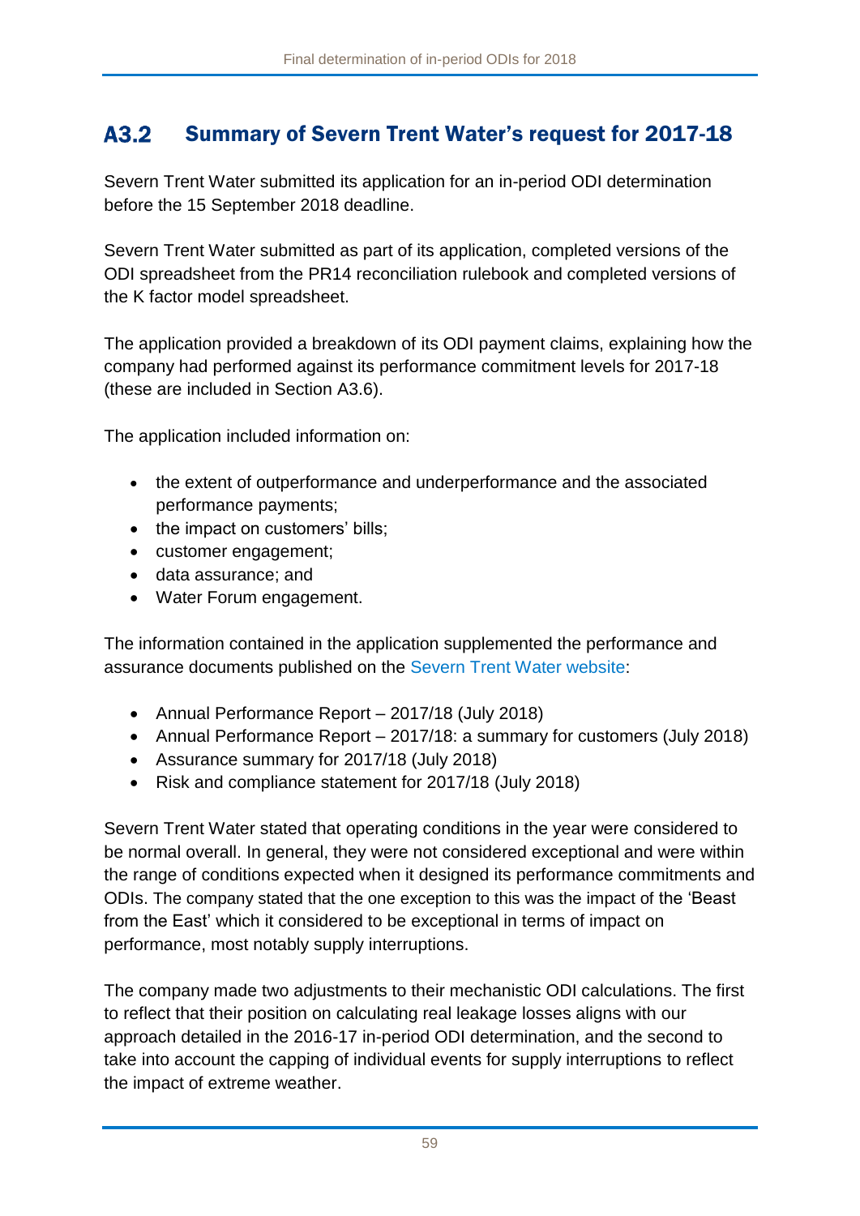## A3.2 Summary of Severn Trent Water's request for 2017-18

Severn Trent Water submitted its application for an in-period ODI determination before the 15 September 2018 deadline.

Severn Trent Water submitted as part of its application, completed versions of the ODI spreadsheet from the PR14 reconciliation rulebook and completed versions of the K factor model spreadsheet.

The application provided a breakdown of its ODI payment claims, explaining how the company had performed against its performance commitment levels for 2017-18 (these are included in Section A3.6).

The application included information on:

- the extent of outperformance and underperformance and the associated performance payments;
- the impact on customers' bills;
- customer engagement;
- data assurance; and
- Water Forum engagement.

The information contained in the application supplemented the performance and assurance documents published on the Severn Trent Water website:

- Annual Performance Report – 2017/18 (July 2018)
- Annual Performance Report – 2017/18: a summary for customers (July 2018)
- Assurance summary for 2017/18 (July 2018)
- Risk and compliance statement for 2017/18 (July 2018)

Severn Trent Water stated that operating conditions in the year were considered to be normal overall. In general, they were not considered exceptional and were within the range of conditions expected when it designed its performance commitments and ODIs. The company stated that the one exception to this was the impact of the 'Beast from the East' which it considered to be exceptional in terms of impact on performance, most notably supply interruptions.

The company made two adjustments to their mechanistic ODI calculations. The first to reflect that their position on calculating real leakage losses aligns with our approach detailed in the 2016-17 in-period ODI determination, and the second to take into account the capping of individual events for supply interruptions to reflect the impact of extreme weather.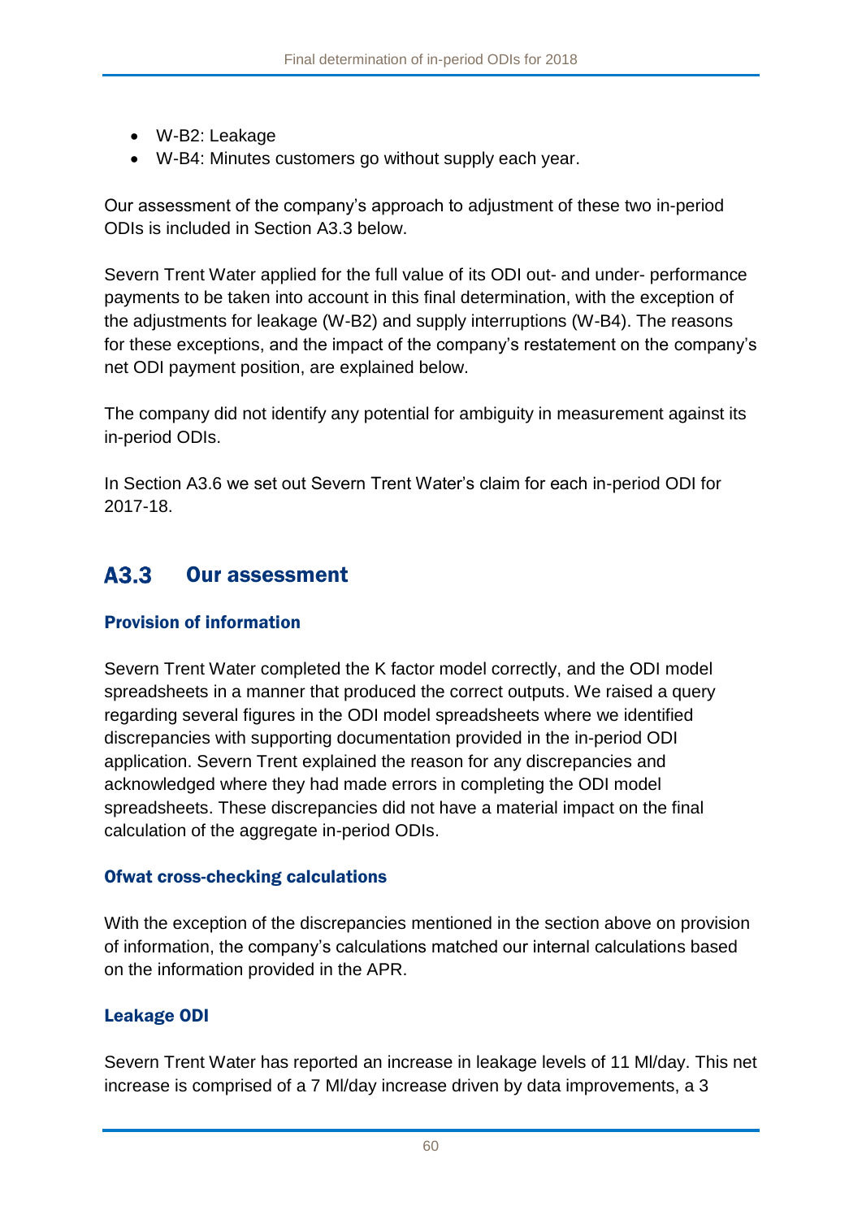- W-B2: Leakage
- W-B4: Minutes customers go without supply each year.

Our assessment of the company's approach to adjustment of these two in-period ODIs is included in Section A3.3 below.

Severn Trent Water applied for the full value of its ODI out- and under- performance payments to be taken into account in this final determination, with the exception of the adjustments for leakage (W-B2) and supply interruptions (W-B4). The reasons for these exceptions, and the impact of the company's restatement on the company's net ODI payment position, are explained below.

The company did not identify any potential for ambiguity in measurement against its in-period ODIs.

In Section A3.6 we set out Severn Trent Water's claim for each in-period ODI for 2017-18.

## A3.3 Our assessment

### Provision of information

Severn Trent Water completed the K factor model correctly, and the ODI model spreadsheets in a manner that produced the correct outputs. We raised a query regarding several figures in the ODI model spreadsheets where we identified discrepancies with supporting documentation provided in the in-period ODI application. Severn Trent explained the reason for any discrepancies and acknowledged where they had made errors in completing the ODI model spreadsheets. These discrepancies did not have a material impact on the final calculation of the aggregate in-period ODIs.

### Ofwat cross-checking calculations

With the exception of the discrepancies mentioned in the section above on provision of information, the company's calculations matched our internal calculations based on the information provided in the APR.

### Leakage ODI

Severn Trent Water has reported an increase in leakage levels of 11 Ml/day. This net increase is comprised of a 7 Ml/day increase driven by data improvements, a 3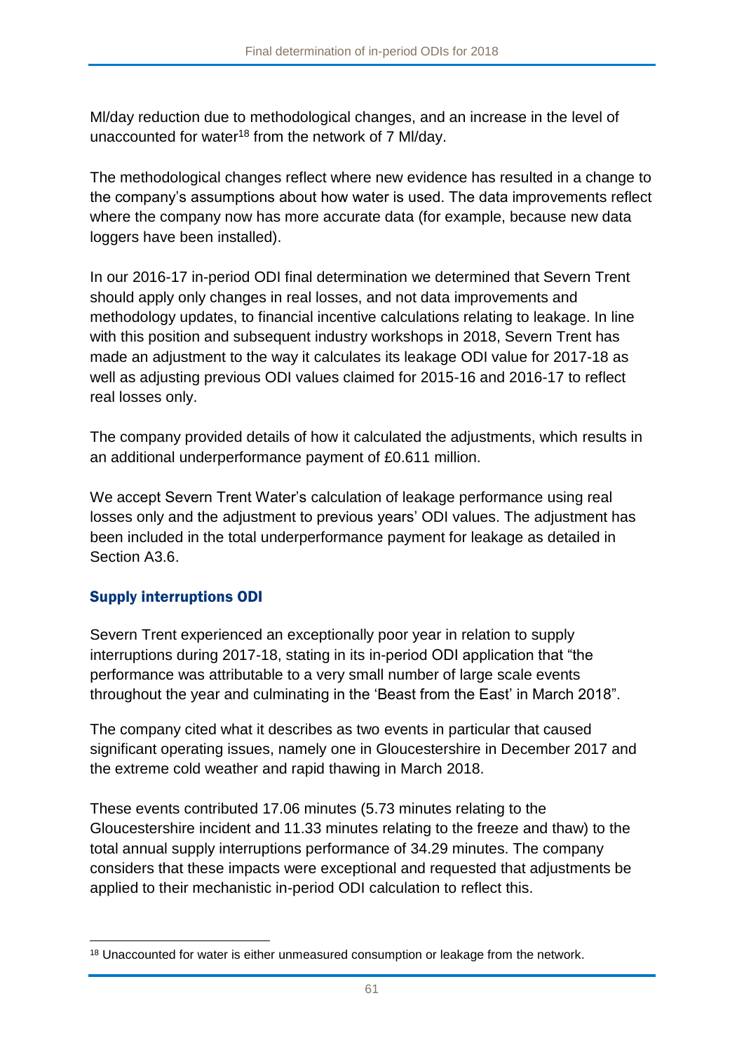Ml/day reduction due to methodological changes, and an increase in the level of unaccounted for water[18] from the network of 7 Ml/day.

The methodological changes reflect where new evidence has resulted in a change to the company's assumptions about how water is used. The data improvements reflect where the company now has more accurate data (for example, because new data loggers have been installed).

In our 2016-17 in-period ODI final determination we determined that Severn Trent should apply only changes in real losses, and not data improvements and methodology updates, to financial incentive calculations relating to leakage. In line with this position and subsequent industry workshops in 2018, Severn Trent has made an adjustment to the way it calculates its leakage ODI value for 2017-18 as well as adjusting previous ODI values claimed for 2015-16 and 2016-17 to reflect real losses only.

The company provided details of how it calculated the adjustments, which results in an additional underperformance payment of £0.611 million.

We accept Severn Trent Water's calculation of leakage performance using real losses only and the adjustment to previous years' ODI values. The adjustment has been included in the total underperformance payment for leakage as detailed in Section A3.6.

### Supply interruptions ODI

Severn Trent experienced an exceptionally poor year in relation to supply interruptions during 2017-18, stating in its in-period ODI application that "the performance was attributable to a very small number of large scale events throughout the year and culminating in the 'Beast from the East' in March 2018".

The company cited what it describes as two events in particular that caused significant operating issues, namely one in Gloucestershire in December 2017 and the extreme cold weather and rapid thawing in March 2018.

These events contributed 17.06 minutes (5.73 minutes relating to the Gloucestershire incident and 11.33 minutes relating to the freeze and thaw) to the total annual supply interruptions performance of 34.29 minutes. The company considers that these impacts were exceptional and requested that adjustments be applied to their mechanistic in-period ODI calculation to reflect this.

[18] Unaccounted for water is either unmeasured consumption or leakage from the network.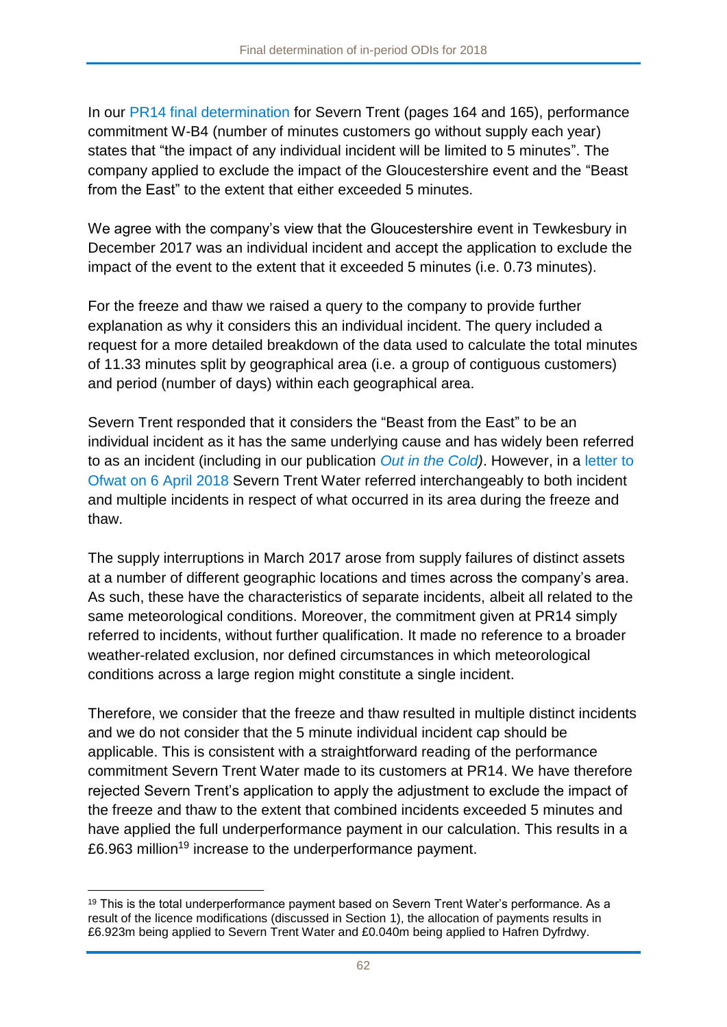In our PR14 final determination for Severn Trent (pages 164 and 165), performance commitment W-B4 (number of minutes customers go without supply each year) states that "the impact of any individual incident will be limited to 5 minutes". The company applied to exclude the impact of the Gloucestershire event and the "Beast from the East" to the extent that either exceeded 5 minutes.

We agree with the company's view that the Gloucestershire event in Tewkesbury in December 2017 was an individual incident and accept the application to exclude the impact of the event to the extent that it exceeded 5 minutes (i.e. 0.73 minutes).

For the freeze and thaw we raised a query to the company to provide further explanation as why it considers this an individual incident. The query included a request for a more detailed breakdown of the data used to calculate the total minutes of 11.33 minutes split by geographical area (i.e. a group of contiguous customers) and period (number of days) within each geographical area.

Severn Trent responded that it considers the "Beast from the East" to be an individual incident as it has the same underlying cause and has widely been referred to as an incident (including in our publication *Out in the Cold)*. However, in a letter to Ofwat on 6 April 2018 Severn Trent Water referred interchangeably to both incident and multiple incidents in respect of what occurred in its area during the freeze and thaw.

The supply interruptions in March 2017 arose from supply failures of distinct assets at a number of different geographic locations and times across the company's area. As such, these have the characteristics of separate incidents, albeit all related to the same meteorological conditions. Moreover, the commitment given at PR14 simply referred to incidents, without further qualification. It made no reference to a broader weather-related exclusion, nor defined circumstances in which meteorological conditions across a large region might constitute a single incident.

Therefore, we consider that the freeze and thaw resulted in multiple distinct incidents and we do not consider that the 5 minute individual incident cap should be applicable. This is consistent with a straightforward reading of the performance commitment Severn Trent Water made to its customers at PR14. We have therefore rejected Severn Trent's application to apply the adjustment to exclude the impact of the freeze and thaw to the extent that combined incidents exceeded 5 minutes and have applied the full underperformance payment in our calculation. This results in a £6.963 million[19] increase to the underperformance payment.

[19] This is the total underperformance payment based on Severn Trent Water's performance. As a result of the licence modifications (discussed in Section 1), the allocation of payments results in £6.923m being applied to Severn Trent Water and £0.040m being applied to Hafren Dyfrdwy.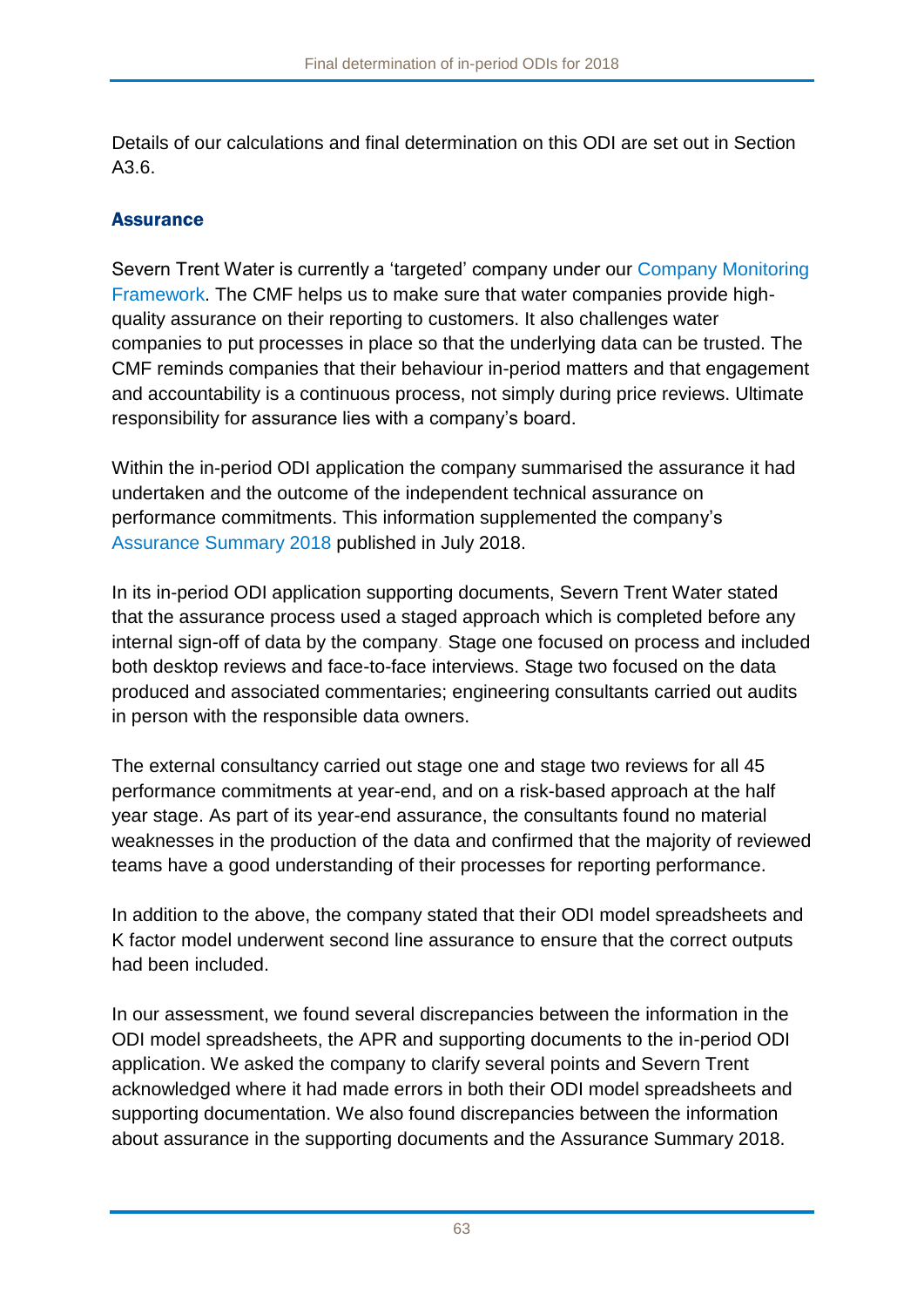Details of our calculations and final determination on this ODI are set out in Section A3.6.

### Assurance

Severn Trent Water is currently a 'targeted' company under our Company Monitoring Framework. The CMF helps us to make sure that water companies provide high-quality assurance on their reporting to customers. It also challenges water companies to put processes in place so that the underlying data can be trusted. The CMF reminds companies that their behaviour in-period matters and that engagement and accountability is a continuous process, not simply during price reviews. Ultimate responsibility for assurance lies with a company's board.

Within the in-period ODI application the company summarised the assurance it had undertaken and the outcome of the independent technical assurance on performance commitments. This information supplemented the company's Assurance Summary 2018 published in July 2018.

In its in-period ODI application supporting documents, Severn Trent Water stated that the assurance process used a staged approach which is completed before any internal sign-off of data by the company. Stage one focused on process and included both desktop reviews and face-to-face interviews. Stage two focused on the data produced and associated commentaries; engineering consultants carried out audits in person with the responsible data owners.

The external consultancy carried out stage one and stage two reviews for all 45 performance commitments at year-end, and on a risk-based approach at the half year stage. As part of its year-end assurance, the consultants found no material weaknesses in the production of the data and confirmed that the majority of reviewed teams have a good understanding of their processes for reporting performance.

In addition to the above, the company stated that their ODI model spreadsheets and K factor model underwent second line assurance to ensure that the correct outputs had been included.

In our assessment, we found several discrepancies between the information in the ODI model spreadsheets, the APR and supporting documents to the in-period ODI application. We asked the company to clarify several points and Severn Trent acknowledged where it had made errors in both their ODI model spreadsheets and supporting documentation. We also found discrepancies between the information about assurance in the supporting documents and the Assurance Summary 2018.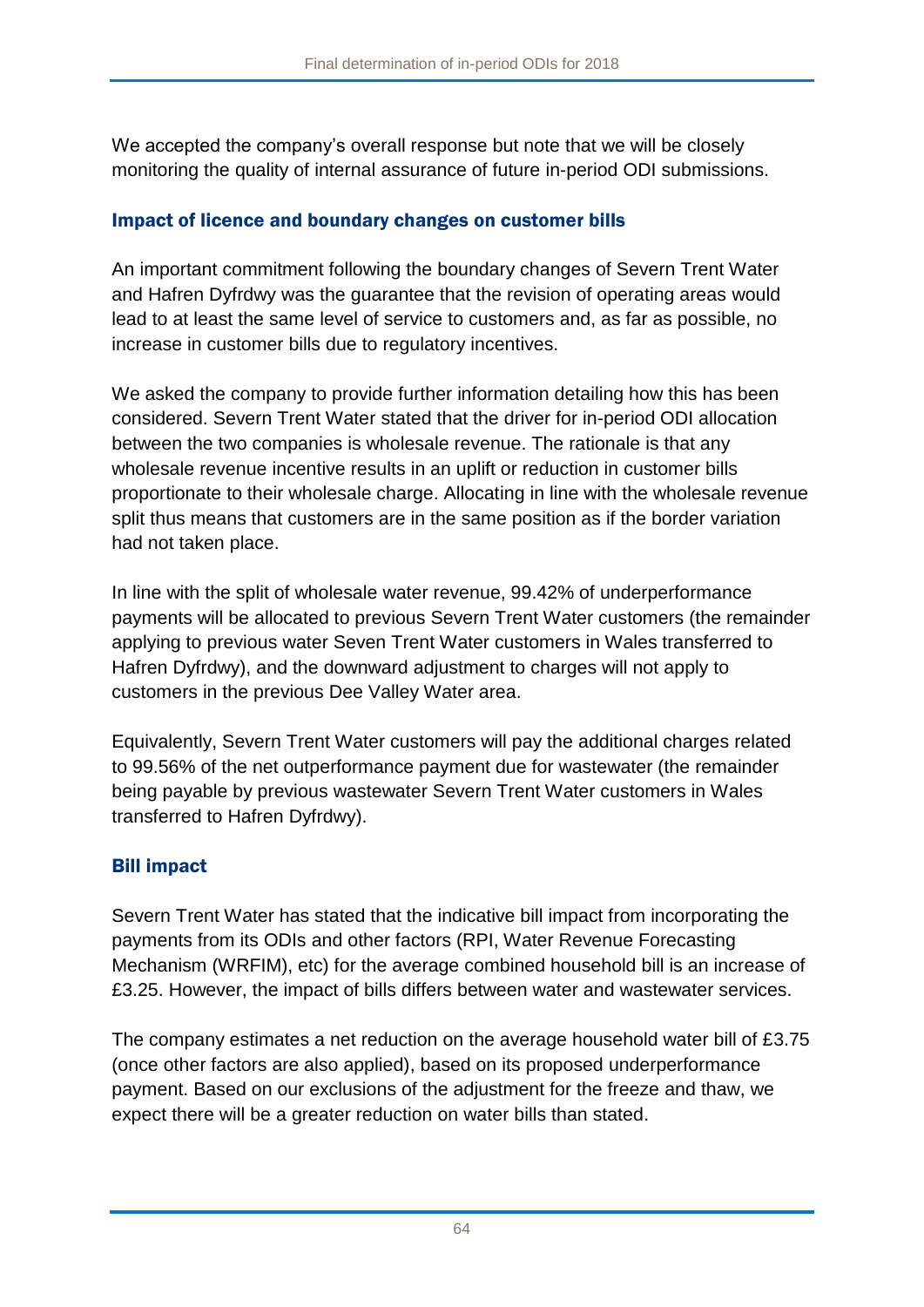We accepted the company's overall response but note that we will be closely monitoring the quality of internal assurance of future in-period ODI submissions.

### Impact of licence and boundary changes on customer bills

An important commitment following the boundary changes of Severn Trent Water and Hafren Dyfrdwy was the guarantee that the revision of operating areas would lead to at least the same level of service to customers and, as far as possible, no increase in customer bills due to regulatory incentives.

We asked the company to provide further information detailing how this has been considered. Severn Trent Water stated that the driver for in-period ODI allocation between the two companies is wholesale revenue. The rationale is that any wholesale revenue incentive results in an uplift or reduction in customer bills proportionate to their wholesale charge. Allocating in line with the wholesale revenue split thus means that customers are in the same position as if the border variation had not taken place.

In line with the split of wholesale water revenue, 99.42% of underperformance payments will be allocated to previous Severn Trent Water customers (the remainder applying to previous water Seven Trent Water customers in Wales transferred to Hafren Dyfrdwy), and the downward adjustment to charges will not apply to customers in the previous Dee Valley Water area.

Equivalently, Severn Trent Water customers will pay the additional charges related to 99.56% of the net outperformance payment due for wastewater (the remainder being payable by previous wastewater Severn Trent Water customers in Wales transferred to Hafren Dyfrdwy).

### Bill impact

Severn Trent Water has stated that the indicative bill impact from incorporating the payments from its ODIs and other factors (RPI, Water Revenue Forecasting Mechanism (WRFIM), etc) for the average combined household bill is an increase of £3.25. However, the impact of bills differs between water and wastewater services.

The company estimates a net reduction on the average household water bill of £3.75 (once other factors are also applied), based on its proposed underperformance payment. Based on our exclusions of the adjustment for the freeze and thaw, we expect there will be a greater reduction on water bills than stated.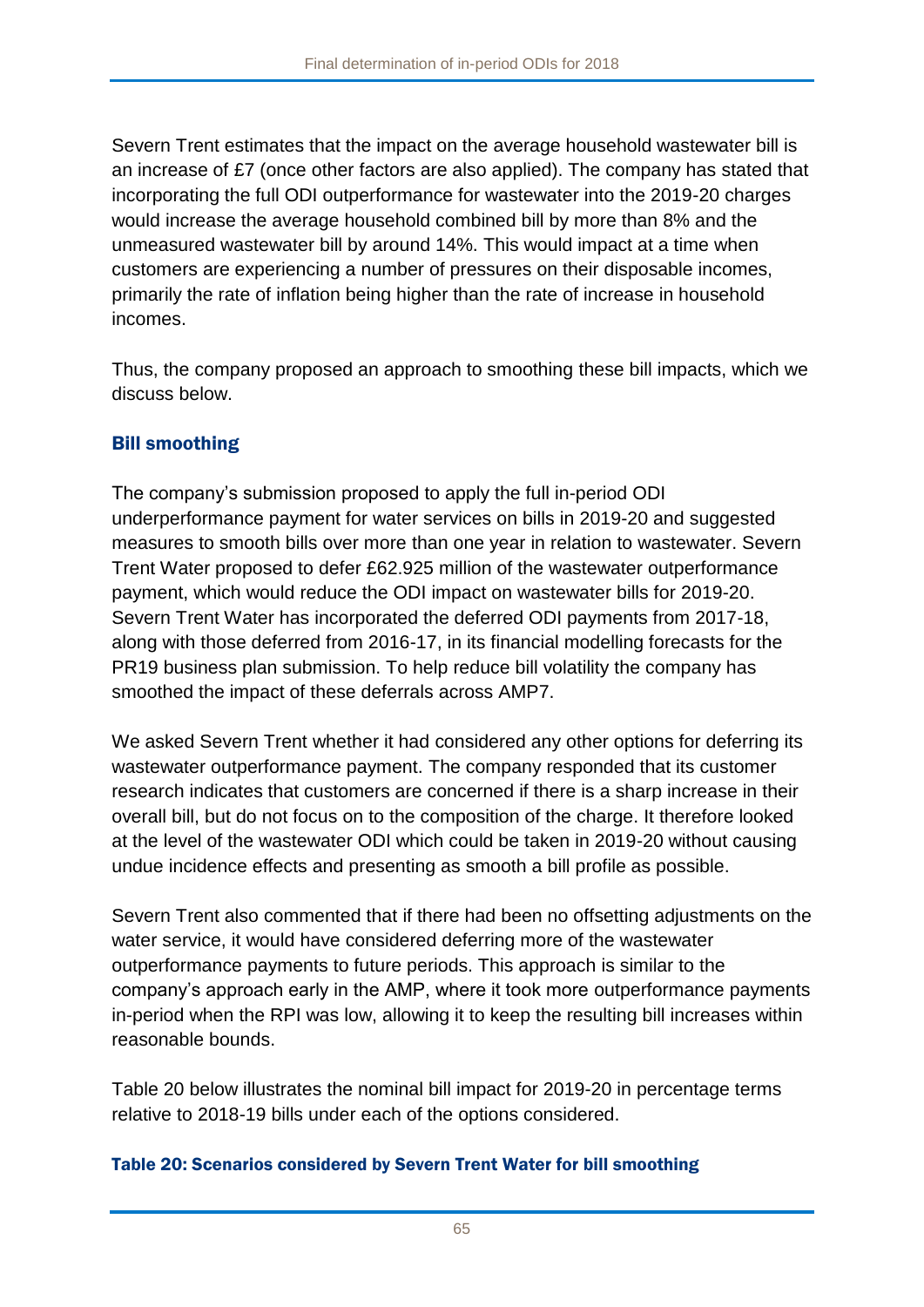Severn Trent estimates that the impact on the average household wastewater bill is an increase of £7 (once other factors are also applied). The company has stated that incorporating the full ODI outperformance for wastewater into the 2019-20 charges would increase the average household combined bill by more than 8% and the unmeasured wastewater bill by around 14%. This would impact at a time when customers are experiencing a number of pressures on their disposable incomes, primarily the rate of inflation being higher than the rate of increase in household incomes.

Thus, the company proposed an approach to smoothing these bill impacts, which we discuss below.

### Bill smoothing

The company's submission proposed to apply the full in-period ODI underperformance payment for water services on bills in 2019-20 and suggested measures to smooth bills over more than one year in relation to wastewater. Severn Trent Water proposed to defer £62.925 million of the wastewater outperformance payment, which would reduce the ODI impact on wastewater bills for 2019-20. Severn Trent Water has incorporated the deferred ODI payments from 2017-18, along with those deferred from 2016-17, in its financial modelling forecasts for the PR19 business plan submission. To help reduce bill volatility the company has smoothed the impact of these deferrals across AMP7.

We asked Severn Trent whether it had considered any other options for deferring its wastewater outperformance payment. The company responded that its customer research indicates that customers are concerned if there is a sharp increase in their overall bill, but do not focus on to the composition of the charge. It therefore looked at the level of the wastewater ODI which could be taken in 2019-20 without causing undue incidence effects and presenting as smooth a bill profile as possible.

Severn Trent also commented that if there had been no offsetting adjustments on the water service, it would have considered deferring more of the wastewater outperformance payments to future periods. This approach is similar to the company's approach early in the AMP, where it took more outperformance payments in-period when the RPI was low, allowing it to keep the resulting bill increases within reasonable bounds.

Table 20 below illustrates the nominal bill impact for 2019-20 in percentage terms relative to 2018-19 bills under each of the options considered.

#### Table 20: Scenarios considered by Severn Trent Water for bill smoothing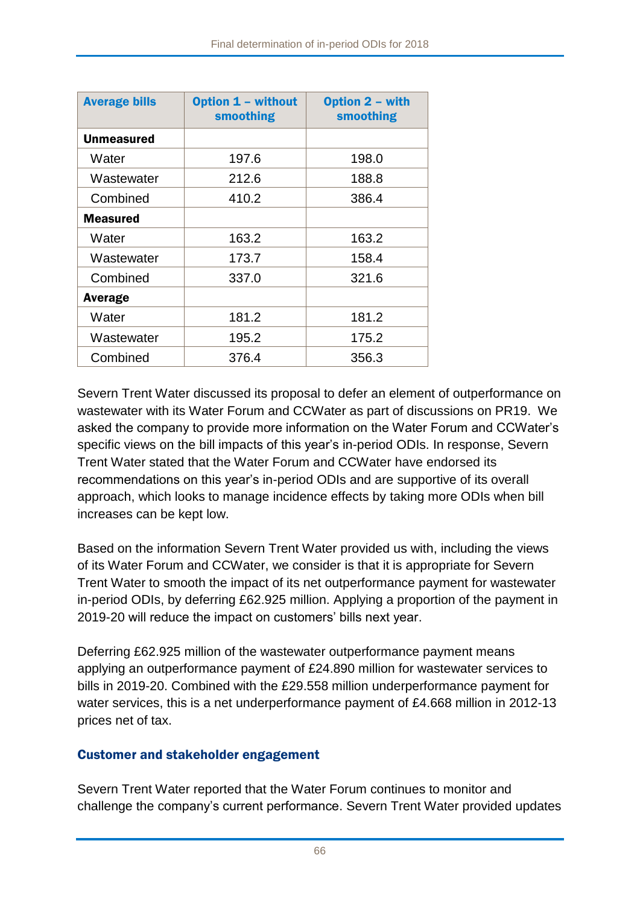| Average bills | Option 1 – without smoothing | Option 2 – with smoothing |
|---|---|---|
| **Unmeasured** | | |
| Water | 197.6 | 198.0 |
| Wastewater | 212.6 | 188.8 |
| Combined | 410.2 | 386.4 |
| **Measured** | | |
| Water | 163.2 | 163.2 |
| Wastewater | 173.7 | 158.4 |
| Combined | 337.0 | 321.6 |
| **Average** | | |
| Water | 181.2 | 181.2 |
| Wastewater | 195.2 | 175.2 |
| Combined | 376.4 | 356.3 |

Severn Trent Water discussed its proposal to defer an element of outperformance on wastewater with its Water Forum and CCWater as part of discussions on PR19. We asked the company to provide more information on the Water Forum and CCWater's specific views on the bill impacts of this year's in-period ODIs. In response, Severn Trent Water stated that the Water Forum and CCWater have endorsed its recommendations on this year's in-period ODIs and are supportive of its overall approach, which looks to manage incidence effects by taking more ODIs when bill increases can be kept low.

Based on the information Severn Trent Water provided us with, including the views of its Water Forum and CCWater, we consider is that it is appropriate for Severn Trent Water to smooth the impact of its net outperformance payment for wastewater in-period ODIs, by deferring £62.925 million. Applying a proportion of the payment in 2019-20 will reduce the impact on customers' bills next year.

Deferring £62.925 million of the wastewater outperformance payment means applying an outperformance payment of £24.890 million for wastewater services to bills in 2019-20. Combined with the £29.558 million underperformance payment for water services, this is a net underperformance payment of £4.668 million in 2012-13 prices net of tax.

### Customer and stakeholder engagement

Severn Trent Water reported that the Water Forum continues to monitor and challenge the company's current performance. Severn Trent Water provided updates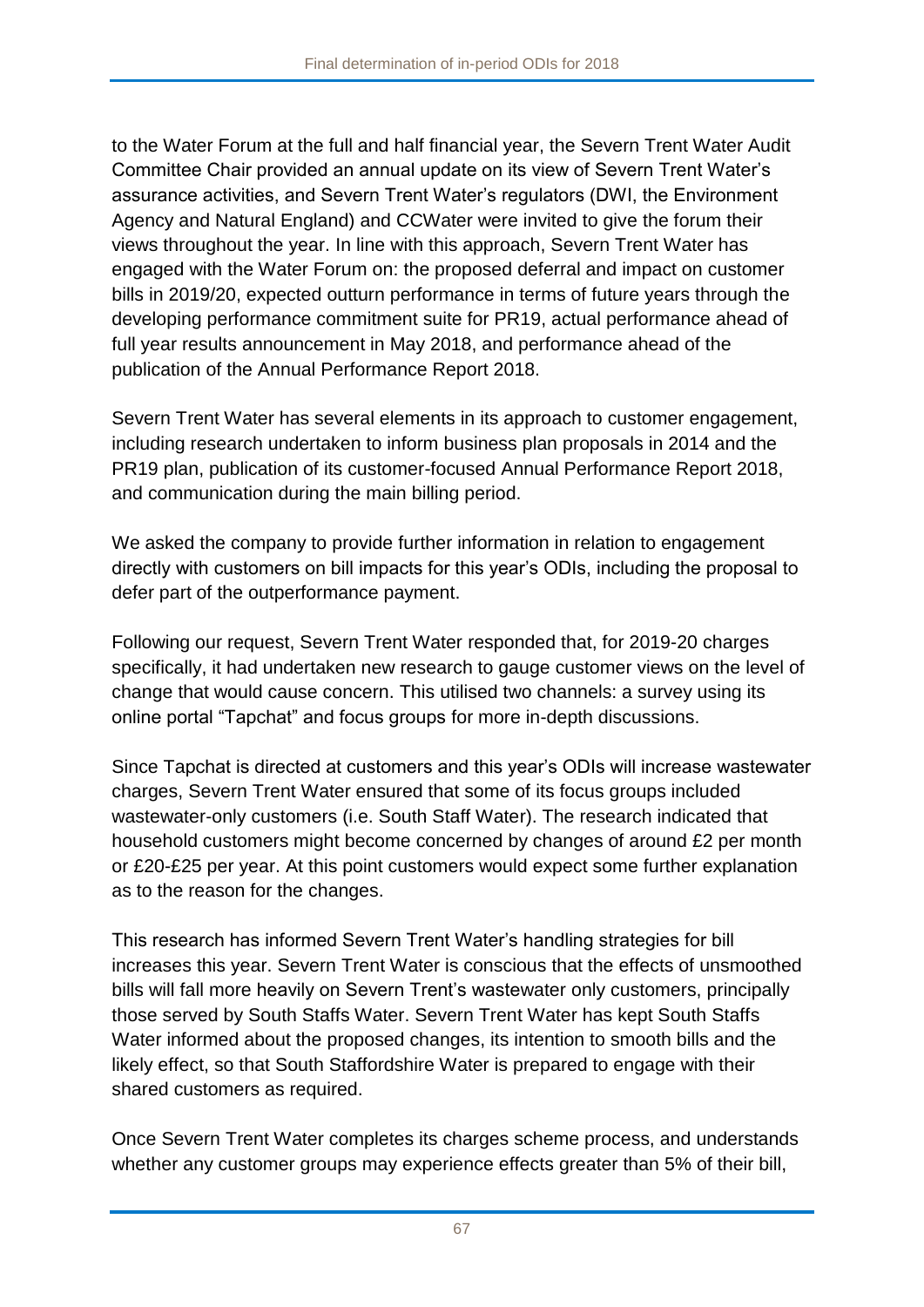to the Water Forum at the full and half financial year, the Severn Trent Water Audit Committee Chair provided an annual update on its view of Severn Trent Water's assurance activities, and Severn Trent Water's regulators (DWI, the Environment Agency and Natural England) and CCWater were invited to give the forum their views throughout the year. In line with this approach, Severn Trent Water has engaged with the Water Forum on: the proposed deferral and impact on customer bills in 2019/20, expected outturn performance in terms of future years through the developing performance commitment suite for PR19, actual performance ahead of full year results announcement in May 2018, and performance ahead of the publication of the Annual Performance Report 2018.

Severn Trent Water has several elements in its approach to customer engagement, including research undertaken to inform business plan proposals in 2014 and the PR19 plan, publication of its customer-focused Annual Performance Report 2018, and communication during the main billing period.

We asked the company to provide further information in relation to engagement directly with customers on bill impacts for this year's ODIs, including the proposal to defer part of the outperformance payment.

Following our request, Severn Trent Water responded that, for 2019-20 charges specifically, it had undertaken new research to gauge customer views on the level of change that would cause concern. This utilised two channels: a survey using its online portal "Tapchat" and focus groups for more in-depth discussions.

Since Tapchat is directed at customers and this year's ODIs will increase wastewater charges, Severn Trent Water ensured that some of its focus groups included wastewater-only customers (i.e. South Staff Water). The research indicated that household customers might become concerned by changes of around £2 per month or £20-£25 per year. At this point customers would expect some further explanation as to the reason for the changes.

This research has informed Severn Trent Water's handling strategies for bill increases this year. Severn Trent Water is conscious that the effects of unsmoothed bills will fall more heavily on Severn Trent's wastewater only customers, principally those served by South Staffs Water. Severn Trent Water has kept South Staffs Water informed about the proposed changes, its intention to smooth bills and the likely effect, so that South Staffordshire Water is prepared to engage with their shared customers as required.

Once Severn Trent Water completes its charges scheme process, and understands whether any customer groups may experience effects greater than 5% of their bill,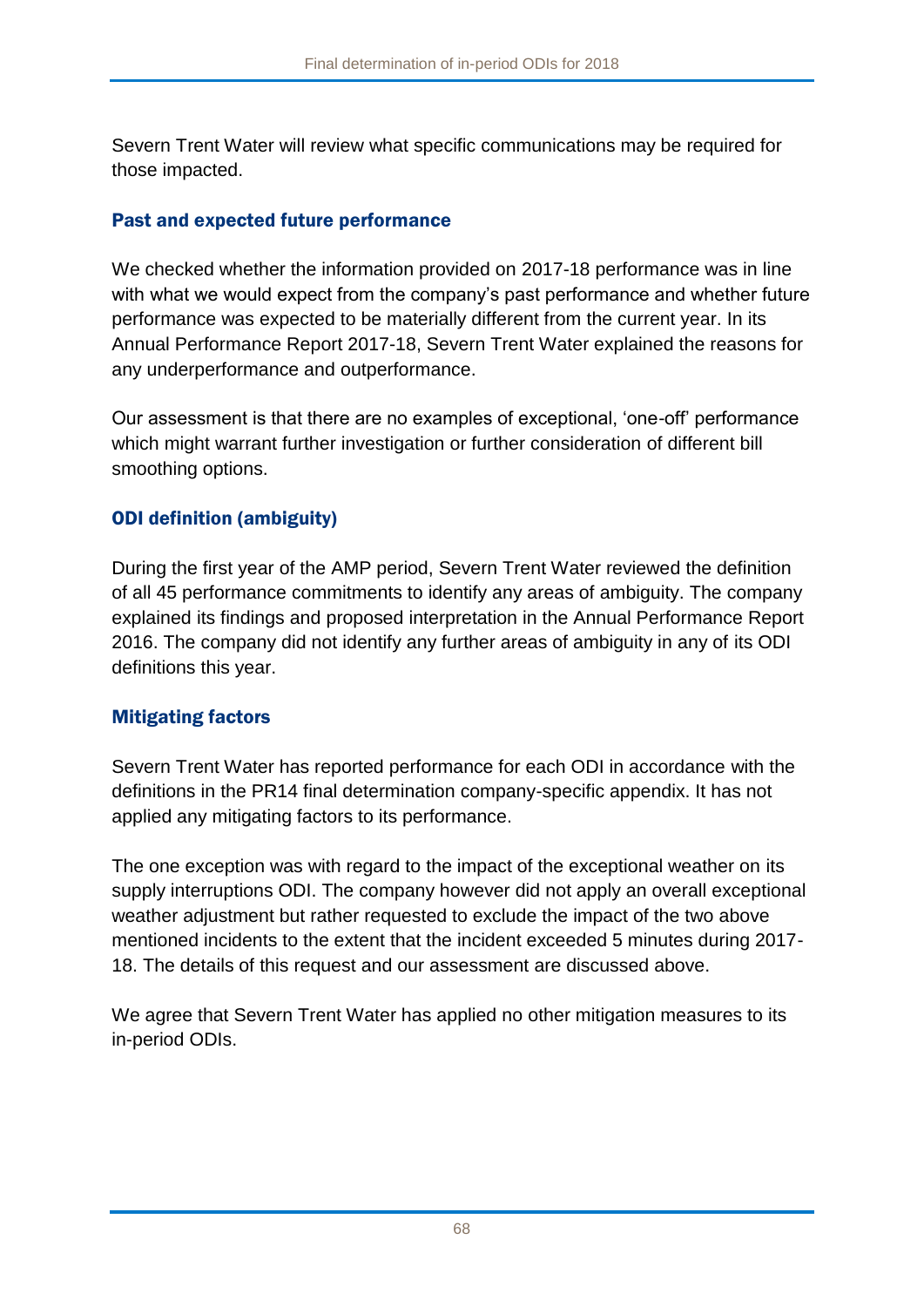Severn Trent Water will review what specific communications may be required for those impacted.

### Past and expected future performance

We checked whether the information provided on 2017-18 performance was in line with what we would expect from the company's past performance and whether future performance was expected to be materially different from the current year. In its Annual Performance Report 2017-18, Severn Trent Water explained the reasons for any underperformance and outperformance.

Our assessment is that there are no examples of exceptional, 'one-off' performance which might warrant further investigation or further consideration of different bill smoothing options.

### ODI definition (ambiguity)

During the first year of the AMP period, Severn Trent Water reviewed the definition of all 45 performance commitments to identify any areas of ambiguity. The company explained its findings and proposed interpretation in the Annual Performance Report 2016. The company did not identify any further areas of ambiguity in any of its ODI definitions this year.

### Mitigating factors

Severn Trent Water has reported performance for each ODI in accordance with the definitions in the PR14 final determination company-specific appendix. It has not applied any mitigating factors to its performance.

The one exception was with regard to the impact of the exceptional weather on its supply interruptions ODI. The company however did not apply an overall exceptional weather adjustment but rather requested to exclude the impact of the two above mentioned incidents to the extent that the incident exceeded 5 minutes during 2017-18. The details of this request and our assessment are discussed above.

We agree that Severn Trent Water has applied no other mitigation measures to its in-period ODIs.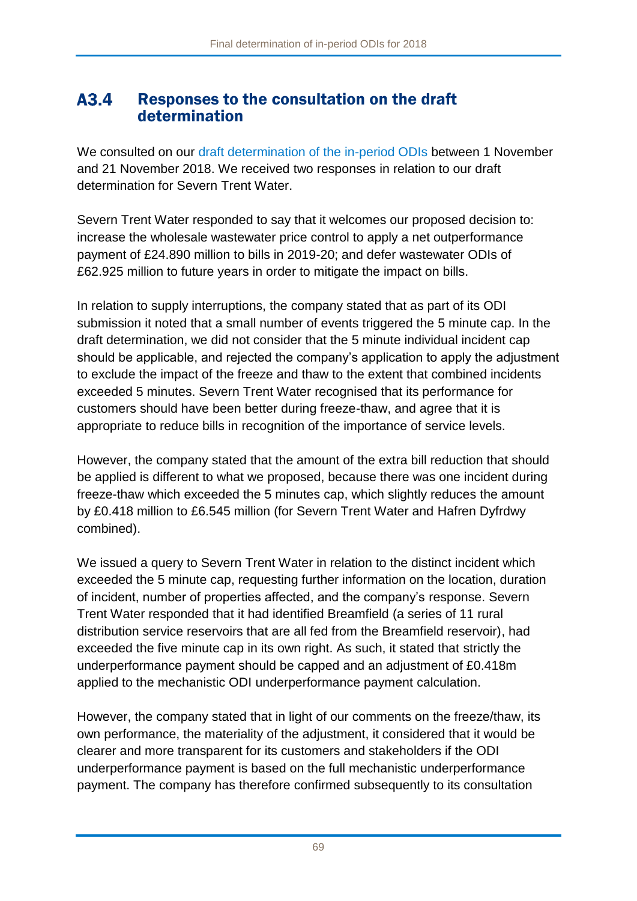## A3.4 Responses to the consultation on the draft determination

We consulted on our draft determination of the in-period ODIs between 1 November and 21 November 2018. We received two responses in relation to our draft determination for Severn Trent Water.

Severn Trent Water responded to say that it welcomes our proposed decision to: increase the wholesale wastewater price control to apply a net outperformance payment of £24.890 million to bills in 2019-20; and defer wastewater ODIs of £62.925 million to future years in order to mitigate the impact on bills.

In relation to supply interruptions, the company stated that as part of its ODI submission it noted that a small number of events triggered the 5 minute cap. In the draft determination, we did not consider that the 5 minute individual incident cap should be applicable, and rejected the company's application to apply the adjustment to exclude the impact of the freeze and thaw to the extent that combined incidents exceeded 5 minutes. Severn Trent Water recognised that its performance for customers should have been better during freeze-thaw, and agree that it is appropriate to reduce bills in recognition of the importance of service levels.

However, the company stated that the amount of the extra bill reduction that should be applied is different to what we proposed, because there was one incident during freeze-thaw which exceeded the 5 minutes cap, which slightly reduces the amount by £0.418 million to £6.545 million (for Severn Trent Water and Hafren Dyfrdwy combined).

We issued a query to Severn Trent Water in relation to the distinct incident which exceeded the 5 minute cap, requesting further information on the location, duration of incident, number of properties affected, and the company's response. Severn Trent Water responded that it had identified Breamfield (a series of 11 rural distribution service reservoirs that are all fed from the Breamfield reservoir), had exceeded the five minute cap in its own right. As such, it stated that strictly the underperformance payment should be capped and an adjustment of £0.418m applied to the mechanistic ODI underperformance payment calculation.

However, the company stated that in light of our comments on the freeze/thaw, its own performance, the materiality of the adjustment, it considered that it would be clearer and more transparent for its customers and stakeholders if the ODI underperformance payment is based on the full mechanistic underperformance payment. The company has therefore confirmed subsequently to its consultation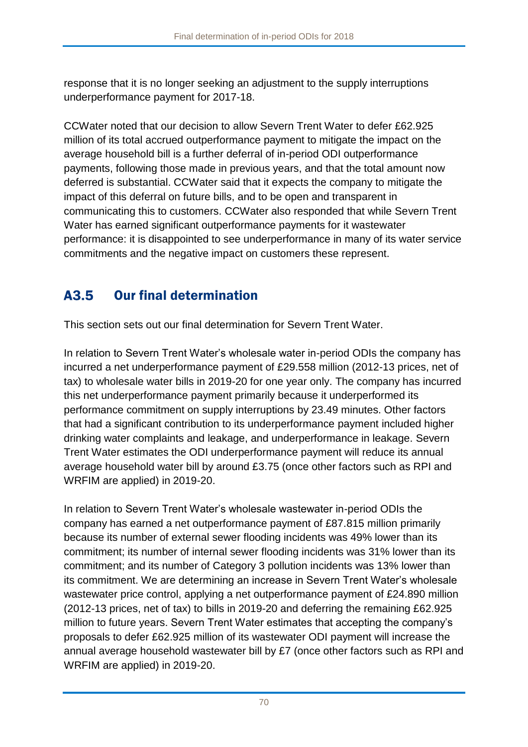response that it is no longer seeking an adjustment to the supply interruptions underperformance payment for 2017-18.

CCWater noted that our decision to allow Severn Trent Water to defer £62.925 million of its total accrued outperformance payment to mitigate the impact on the average household bill is a further deferral of in-period ODI outperformance payments, following those made in previous years, and that the total amount now deferred is substantial. CCWater said that it expects the company to mitigate the impact of this deferral on future bills, and to be open and transparent in communicating this to customers. CCWater also responded that while Severn Trent Water has earned significant outperformance payments for it wastewater performance: it is disappointed to see underperformance in many of its water service commitments and the negative impact on customers these represent.

## A3.5 Our final determination

This section sets out our final determination for Severn Trent Water.

In relation to Severn Trent Water's wholesale water in-period ODIs the company has incurred a net underperformance payment of £29.558 million (2012-13 prices, net of tax) to wholesale water bills in 2019-20 for one year only. The company has incurred this net underperformance payment primarily because it underperformed its performance commitment on supply interruptions by 23.49 minutes. Other factors that had a significant contribution to its underperformance payment included higher drinking water complaints and leakage, and underperformance in leakage. Severn Trent Water estimates the ODI underperformance payment will reduce its annual average household water bill by around £3.75 (once other factors such as RPI and WRFIM are applied) in 2019-20.

In relation to Severn Trent Water's wholesale wastewater in-period ODIs the company has earned a net outperformance payment of £87.815 million primarily because its number of external sewer flooding incidents was 49% lower than its commitment; its number of internal sewer flooding incidents was 31% lower than its commitment; and its number of Category 3 pollution incidents was 13% lower than its commitment. We are determining an increase in Severn Trent Water's wholesale wastewater price control, applying a net outperformance payment of £24.890 million (2012-13 prices, net of tax) to bills in 2019-20 and deferring the remaining £62.925 million to future years. Severn Trent Water estimates that accepting the company's proposals to defer £62.925 million of its wastewater ODI payment will increase the annual average household wastewater bill by £7 (once other factors such as RPI and WRFIM are applied) in 2019-20.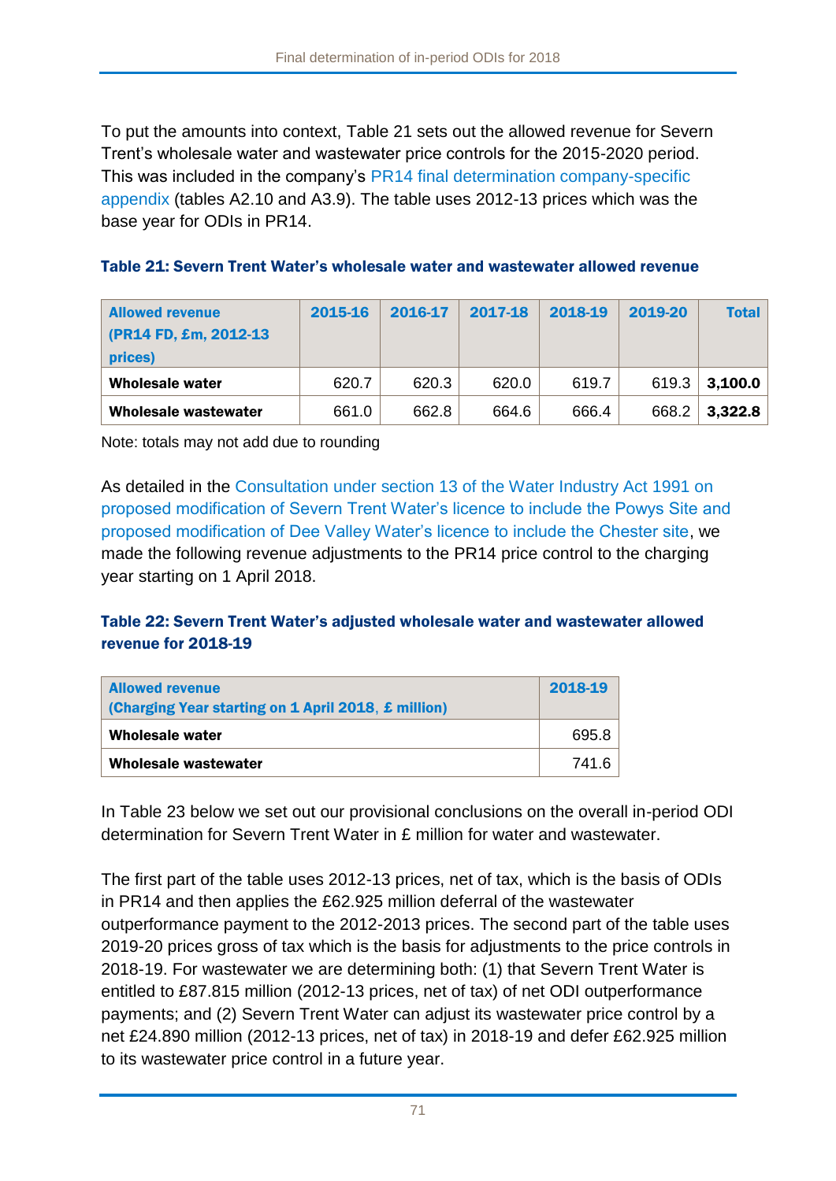To put the amounts into context, Table 21 sets out the allowed revenue for Severn Trent's wholesale water and wastewater price controls for the 2015-2020 period. This was included in the company's PR14 final determination company-specific appendix (tables A2.10 and A3.9). The table uses 2012-13 prices which was the base year for ODIs in PR14.

### Table 21: Severn Trent Water's wholesale water and wastewater allowed revenue

| Allowed revenue (PR14 FD, £m, 2012-13 prices) | 2015-16 | 2016-17 | 2017-18 | 2018-19 | 2019-20 | Total |
|---|---|---|---|---|---|---|
| **Wholesale water** | 620.7 | 620.3 | 620.0 | 619.7 | 619.3 | **3,100.0** |
| **Wholesale wastewater** | 661.0 | 662.8 | 664.6 | 666.4 | 668.2 | **3,322.8** |

Note: totals may not add due to rounding

As detailed in the Consultation under section 13 of the Water Industry Act 1991 on proposed modification of Severn Trent Water's licence to include the Powys Site and proposed modification of Dee Valley Water's licence to include the Chester site, we made the following revenue adjustments to the PR14 price control to the charging year starting on 1 April 2018.

### Table 22: Severn Trent Water's adjusted wholesale water and wastewater allowed revenue for 2018-19

| Allowed revenue (Charging Year starting on 1 April 2018, £ million) | 2018-19 |
|---|---|
| **Wholesale water** | 695.8 |
| **Wholesale wastewater** | 741.6 |

In Table 23 below we set out our provisional conclusions on the overall in-period ODI determination for Severn Trent Water in £ million for water and wastewater.

The first part of the table uses 2012-13 prices, net of tax, which is the basis of ODIs in PR14 and then applies the £62.925 million deferral of the wastewater outperformance payment to the 2012-2013 prices. The second part of the table uses 2019-20 prices gross of tax which is the basis for adjustments to the price controls in 2018-19. For wastewater we are determining both: (1) that Severn Trent Water is entitled to £87.815 million (2012-13 prices, net of tax) of net ODI outperformance payments; and (2) Severn Trent Water can adjust its wastewater price control by a net £24.890 million (2012-13 prices, net of tax) in 2018-19 and defer £62.925 million to its wastewater price control in a future year.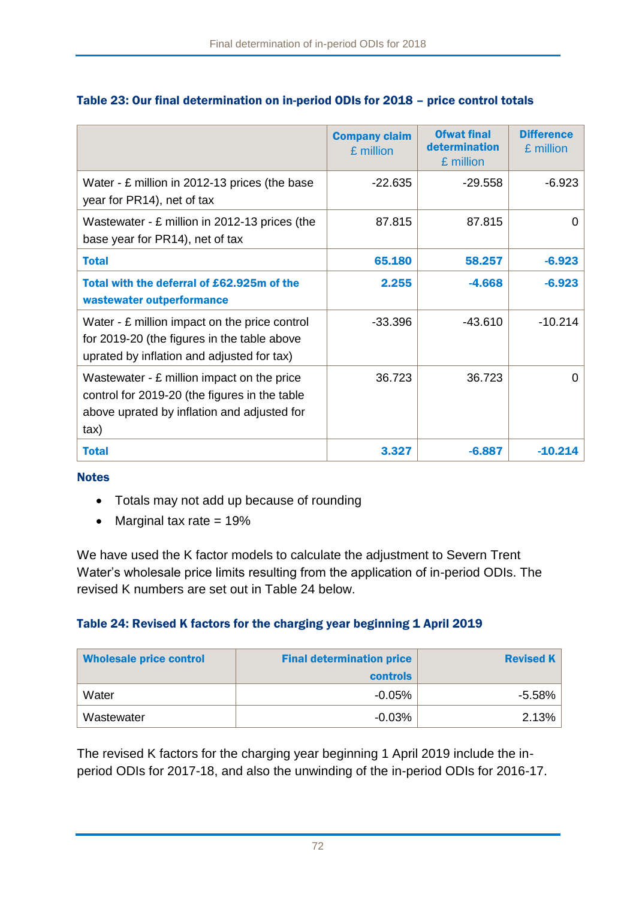### Table 23: Our final determination on in-period ODIs for 2018 – price control totals

| | Company claim £ million | Ofwat final determination £ million | Difference £ million |
|---|---|---|---|
| Water - £ million in 2012-13 prices (the base year for PR14), net of tax | -22.635 | -29.558 | -6.923 |
| Wastewater - £ million in 2012-13 prices (the base year for PR14), net of tax | 87.815 | 87.815 | 0 |
| **Total** | **65.180** | **58.257** | **-6.923** |
| **Total with the deferral of £62.925m of the wastewater outperformance** | **2.255** | **-4.668** | **-6.923** |
| Water - £ million impact on the price control for 2019-20 (the figures in the table above uprated by inflation and adjusted for tax) | -33.396 | -43.610 | -10.214 |
| Wastewater - £ million impact on the price control for 2019-20 (the figures in the table above uprated by inflation and adjusted for tax) | 36.723 | 36.723 | 0 |
| **Total** | **3.327** | **-6.887** | **-10.214** |

**Notes**

- Totals may not add up because of rounding
- Marginal tax rate = 19%

We have used the K factor models to calculate the adjustment to Severn Trent Water's wholesale price limits resulting from the application of in-period ODIs. The revised K numbers are set out in Table 24 below.

### Table 24: Revised K factors for the charging year beginning 1 April 2019

| Wholesale price control | Final determination price controls | Revised K |
|---|---|---|
| Water | -0.05% | -5.58% |
| Wastewater | -0.03% | 2.13% |

The revised K factors for the charging year beginning 1 April 2019 include the in-period ODIs for 2017-18, and also the unwinding of the in-period ODIs for 2016-17.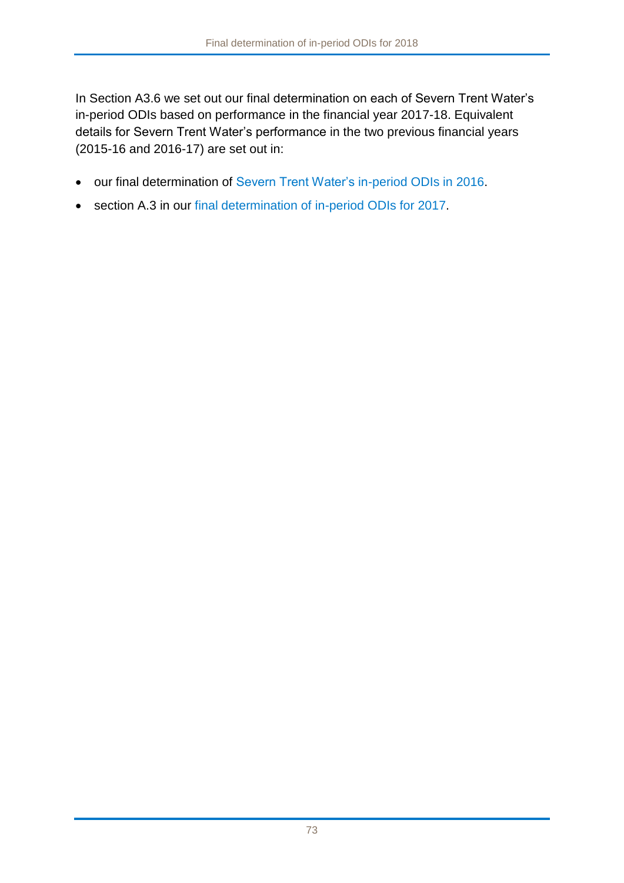In Section A3.6 we set out our final determination on each of Severn Trent Water's in-period ODIs based on performance in the financial year 2017-18. Equivalent details for Severn Trent Water's performance in the two previous financial years (2015-16 and 2016-17) are set out in:

- our final determination of Severn Trent Water's in-period ODIs in 2016.
- section A.3 in our final determination of in-period ODIs for 2017.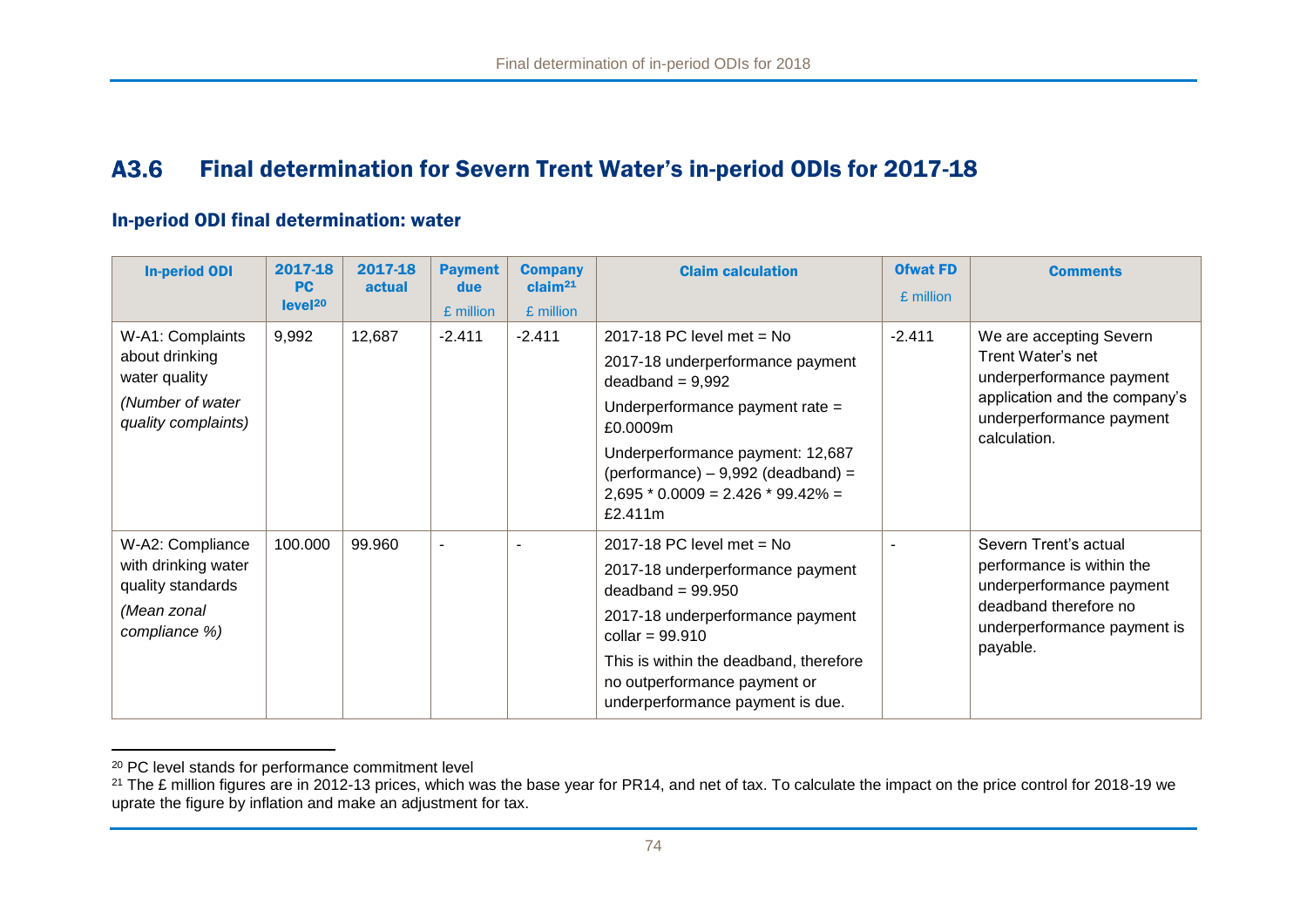## A3.6 Final determination for Severn Trent Water's in-period ODIs for 2017-18

### In-period ODI final determination: water

| In-period ODI | 2017-18 PC level[20] | 2017-18 actual | Payment due £ million | Company claim[21] £ million | Claim calculation | Ofwat FD £ million | Comments |
|---|---|---|---|---|---|---|---|
| W-A1: Complaints about drinking water quality<br>*(Number of water quality complaints)* | 9,992 | 12,687 | -2.411 | -2.411 | 2017-18 PC level met = No<br>2017-18 underperformance payment deadband = 9,992<br>Underperformance payment rate = £0.0009m<br>Underperformance payment: 12,687 (performance) – 9,992 (deadband) = 2,695 * 0.0009 = 2.426 * 99.42% = £2.411m | -2.411 | We are accepting Severn Trent Water's net underperformance payment application and the company's underperformance payment calculation. |
| W-A2: Compliance with drinking water quality standards<br>*(Mean zonal compliance %)* | 100.000 | 99.960 | - | - | 2017-18 PC level met = No<br>2017-18 underperformance payment deadband = 99.950<br>2017-18 underperformance payment collar = 99.910<br>This is within the deadband, therefore no outperformance payment or underperformance payment is due. | - | Severn Trent's actual performance is within the underperformance payment deadband therefore no underperformance payment is payable. |

[20] PC level stands for performance commitment level

[21] The £ million figures are in 2012-13 prices, which was the base year for PR14, and net of tax. To calculate the impact on the price control for 2018-19 we uprate the figure by inflation and make an adjustment for tax.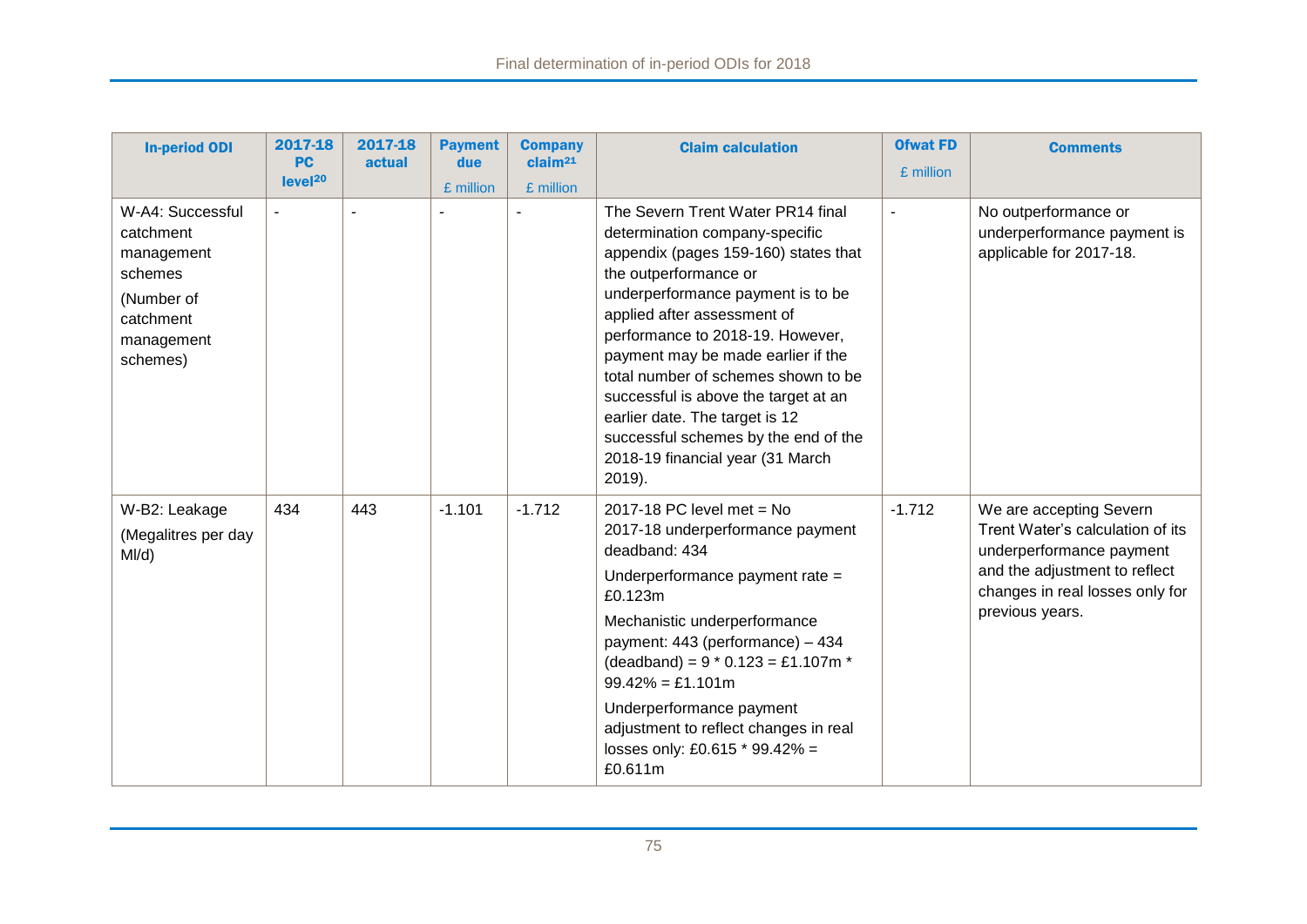| In-period ODI | 2017-18 PC level[20] | 2017-18 actual | Payment due £ million | Company claim[21] £ million | Claim calculation | Ofwat FD £ million | Comments |
|---|---|---|---|---|---|---|---|
| W-A4: Successful catchment management schemes (Number of catchment management schemes) | - | - | - | - | The Severn Trent Water PR14 final determination company-specific appendix (pages 159-160) states that the outperformance or underperformance payment is to be applied after assessment of performance to 2018-19. However, payment may be made earlier if the total number of schemes shown to be successful is above the target at an earlier date. The target is 12 successful schemes by the end of the 2018-19 financial year (31 March 2019). | - | No outperformance or underperformance payment is applicable for 2017-18. |
| W-B2: Leakage (Megalitres per day Ml/d) | 434 | 443 | -1.101 | -1.712 | 2017-18 PC level met = No<br>2017-18 underperformance payment deadband: 434<br>Underperformance payment rate = £0.123m<br>Mechanistic underperformance payment: 443 (performance) – 434 (deadband) = 9 * 0.123 = £1.107m * 99.42% = £1.101m<br>Underperformance payment adjustment to reflect changes in real losses only: £0.615 * 99.42% = £0.611m | -1.712 | We are accepting Severn Trent Water's calculation of its underperformance payment and the adjustment to reflect changes in real losses only for previous years. |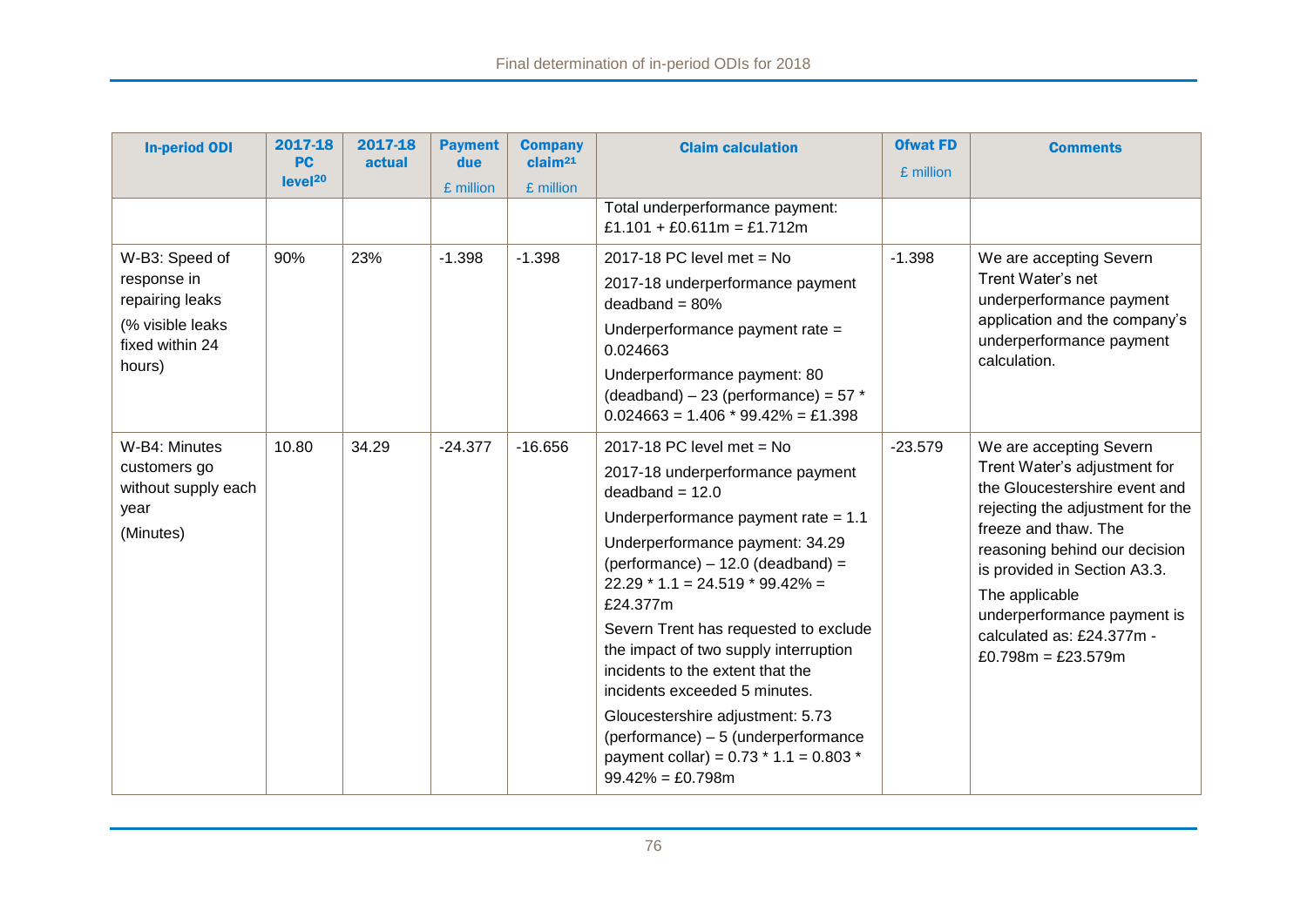| In-period ODI | 2017-18 PC level[20] | 2017-18 actual | Payment due £ million | Company claim[21] £ million | Claim calculation | Ofwat FD £ million | Comments |
|---|---|---|---|---|---|---|---|
| | | | | | Total underperformance payment: £1.101 + £0.611m = £1.712m | | |
| W-B3: Speed of response in repairing leaks (% visible leaks fixed within 24 hours) | 90% | 23% | -1.398 | -1.398 | 2017-18 PC level met = No<br>2017-18 underperformance payment deadband = 80%<br>Underperformance payment rate = 0.024663<br>Underperformance payment: 80 (deadband) – 23 (performance) = 57 * 0.024663 = 1.406 * 99.42% = £1.398 | -1.398 | We are accepting Severn Trent Water's net underperformance payment application and the company's underperformance payment calculation. |
| W-B4: Minutes customers go without supply each year (Minutes) | 10.80 | 34.29 | -24.377 | -16.656 | 2017-18 PC level met = No<br>2017-18 underperformance payment deadband = 12.0<br>Underperformance payment rate = 1.1<br>Underperformance payment: 34.29 (performance) – 12.0 (deadband) = 22.29 * 1.1 = 24.519 * 99.42% = £24.377m<br>Severn Trent has requested to exclude the impact of two supply interruption incidents to the extent that the incidents exceeded 5 minutes.<br>Gloucestershire adjustment: 5.73 (performance) – 5 (underperformance payment collar) = 0.73 * 1.1 = 0.803 * 99.42% = £0.798m | -23.579 | We are accepting Severn Trent Water's adjustment for the Gloucestershire event and rejecting the adjustment for the freeze and thaw. The reasoning behind our decision is provided in Section A3.3.<br>The applicable underperformance payment is calculated as: £24.377m - £0.798m = £23.579m |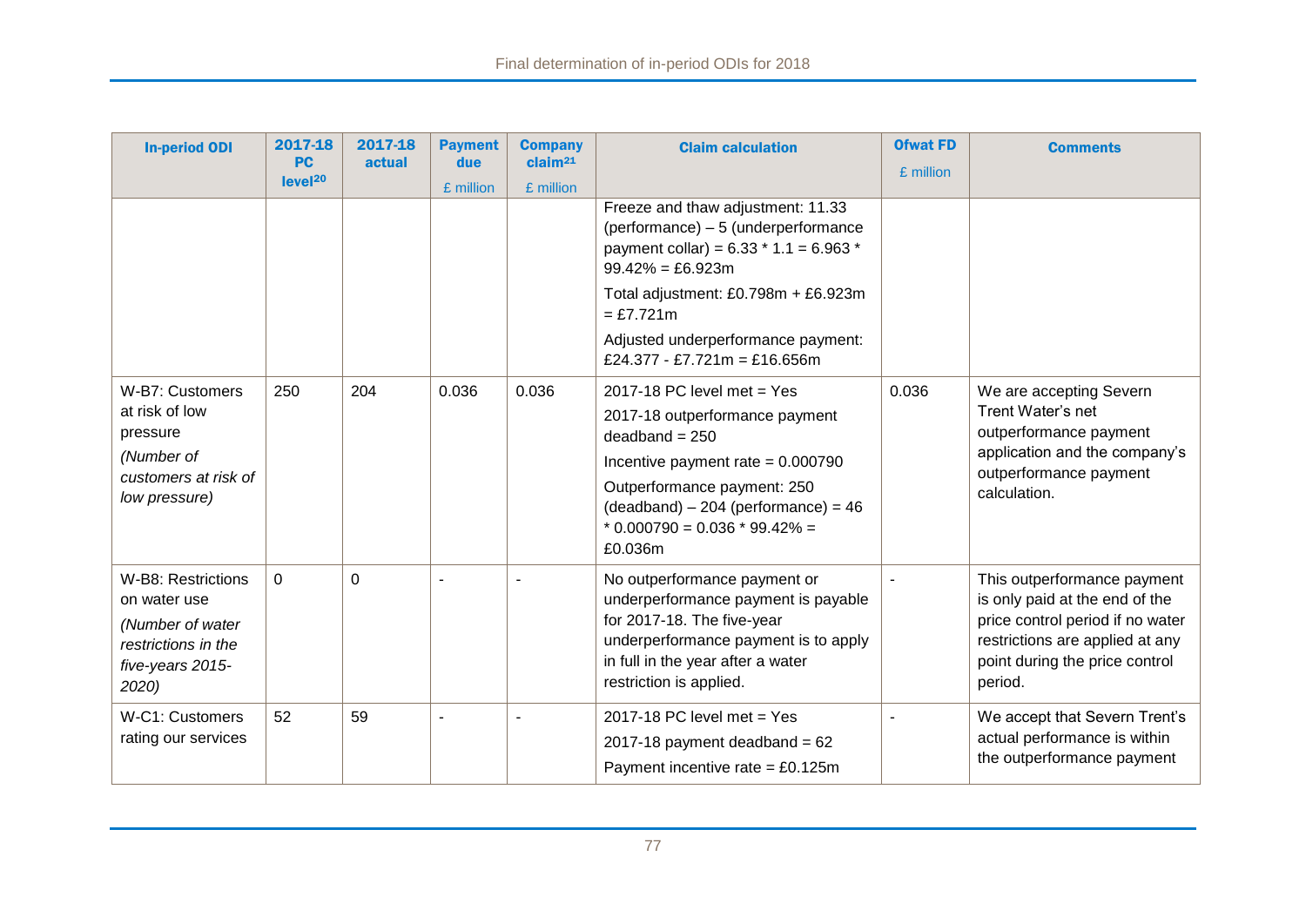| In-period ODI | 2017-18 PC level[20] | 2017-18 actual | Payment due £ million | Company claim[21] £ million | Claim calculation | Ofwat FD £ million | Comments |
|---|---|---|---|---|---|---|---|
| | | | | | Freeze and thaw adjustment: 11.33 (performance) – 5 (underperformance payment collar) = 6.33 * 1.1 = 6.963 * 99.42% = £6.923m<br>Total adjustment: £0.798m + £6.923m = £7.721m<br>Adjusted underperformance payment: £24.377 - £7.721m = £16.656m | | |
| W-B7: Customers at risk of low pressure<br>*(Number of customers at risk of low pressure)* | 250 | 204 | 0.036 | 0.036 | 2017-18 PC level met = Yes<br>2017-18 outperformance payment deadband = 250<br>Incentive payment rate = 0.000790<br>Outperformance payment: 250 (deadband) – 204 (performance) = 46 * 0.000790 = 0.036 * 99.42% = £0.036m | 0.036 | We are accepting Severn Trent Water's net outperformance payment application and the company's outperformance payment calculation. |
| W-B8: Restrictions on water use<br>*(Number of water restrictions in the five-years 2015-2020)* | 0 | 0 | - | - | No outperformance payment or underperformance payment is payable for 2017-18. The five-year underperformance payment is to apply in full in the year after a water restriction is applied. | - | This outperformance payment is only paid at the end of the price control period if no water restrictions are applied at any point during the price control period. |
| W-C1: Customers rating our services | 52 | 59 | - | - | 2017-18 PC level met = Yes<br>2017-18 payment deadband = 62<br>Payment incentive rate = £0.125m | - | We accept that Severn Trent's actual performance is within the outperformance payment |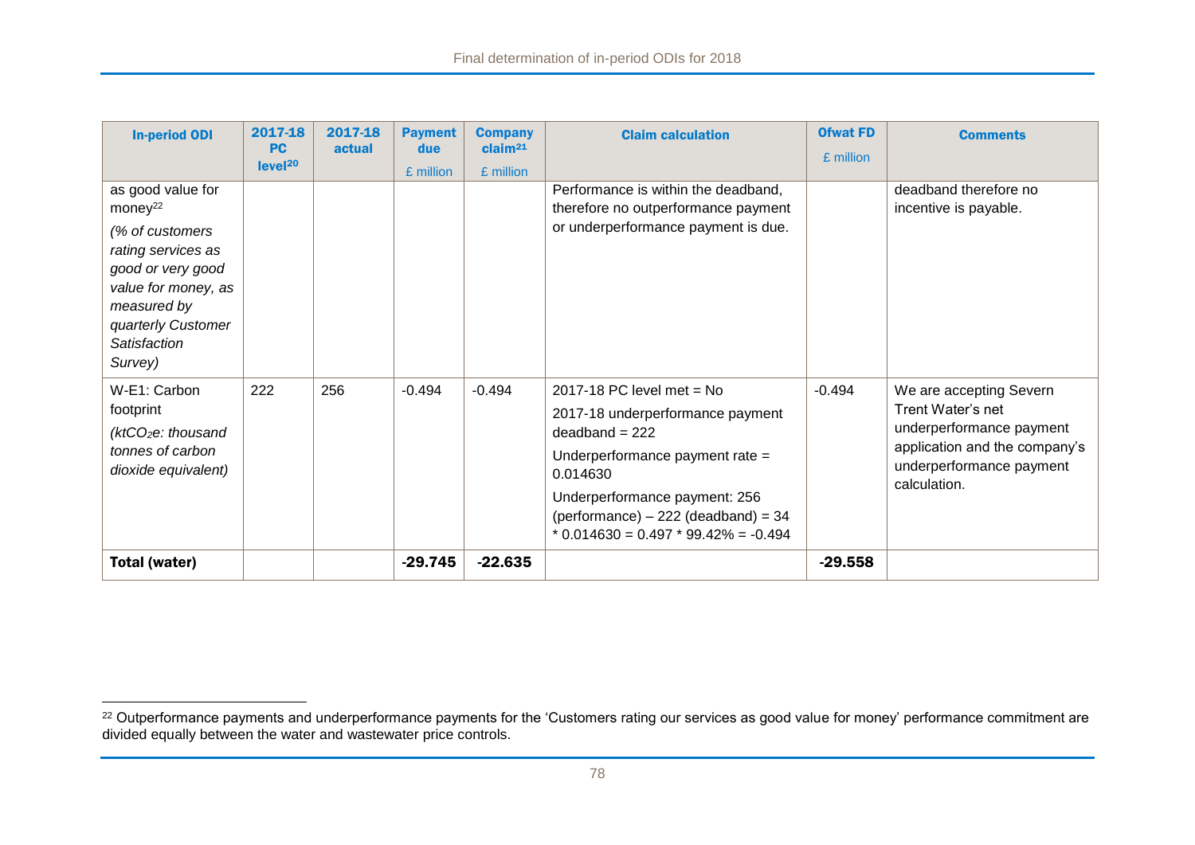| In-period ODI | 2017-18 PC level[20] | 2017-18 actual | Payment due £ million | Company claim[21] £ million | Claim calculation | Ofwat FD £ million | Comments |
|---|---|---|---|---|---|---|---|
| as good value for money[22] *(% of customers rating services as good or very good value for money, as measured by quarterly Customer Satisfaction Survey)* | | | | | Performance is within the deadband, therefore no outperformance payment or underperformance payment is due. | | deadband therefore no incentive is payable. |
| W-E1: Carbon footprint *($ktCO_2e$: thousand tonnes of carbon dioxide equivalent)* | 222 | 256 | -0.494 | -0.494 | 2017-18 PC level met = No<br>2017-18 underperformance payment deadband = 222<br>Underperformance payment rate = 0.014630<br>Underperformance payment: 256 (performance) – 222 (deadband) = 34 * 0.014630 = 0.497 * 99.42% = -0.494 | -0.494 | We are accepting Severn Trent Water's net underperformance payment application and the company's underperformance payment calculation. |
| **Total (water)** | | | **-29.745** | **-22.635** | | **-29.558** | |

[22] Outperformance payments and underperformance payments for the 'Customers rating our services as good value for money' performance commitment are divided equally between the water and wastewater price controls.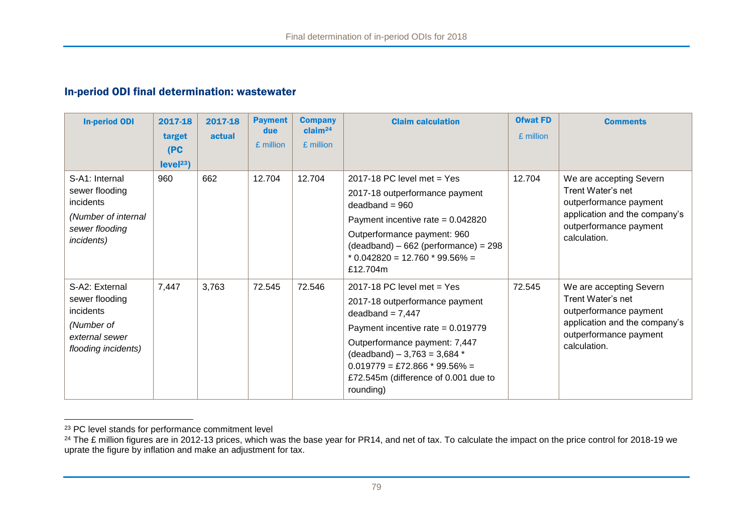## In-period ODI final determination: wastewater

| In-period ODI | 2017-18 target (PC level[23]) | 2017-18 actual | Payment due £ million | Company claim[24] £ million | Claim calculation | Ofwat FD £ million | Comments |
|---|---|---|---|---|---|---|---|
| S-A1: Internal sewer flooding incidents *(Number of internal sewer flooding incidents)* | 960 | 662 | 12.704 | 12.704 | 2017-18 PC level met = Yes<br>2017-18 outperformance payment deadband = 960<br>Payment incentive rate = 0.042820<br>Outperformance payment: 960 (deadband) – 662 (performance) = 298 * 0.042820 = 12.760 * 99.56% = £12.704m | 12.704 | We are accepting Severn Trent Water's net outperformance payment application and the company's outperformance payment calculation. |
| S-A2: External sewer flooding incidents *(Number of external sewer flooding incidents)* | 7,447 | 3,763 | 72.545 | 72.546 | 2017-18 PC level met = Yes<br>2017-18 outperformance payment deadband = 7,447<br>Payment incentive rate = 0.019779<br>Outperformance payment: 7,447 (deadband) – 3,763 = 3,684 * 0.019779 = £72.866 * 99.56% = £72.545m (difference of 0.001 due to rounding) | 72.545 | We are accepting Severn Trent Water's net outperformance payment application and the company's outperformance payment calculation. |

[23] PC level stands for performance commitment level

[24] The £ million figures are in 2012-13 prices, which was the base year for PR14, and net of tax. To calculate the impact on the price control for 2018-19 we uprate the figure by inflation and make an adjustment for tax.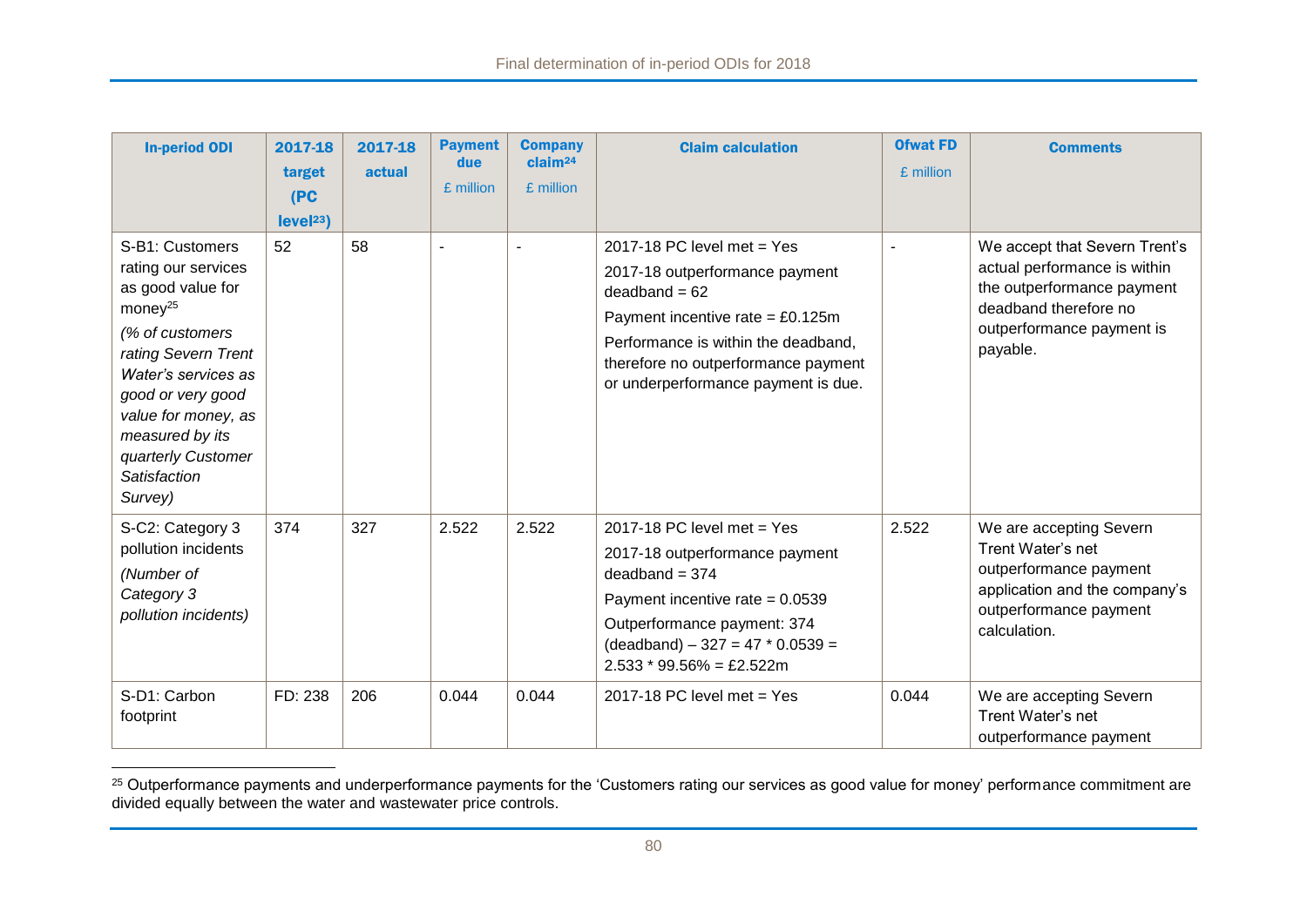| In-period ODI | 2017-18 target (PC level[23]) | 2017-18 actual | Payment due £ million | Company claim[24] £ million | Claim calculation | Ofwat FD £ million | Comments |
|---|---|---|---|---|---|---|---|
| S-B1: Customers rating our services as good value for money[25] *(% of customers rating Severn Trent Water's services as good or very good value for money, as measured by its quarterly Customer Satisfaction Survey)* | 52 | 58 | - | - | 2017-18 PC level met = Yes<br>2017-18 outperformance payment deadband = 62<br>Payment incentive rate = £0.125m<br>Performance is within the deadband, therefore no outperformance payment or underperformance payment is due. | - | We accept that Severn Trent's actual performance is within the outperformance payment deadband therefore no outperformance payment is payable. |
| S-C2: Category 3 pollution incidents *(Number of Category 3 pollution incidents)* | 374 | 327 | 2.522 | 2.522 | 2017-18 PC level met = Yes<br>2017-18 outperformance payment deadband = 374<br>Payment incentive rate = 0.0539<br>Outperformance payment: 374 (deadband) – 327 = 47 * 0.0539 = 2.533 * 99.56% = £2.522m | 2.522 | We are accepting Severn Trent Water's net outperformance payment application and the company's outperformance payment calculation. |
| S-D1: Carbon footprint | FD: 238 | 206 | 0.044 | 0.044 | 2017-18 PC level met = Yes | 0.044 | We are accepting Severn Trent Water's net outperformance payment |

[25] Outperformance payments and underperformance payments for the 'Customers rating our services as good value for money' performance commitment are divided equally between the water and wastewater price controls.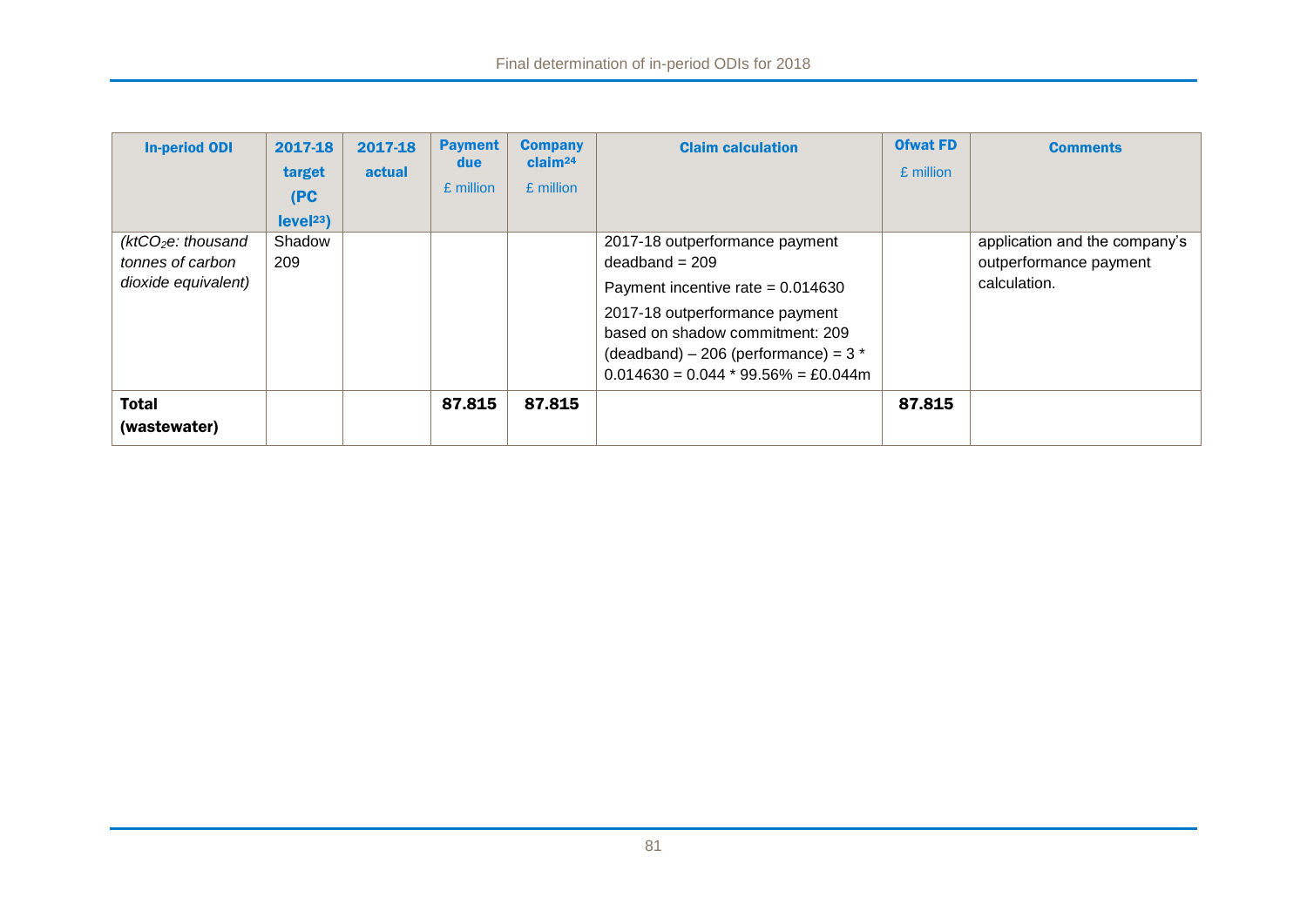| In-period ODI | 2017-18 target (PC level[23]) | 2017-18 actual | Payment due £ million | Company claim[24] £ million | Claim calculation | Ofwat FD £ million | Comments |
|---|---|---|---|---|---|---|---|
| *($ktCO_2e$: thousand tonnes of carbon dioxide equivalent)* | Shadow 209 | | | | 2017-18 outperformance payment deadband = 209<br>Payment incentive rate = 0.014630<br>2017-18 outperformance payment based on shadow commitment: 209 (deadband) – 206 (performance) = 3 * 0.014630 = 0.044 * 99.56% = £0.044m | | application and the company's outperformance payment calculation. |
| **Total (wastewater)** | | | **87.815** | **87.815** | | **87.815** | |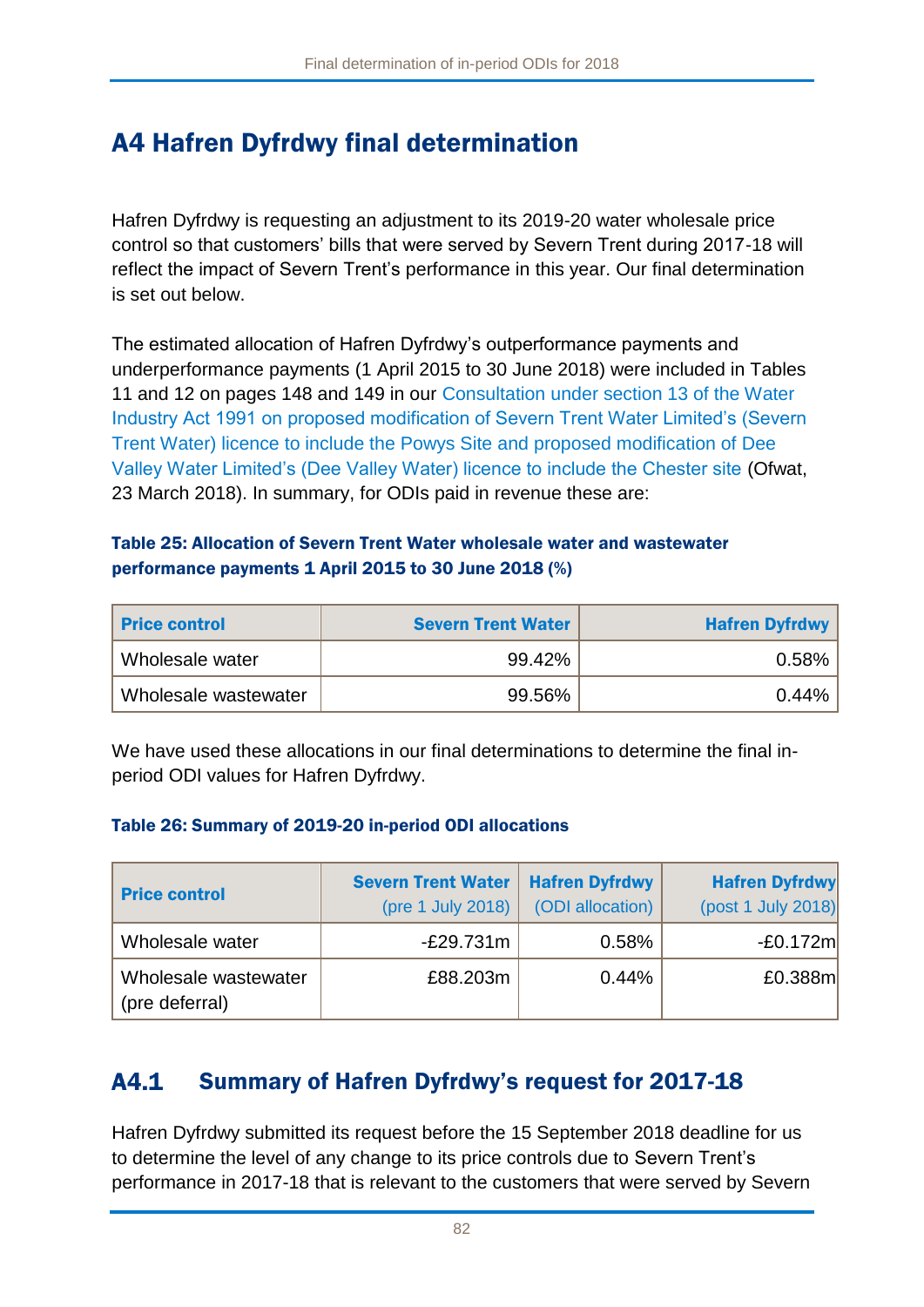# A4 Hafren Dyfrdwy final determination

Hafren Dyfrdwy is requesting an adjustment to its 2019-20 water wholesale price control so that customers' bills that were served by Severn Trent during 2017-18 will reflect the impact of Severn Trent's performance in this year. Our final determination is set out below.

The estimated allocation of Hafren Dyfrdwy's outperformance payments and underperformance payments (1 April 2015 to 30 June 2018) were included in Tables 11 and 12 on pages 148 and 149 in our Consultation under section 13 of the Water Industry Act 1991 on proposed modification of Severn Trent Water Limited's (Severn Trent Water) licence to include the Powys Site and proposed modification of Dee Valley Water Limited's (Dee Valley Water) licence to include the Chester site (Ofwat, 23 March 2018). In summary, for ODIs paid in revenue these are:

**Table 25: Allocation of Severn Trent Water wholesale water and wastewater performance payments 1 April 2015 to 30 June 2018 (%)**

| Price control | Severn Trent Water | Hafren Dyfrdwy |
|---|---:|---:|
| Wholesale water | 99.42% | 0.58% |
| Wholesale wastewater | 99.56% | 0.44% |

We have used these allocations in our final determinations to determine the final in-period ODI values for Hafren Dyfrdwy.

**Table 26: Summary of 2019-20 in-period ODI allocations**

| Price control | Severn Trent Water (pre 1 July 2018) | Hafren Dyfrdwy (ODI allocation) | Hafren Dyfrdwy (post 1 July 2018) |
|---|---:|---:|---:|
| Wholesale water | -£29.731m | 0.58% | -£0.172m |
| Wholesale wastewater (pre deferral) | £88.203m | 0.44% | £0.388m |

## A4.1 Summary of Hafren Dyfrdwy's request for 2017-18

Hafren Dyfrdwy submitted its request before the 15 September 2018 deadline for us to determine the level of any change to its price controls due to Severn Trent's performance in 2017-18 that is relevant to the customers that were served by Severn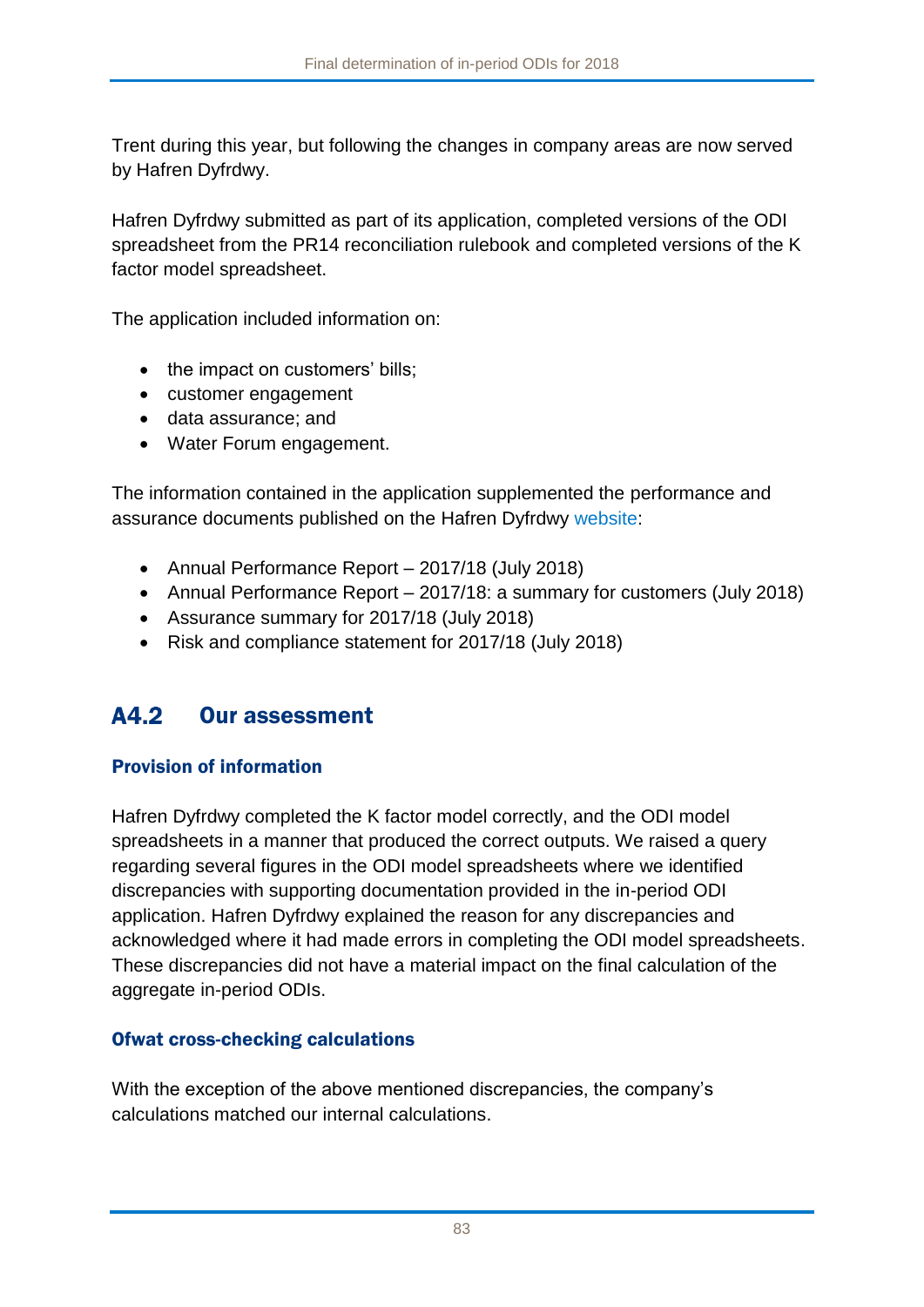Trent during this year, but following the changes in company areas are now served by Hafren Dyfrdwy.

Hafren Dyfrdwy submitted as part of its application, completed versions of the ODI spreadsheet from the PR14 reconciliation rulebook and completed versions of the K factor model spreadsheet.

The application included information on:

- the impact on customers' bills;
- customer engagement
- data assurance; and
- Water Forum engagement.

The information contained in the application supplemented the performance and assurance documents published on the Hafren Dyfrdwy website:

- Annual Performance Report – 2017/18 (July 2018)
- Annual Performance Report – 2017/18: a summary for customers (July 2018)
- Assurance summary for 2017/18 (July 2018)
- Risk and compliance statement for 2017/18 (July 2018)

## A4.2 Our assessment

### Provision of information

Hafren Dyfrdwy completed the K factor model correctly, and the ODI model spreadsheets in a manner that produced the correct outputs. We raised a query regarding several figures in the ODI model spreadsheets where we identified discrepancies with supporting documentation provided in the in-period ODI application. Hafren Dyfrdwy explained the reason for any discrepancies and acknowledged where it had made errors in completing the ODI model spreadsheets. These discrepancies did not have a material impact on the final calculation of the aggregate in-period ODIs.

### Ofwat cross-checking calculations

With the exception of the above mentioned discrepancies, the company's calculations matched our internal calculations.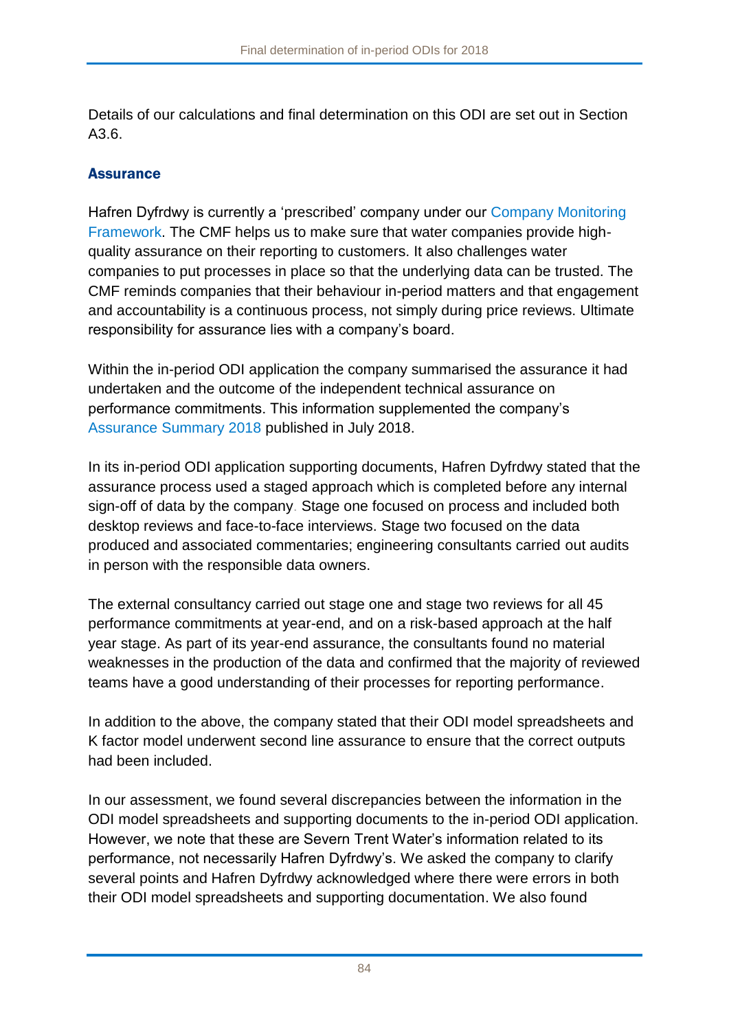Details of our calculations and final determination on this ODI are set out in Section A3.6.

### Assurance

Hafren Dyfrdwy is currently a 'prescribed' company under our Company Monitoring Framework. The CMF helps us to make sure that water companies provide high-quality assurance on their reporting to customers. It also challenges water companies to put processes in place so that the underlying data can be trusted. The CMF reminds companies that their behaviour in-period matters and that engagement and accountability is a continuous process, not simply during price reviews. Ultimate responsibility for assurance lies with a company's board.

Within the in-period ODI application the company summarised the assurance it had undertaken and the outcome of the independent technical assurance on performance commitments. This information supplemented the company's Assurance Summary 2018 published in July 2018.

In its in-period ODI application supporting documents, Hafren Dyfrdwy stated that the assurance process used a staged approach which is completed before any internal sign-off of data by the company. Stage one focused on process and included both desktop reviews and face-to-face interviews. Stage two focused on the data produced and associated commentaries; engineering consultants carried out audits in person with the responsible data owners.

The external consultancy carried out stage one and stage two reviews for all 45 performance commitments at year-end, and on a risk-based approach at the half year stage. As part of its year-end assurance, the consultants found no material weaknesses in the production of the data and confirmed that the majority of reviewed teams have a good understanding of their processes for reporting performance.

In addition to the above, the company stated that their ODI model spreadsheets and K factor model underwent second line assurance to ensure that the correct outputs had been included.

In our assessment, we found several discrepancies between the information in the ODI model spreadsheets and supporting documents to the in-period ODI application. However, we note that these are Severn Trent Water's information related to its performance, not necessarily Hafren Dyfrdwy's. We asked the company to clarify several points and Hafren Dyfrdwy acknowledged where there were errors in both their ODI model spreadsheets and supporting documentation. We also found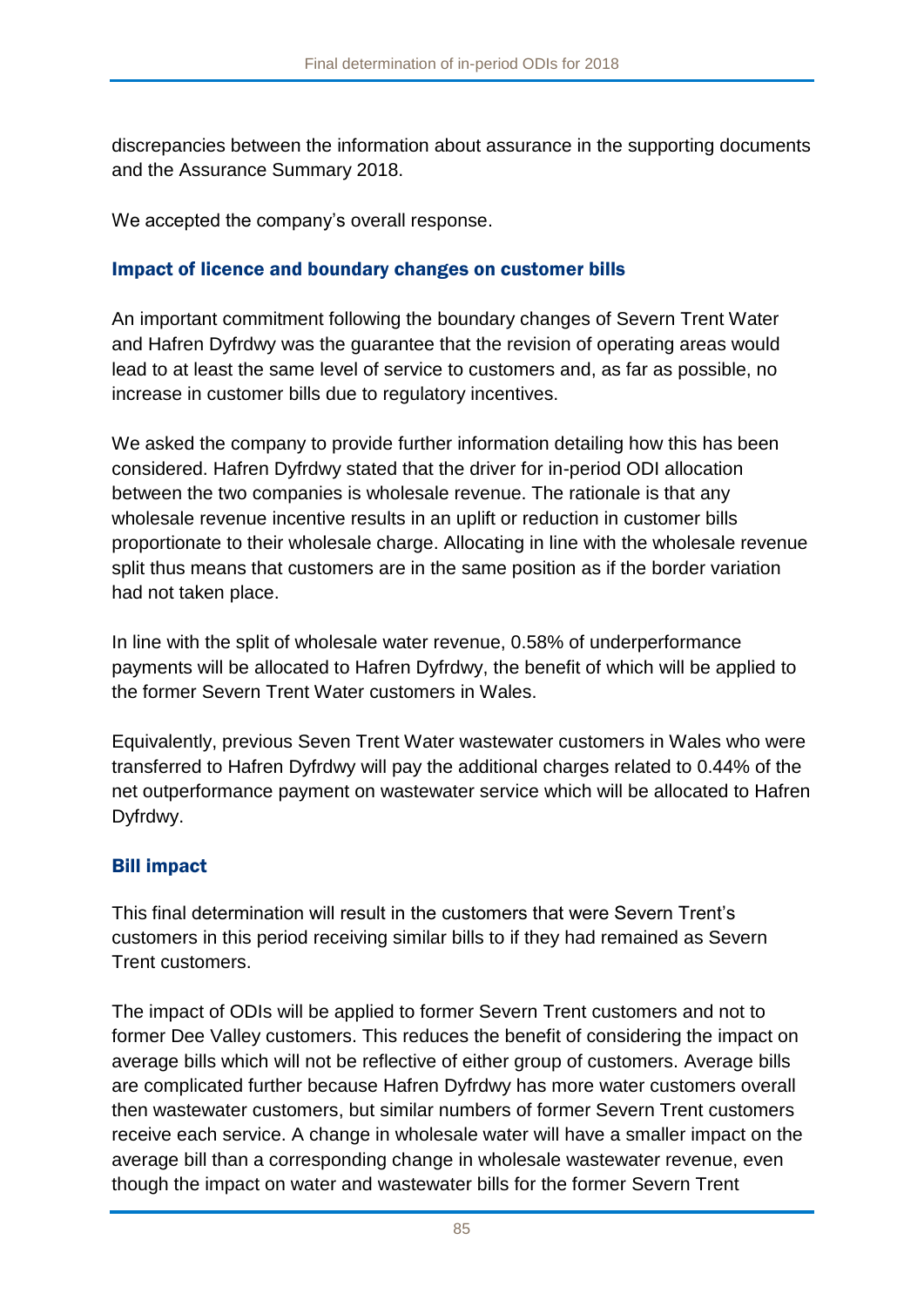discrepancies between the information about assurance in the supporting documents and the Assurance Summary 2018.

We accepted the company's overall response.

### Impact of licence and boundary changes on customer bills

An important commitment following the boundary changes of Severn Trent Water and Hafren Dyfrdwy was the guarantee that the revision of operating areas would lead to at least the same level of service to customers and, as far as possible, no increase in customer bills due to regulatory incentives.

We asked the company to provide further information detailing how this has been considered. Hafren Dyfrdwy stated that the driver for in-period ODI allocation between the two companies is wholesale revenue. The rationale is that any wholesale revenue incentive results in an uplift or reduction in customer bills proportionate to their wholesale charge. Allocating in line with the wholesale revenue split thus means that customers are in the same position as if the border variation had not taken place.

In line with the split of wholesale water revenue, 0.58% of underperformance payments will be allocated to Hafren Dyfrdwy, the benefit of which will be applied to the former Severn Trent Water customers in Wales.

Equivalently, previous Seven Trent Water wastewater customers in Wales who were transferred to Hafren Dyfrdwy will pay the additional charges related to 0.44% of the net outperformance payment on wastewater service which will be allocated to Hafren Dyfrdwy.

### Bill impact

This final determination will result in the customers that were Severn Trent's customers in this period receiving similar bills to if they had remained as Severn Trent customers.

The impact of ODIs will be applied to former Severn Trent customers and not to former Dee Valley customers. This reduces the benefit of considering the impact on average bills which will not be reflective of either group of customers. Average bills are complicated further because Hafren Dyfrdwy has more water customers overall then wastewater customers, but similar numbers of former Severn Trent customers receive each service. A change in wholesale water will have a smaller impact on the average bill than a corresponding change in wholesale wastewater revenue, even though the impact on water and wastewater bills for the former Severn Trent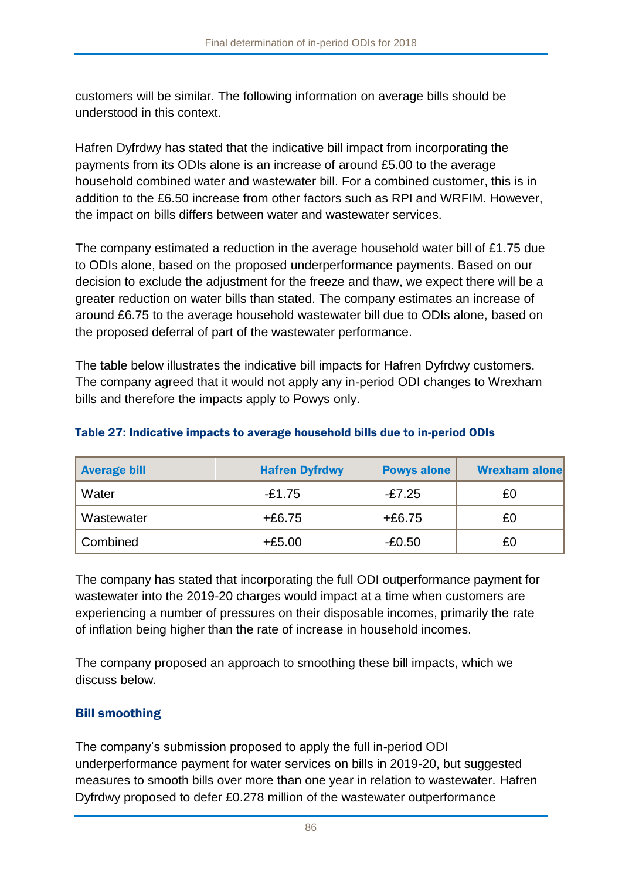customers will be similar. The following information on average bills should be understood in this context.

Hafren Dyfrdwy has stated that the indicative bill impact from incorporating the payments from its ODIs alone is an increase of around £5.00 to the average household combined water and wastewater bill. For a combined customer, this is in addition to the £6.50 increase from other factors such as RPI and WRFIM. However, the impact on bills differs between water and wastewater services.

The company estimated a reduction in the average household water bill of £1.75 due to ODIs alone, based on the proposed underperformance payments. Based on our decision to exclude the adjustment for the freeze and thaw, we expect there will be a greater reduction on water bills than stated. The company estimates an increase of around £6.75 to the average household wastewater bill due to ODIs alone, based on the proposed deferral of part of the wastewater performance.

The table below illustrates the indicative bill impacts for Hafren Dyfrdwy customers. The company agreed that it would not apply any in-period ODI changes to Wrexham bills and therefore the impacts apply to Powys only.

**Table 27: Indicative impacts to average household bills due to in-period ODIs**

| Average bill | Hafren Dyfrdwy | Powys alone | Wrexham alone |
|---|---|---|---|
| Water | -£1.75 | -£7.25 | £0 |
| Wastewater | +£6.75 | +£6.75 | £0 |
| Combined | +£5.00 | -£0.50 | £0 |

The company has stated that incorporating the full ODI outperformance payment for wastewater into the 2019-20 charges would impact at a time when customers are experiencing a number of pressures on their disposable incomes, primarily the rate of inflation being higher than the rate of increase in household incomes.

The company proposed an approach to smoothing these bill impacts, which we discuss below.

### Bill smoothing

The company's submission proposed to apply the full in-period ODI underperformance payment for water services on bills in 2019-20, but suggested measures to smooth bills over more than one year in relation to wastewater. Hafren Dyfrdwy proposed to defer £0.278 million of the wastewater outperformance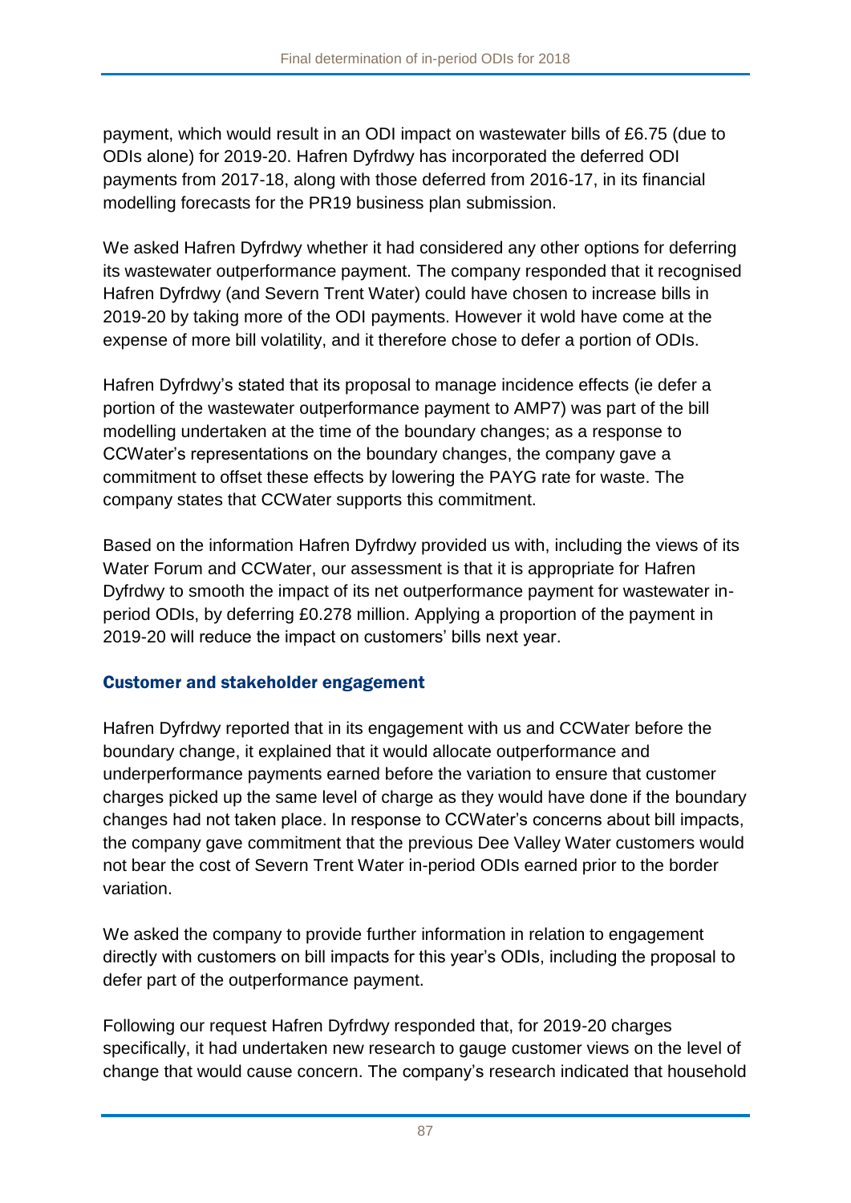payment, which would result in an ODI impact on wastewater bills of £6.75 (due to ODIs alone) for 2019-20. Hafren Dyfrdwy has incorporated the deferred ODI payments from 2017-18, along with those deferred from 2016-17, in its financial modelling forecasts for the PR19 business plan submission.

We asked Hafren Dyfrdwy whether it had considered any other options for deferring its wastewater outperformance payment. The company responded that it recognised Hafren Dyfrdwy (and Severn Trent Water) could have chosen to increase bills in 2019-20 by taking more of the ODI payments. However it wold have come at the expense of more bill volatility, and it therefore chose to defer a portion of ODIs.

Hafren Dyfrdwy's stated that its proposal to manage incidence effects (ie defer a portion of the wastewater outperformance payment to AMP7) was part of the bill modelling undertaken at the time of the boundary changes; as a response to CCWater's representations on the boundary changes, the company gave a commitment to offset these effects by lowering the PAYG rate for waste. The company states that CCWater supports this commitment.

Based on the information Hafren Dyfrdwy provided us with, including the views of its Water Forum and CCWater, our assessment is that it is appropriate for Hafren Dyfrdwy to smooth the impact of its net outperformance payment for wastewater in-period ODIs, by deferring £0.278 million. Applying a proportion of the payment in 2019-20 will reduce the impact on customers' bills next year.

### Customer and stakeholder engagement

Hafren Dyfrdwy reported that in its engagement with us and CCWater before the boundary change, it explained that it would allocate outperformance and underperformance payments earned before the variation to ensure that customer charges picked up the same level of charge as they would have done if the boundary changes had not taken place. In response to CCWater's concerns about bill impacts, the company gave commitment that the previous Dee Valley Water customers would not bear the cost of Severn Trent Water in-period ODIs earned prior to the border variation.

We asked the company to provide further information in relation to engagement directly with customers on bill impacts for this year's ODIs, including the proposal to defer part of the outperformance payment.

Following our request Hafren Dyfrdwy responded that, for 2019-20 charges specifically, it had undertaken new research to gauge customer views on the level of change that would cause concern. The company's research indicated that household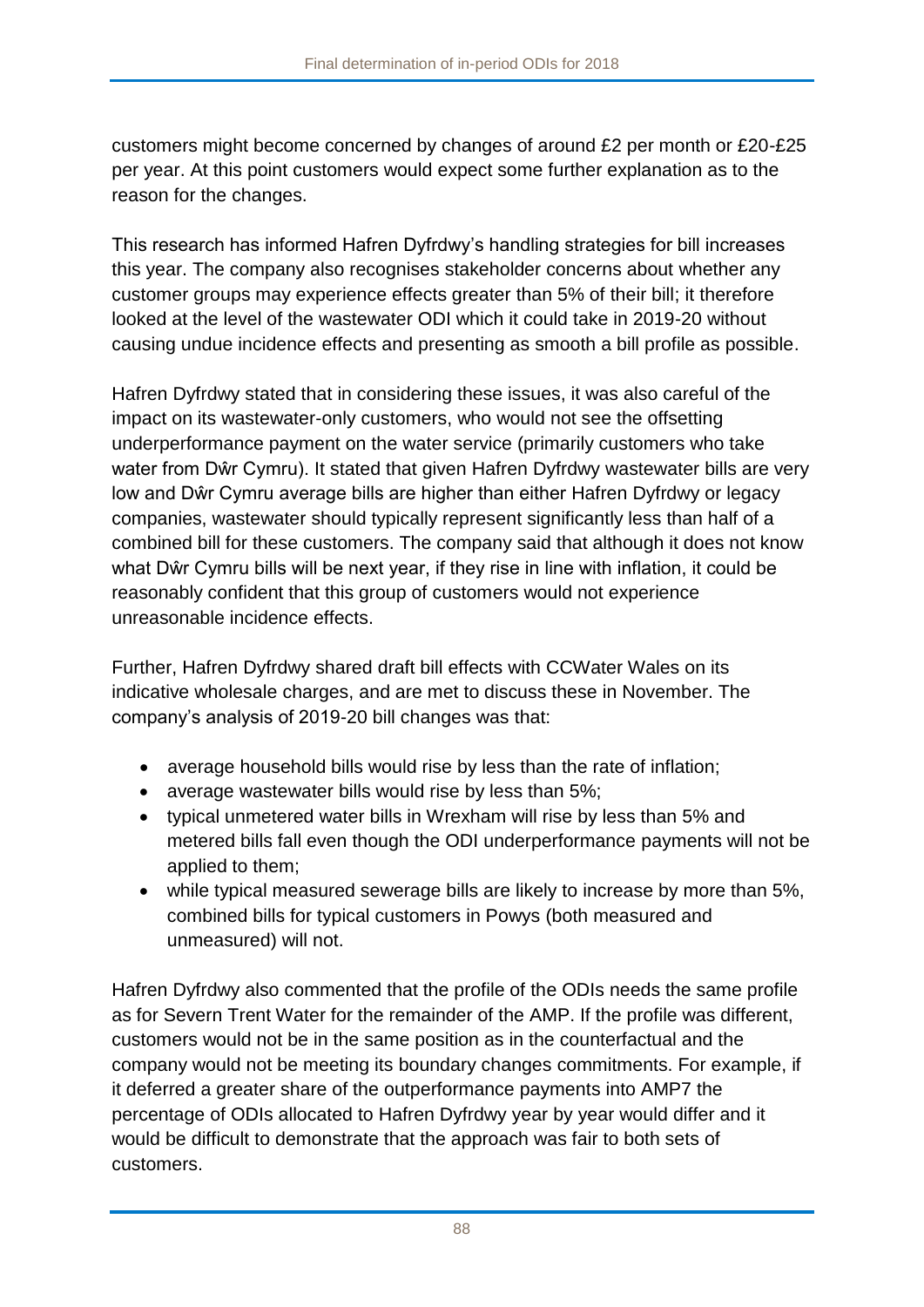customers might become concerned by changes of around £2 per month or £20-£25 per year. At this point customers would expect some further explanation as to the reason for the changes.

This research has informed Hafren Dyfrdwy's handling strategies for bill increases this year. The company also recognises stakeholder concerns about whether any customer groups may experience effects greater than 5% of their bill; it therefore looked at the level of the wastewater ODI which it could take in 2019-20 without causing undue incidence effects and presenting as smooth a bill profile as possible.

Hafren Dyfrdwy stated that in considering these issues, it was also careful of the impact on its wastewater-only customers, who would not see the offsetting underperformance payment on the water service (primarily customers who take water from Dŵr Cymru). It stated that given Hafren Dyfrdwy wastewater bills are very low and Dŵr Cymru average bills are higher than either Hafren Dyfrdwy or legacy companies, wastewater should typically represent significantly less than half of a combined bill for these customers. The company said that although it does not know what Dŵr Cymru bills will be next year, if they rise in line with inflation, it could be reasonably confident that this group of customers would not experience unreasonable incidence effects.

Further, Hafren Dyfrdwy shared draft bill effects with CCWater Wales on its indicative wholesale charges, and are met to discuss these in November. The company's analysis of 2019-20 bill changes was that:

- average household bills would rise by less than the rate of inflation;
- average wastewater bills would rise by less than 5%;
- typical unmetered water bills in Wrexham will rise by less than 5% and metered bills fall even though the ODI underperformance payments will not be applied to them;
- while typical measured sewerage bills are likely to increase by more than 5%, combined bills for typical customers in Powys (both measured and unmeasured) will not.

Hafren Dyfrdwy also commented that the profile of the ODIs needs the same profile as for Severn Trent Water for the remainder of the AMP. If the profile was different, customers would not be in the same position as in the counterfactual and the company would not be meeting its boundary changes commitments. For example, if it deferred a greater share of the outperformance payments into AMP7 the percentage of ODIs allocated to Hafren Dyfrdwy year by year would differ and it would be difficult to demonstrate that the approach was fair to both sets of customers.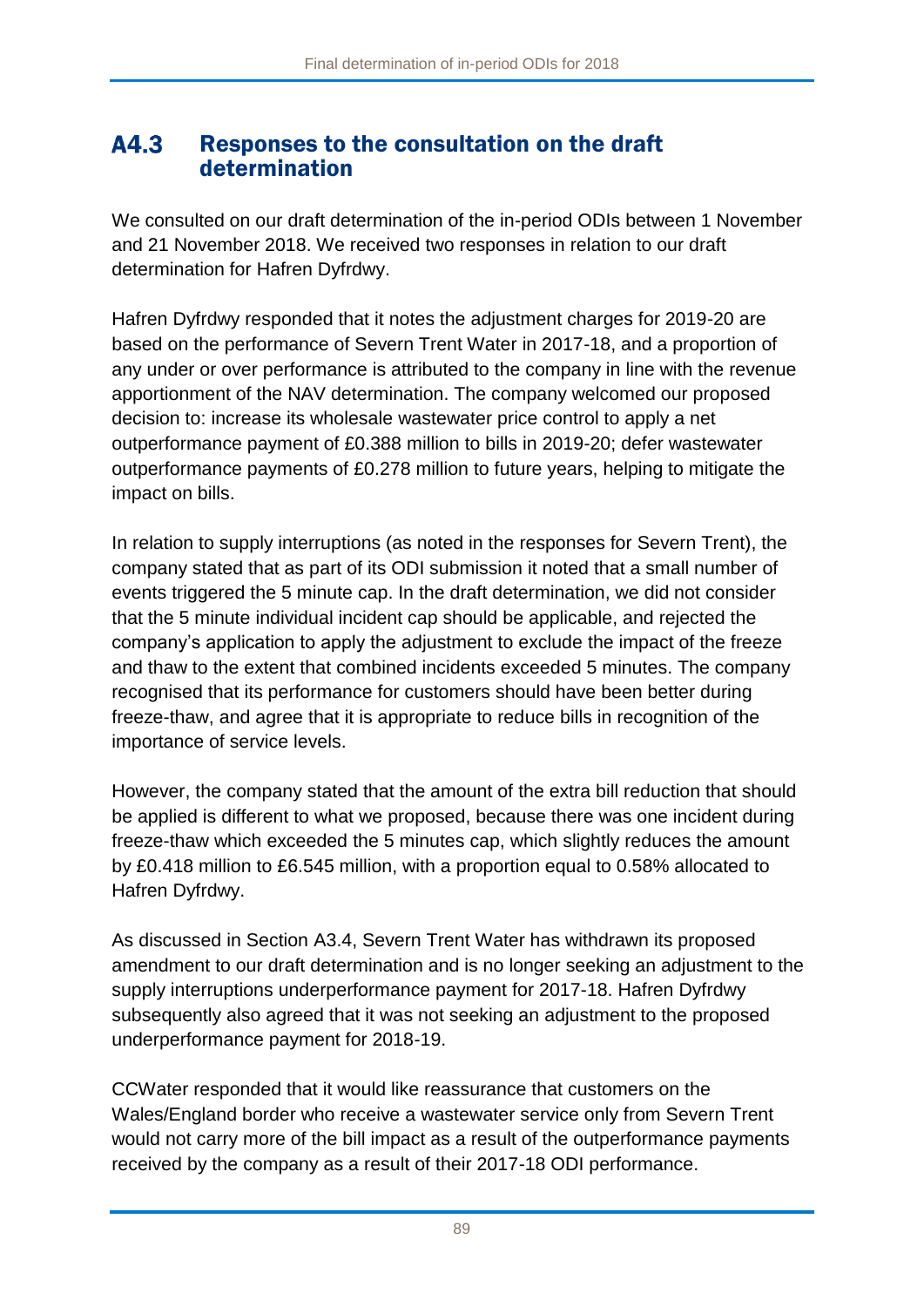## A4.3 Responses to the consultation on the draft determination

We consulted on our draft determination of the in-period ODIs between 1 November and 21 November 2018. We received two responses in relation to our draft determination for Hafren Dyfrdwy.

Hafren Dyfrdwy responded that it notes the adjustment charges for 2019-20 are based on the performance of Severn Trent Water in 2017-18, and a proportion of any under or over performance is attributed to the company in line with the revenue apportionment of the NAV determination. The company welcomed our proposed decision to: increase its wholesale wastewater price control to apply a net outperformance payment of £0.388 million to bills in 2019-20; defer wastewater outperformance payments of £0.278 million to future years, helping to mitigate the impact on bills.

In relation to supply interruptions (as noted in the responses for Severn Trent), the company stated that as part of its ODI submission it noted that a small number of events triggered the 5 minute cap. In the draft determination, we did not consider that the 5 minute individual incident cap should be applicable, and rejected the company's application to apply the adjustment to exclude the impact of the freeze and thaw to the extent that combined incidents exceeded 5 minutes. The company recognised that its performance for customers should have been better during freeze-thaw, and agree that it is appropriate to reduce bills in recognition of the importance of service levels.

However, the company stated that the amount of the extra bill reduction that should be applied is different to what we proposed, because there was one incident during freeze-thaw which exceeded the 5 minutes cap, which slightly reduces the amount by £0.418 million to £6.545 million, with a proportion equal to 0.58% allocated to Hafren Dyfrdwy.

As discussed in Section A3.4, Severn Trent Water has withdrawn its proposed amendment to our draft determination and is no longer seeking an adjustment to the supply interruptions underperformance payment for 2017-18. Hafren Dyfrdwy subsequently also agreed that it was not seeking an adjustment to the proposed underperformance payment for 2018-19.

CCWater responded that it would like reassurance that customers on the Wales/England border who receive a wastewater service only from Severn Trent would not carry more of the bill impact as a result of the outperformance payments received by the company as a result of their 2017-18 ODI performance.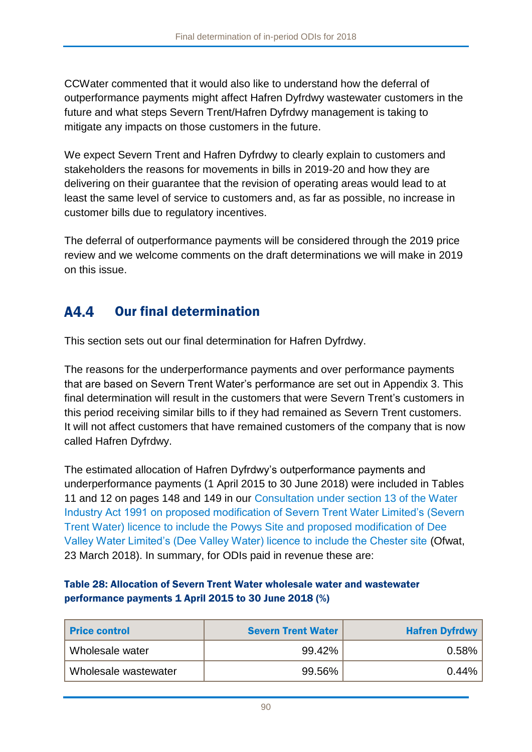CCWater commented that it would also like to understand how the deferral of outperformance payments might affect Hafren Dyfrdwy wastewater customers in the future and what steps Severn Trent/Hafren Dyfrdwy management is taking to mitigate any impacts on those customers in the future.

We expect Severn Trent and Hafren Dyfrdwy to clearly explain to customers and stakeholders the reasons for movements in bills in 2019-20 and how they are delivering on their guarantee that the revision of operating areas would lead to at least the same level of service to customers and, as far as possible, no increase in customer bills due to regulatory incentives.

The deferral of outperformance payments will be considered through the 2019 price review and we welcome comments on the draft determinations we will make in 2019 on this issue.

## A4.4 Our final determination

This section sets out our final determination for Hafren Dyfrdwy.

The reasons for the underperformance payments and over performance payments that are based on Severn Trent Water's performance are set out in Appendix 3. This final determination will result in the customers that were Severn Trent's customers in this period receiving similar bills to if they had remained as Severn Trent customers. It will not affect customers that have remained customers of the company that is now called Hafren Dyfrdwy.

The estimated allocation of Hafren Dyfrdwy's outperformance payments and underperformance payments (1 April 2015 to 30 June 2018) were included in Tables 11 and 12 on pages 148 and 149 in our Consultation under section 13 of the Water Industry Act 1991 on proposed modification of Severn Trent Water Limited's (Severn Trent Water) licence to include the Powys Site and proposed modification of Dee Valley Water Limited's (Dee Valley Water) licence to include the Chester site (Ofwat, 23 March 2018). In summary, for ODIs paid in revenue these are:

**Table 28: Allocation of Severn Trent Water wholesale water and wastewater performance payments 1 April 2015 to 30 June 2018 (%)**

| Price control | Severn Trent Water | Hafren Dyfrdwy |
|---|---:|---:|
| Wholesale water | 99.42% | 0.58% |
| Wholesale wastewater | 99.56% | 0.44% |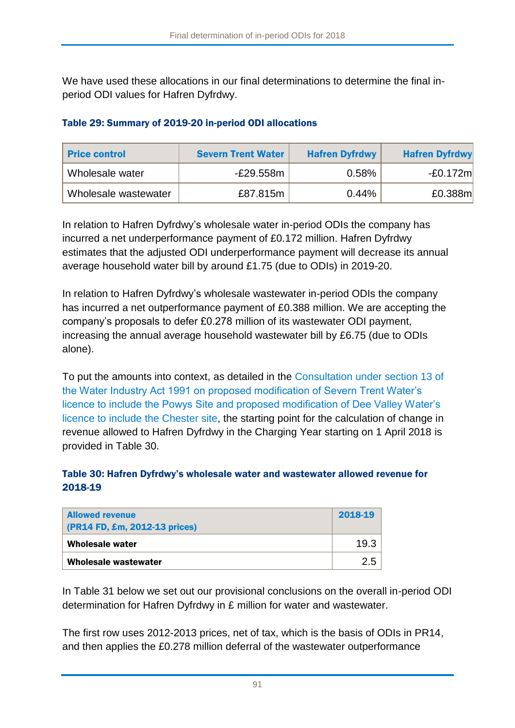We have used these allocations in our final determinations to determine the final in-period ODI values for Hafren Dyfrdwy.

**Table 29: Summary of 2019-20 in-period ODI allocations**

| Price control | Severn Trent Water | Hafren Dyfrdwy | Hafren Dyfrdwy |
|---|---|---|---|
| Wholesale water | -£29.558m | 0.58% | -£0.172m |
| Wholesale wastewater | £87.815m | 0.44% | £0.388m |

In relation to Hafren Dyfrdwy's wholesale water in-period ODIs the company has incurred a net underperformance payment of £0.172 million. Hafren Dyfrdwy estimates that the adjusted ODI underperformance payment will decrease its annual average household water bill by around £1.75 (due to ODIs) in 2019-20.

In relation to Hafren Dyfrdwy's wholesale wastewater in-period ODIs the company has incurred a net outperformance payment of £0.388 million. We are accepting the company's proposals to defer £0.278 million of its wastewater ODI payment, increasing the annual average household wastewater bill by £6.75 (due to ODIs alone).

To put the amounts into context, as detailed in the Consultation under section 13 of the Water Industry Act 1991 on proposed modification of Severn Trent Water's licence to include the Powys Site and proposed modification of Dee Valley Water's licence to include the Chester site, the starting point for the calculation of change in revenue allowed to Hafren Dyfrdwy in the Charging Year starting on 1 April 2018 is provided in Table 30.

**Table 30: Hafren Dyfrdwy's wholesale water and wastewater allowed revenue for 2018-19**

| Allowed revenue (PR14 FD, £m, 2012-13 prices) | 2018-19 |
|---|---|
| **Wholesale water** | 19.3 |
| **Wholesale wastewater** | 2.5 |

In Table 31 below we set out our provisional conclusions on the overall in-period ODI determination for Hafren Dyfrdwy in £ million for water and wastewater.

The first row uses 2012-2013 prices, net of tax, which is the basis of ODIs in PR14, and then applies the £0.278 million deferral of the wastewater outperformance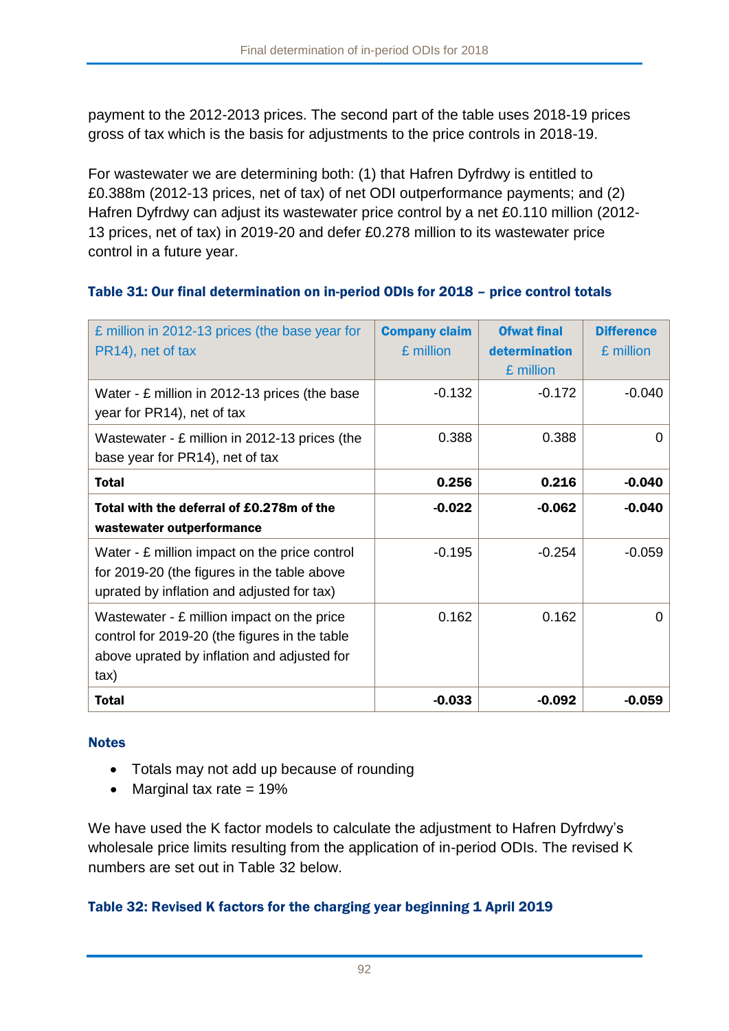payment to the 2012-2013 prices. The second part of the table uses 2018-19 prices gross of tax which is the basis for adjustments to the price controls in 2018-19.

For wastewater we are determining both: (1) that Hafren Dyfrdwy is entitled to £0.388m (2012-13 prices, net of tax) of net ODI outperformance payments; and (2) Hafren Dyfrdwy can adjust its wastewater price control by a net £0.110 million (2012-13 prices, net of tax) in 2019-20 and defer £0.278 million to its wastewater price control in a future year.

### Table 31: Our final determination on in-period ODIs for 2018 – price control totals

| £ million in 2012-13 prices (the base year for PR14), net of tax | **Company claim** £ million | **Ofwat final determination** £ million | **Difference** £ million |
|---|---|---|---|
| Water - £ million in 2012-13 prices (the base year for PR14), net of tax | -0.132 | -0.172 | -0.040 |
| Wastewater - £ million in 2012-13 prices (the base year for PR14), net of tax | 0.388 | 0.388 | 0 |
| **Total** | **0.256** | **0.216** | **-0.040** |
| **Total with the deferral of £0.278m of the wastewater outperformance** | **-0.022** | **-0.062** | **-0.040** |
| Water - £ million impact on the price control for 2019-20 (the figures in the table above uprated by inflation and adjusted for tax) | -0.195 | -0.254 | -0.059 |
| Wastewater - £ million impact on the price control for 2019-20 (the figures in the table above uprated by inflation and adjusted for tax) | 0.162 | 0.162 | 0 |
| **Total** | **-0.033** | **-0.092** | **-0.059** |

#### Notes

- Totals may not add up because of rounding
- Marginal tax rate = 19%

We have used the K factor models to calculate the adjustment to Hafren Dyfrdwy's wholesale price limits resulting from the application of in-period ODIs. The revised K numbers are set out in Table 32 below.

### Table 32: Revised K factors for the charging year beginning 1 April 2019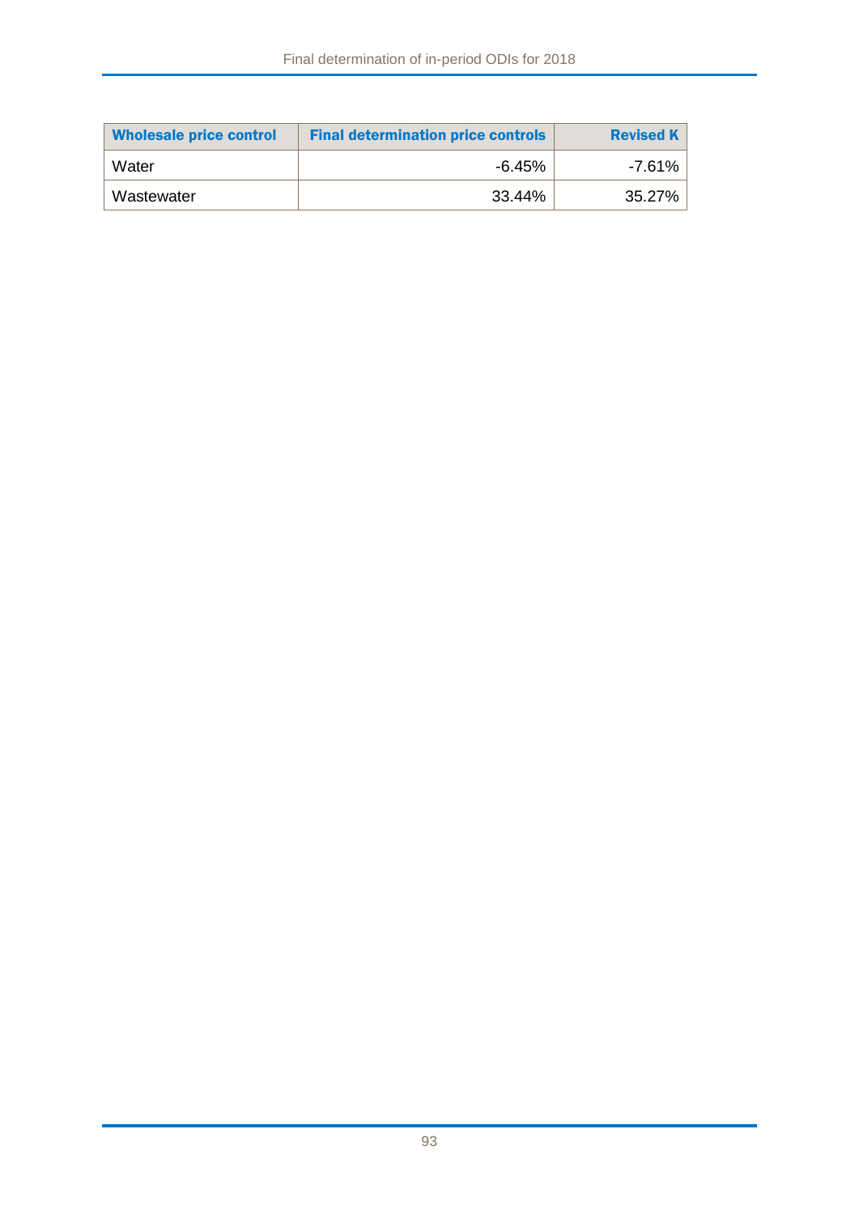| Wholesale price control | Final determination price controls | Revised K |
|---|---|---|
| Water | -6.45% | -7.61% |
| Wastewater | 33.44% | 35.27% |